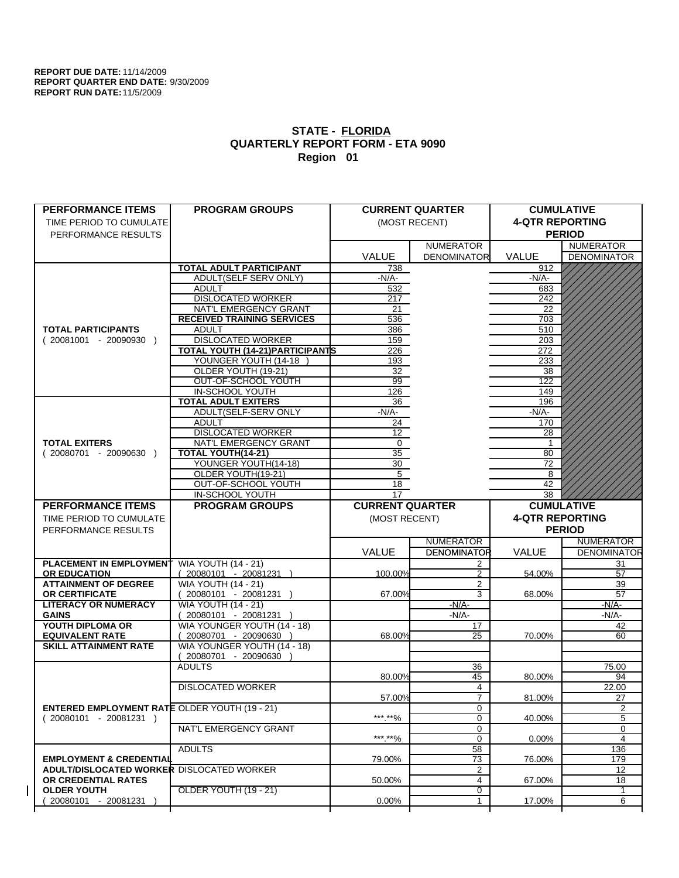**REPORT DUE DATE:** 11/14/2009
**REPORT QUARTER END DATE:** 9/30/2009
**REPORT RUN DATE:** 11/5/2009

# STATE - FLORIDA
## QUARTERLY REPORT FORM - ETA 9090
## Region 01

| PERFORMANCE ITEMS<br>TIME PERIOD TO CUMULATE PERFORMANCE RESULTS | PROGRAM GROUPS | CURRENT QUARTER (MOST RECENT) VALUE | CURRENT QUARTER NUMERATOR DENOMINATOR | CUMULATIVE 4-QTR REPORTING PERIOD VALUE | CUMULATIVE NUMERATOR DENOMINATOR |
|---|---|---|---|---|---|
| **TOTAL PARTICIPANTS** ( 20081001 - 20090930 ) | **TOTAL ADULT PARTICIPANT** | 738 | | 912 | |
| | ADULT(SELF SERV ONLY) | -N/A- | | -N/A- | |
| | ADULT | 532 | | 683 | |
| | DISLOCATED WORKER | 217 | | 242 | |
| | NAT'L EMERGENCY GRANT | 21 | | 22 | |
| | **RECEIVED TRAINING SERVICES** | 536 | | 703 | |
| | ADULT | 386 | | 510 | |
| | DISLOCATED WORKER | 159 | | 203 | |
| | **TOTAL YOUTH (14-21)PARTICIPANTS** | 226 | | 272 | |
| | YOUNGER YOUTH (14-18 ) | 193 | | 233 | |
| | OLDER YOUTH (19-21) | 32 | | 38 | |
| | OUT-OF-SCHOOL YOUTH | 99 | | 122 | |
| | IN-SCHOOL YOUTH | 126 | | 149 | |
| **TOTAL EXITERS** ( 20080701 - 20090630 ) | **TOTAL ADULT EXITERS** | 36 | | 196 | |
| | ADULT(SELF-SERV ONLY | -N/A- | | -N/A- | |
| | ADULT | 24 | | 170 | |
| | DISLOCATED WORKER | 12 | | 28 | |
| | NAT'L EMERGENCY GRANT | 0 | | 1 | |
| | **TOTAL YOUTH(14-21)** | 35 | | 80 | |
| | YOUNGER YOUTH(14-18) | 30 | | 72 | |
| | OLDER YOUTH(19-21) | 5 | | 8 | |
| | OUT-OF-SCHOOL YOUTH | 18 | | 42 | |
| | IN-SCHOOL YOUTH | 17 | | 38 | |

| PERFORMANCE ITEMS<br>TIME PERIOD TO CUMULATE PERFORMANCE RESULTS | PROGRAM GROUPS | CURRENT QUARTER (MOST RECENT) VALUE | CURRENT QUARTER NUMERATOR DENOMINATOR | CUMULATIVE 4-QTR REPORTING PERIOD VALUE | CUMULATIVE NUMERATOR DENOMINATOR |
|---|---|---|---|---|---|
| **PLACEMENT IN EMPLOYMENT OR EDUCATION** | WIA YOUTH (14 - 21) ( 20080101 - 20081231 ) | 100.00% | 2 / 2 | 54.00% | 31 / 57 |
| **ATTAINMENT OF DEGREE OR CERTIFICATE** | WIA YOUTH (14 - 21) ( 20080101 - 20081231 ) | 67.00% | 2 / 3 | 68.00% | 39 / 57 |
| **LITERACY OR NUMERACY GAINS** | WIA YOUTH (14 - 21) ( 20080101 - 20081231 ) | | -N/A- / -N/A- | | -N/A- / -N/A- |
| **YOUTH DIPLOMA OR EQUIVALENT RATE** | WIA YOUNGER YOUTH (14 - 18) ( 20080701 - 20090630 ) | 68.00% | 17 / 25 | 70.00% | 42 / 60 |
| **SKILL ATTAINMENT RATE** | WIA YOUNGER YOUTH (14 - 18) ( 20080701 - 20090630 ) | | | | |
| **ENTERED EMPLOYMENT RATE** ( 20080101 - 20081231 ) | ADULTS | 80.00% | 36 / 45 | 80.00% | 75.00 / 94 |
| | DISLOCATED WORKER | 57.00% | 4 / 7 | 81.00% | 22.00 / 27 |
| | OLDER YOUTH (19 - 21) | \*\*\*.\*\*% | 0 / 0 | 40.00% | 2 / 5 |
| | NAT'L EMERGENCY GRANT | \*\*\*.\*\*% | 0 / 0 | 0.00% | 0 / 4 |
| **EMPLOYMENT & CREDENTIAL ADULT/DISLOCATED WORKER OR CREDENTIAL RATES OLDER YOUTH** ( 20080101 - 20081231 ) | ADULTS | 79.00% | 58 / 73 | 76.00% | 136 / 179 |
| | DISLOCATED WORKER | 50.00% | 2 / 4 | 67.00% | 12 / 18 |
| | OLDER YOUTH (19 - 21) | 0.00% | 0 / 1 | 17.00% | 1 / 6 |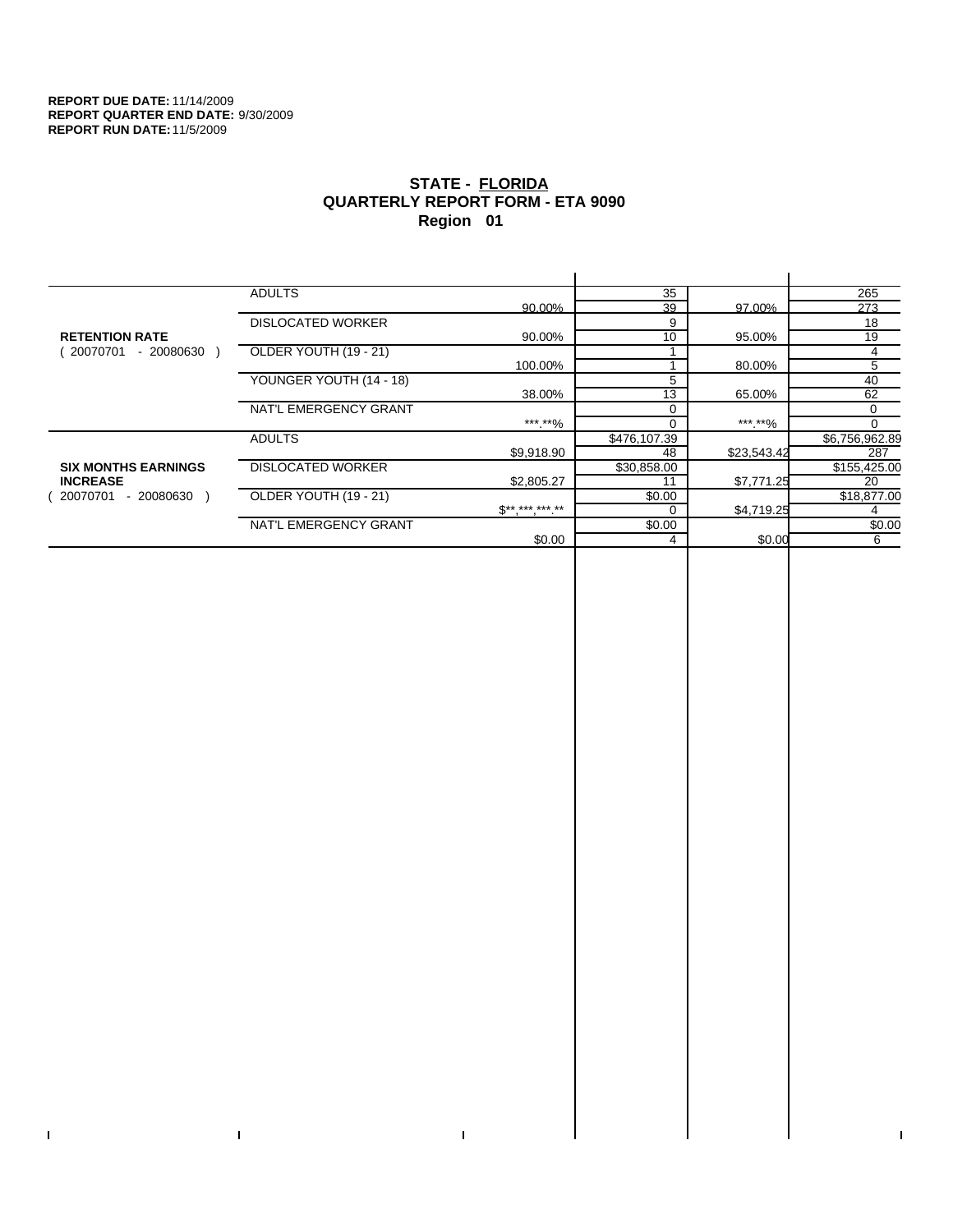**REPORT DUE DATE:** 11/14/2009
**REPORT QUARTER END DATE:** 9/30/2009
**REPORT RUN DATE:** 11/5/2009

## STATE - FLORIDA
## QUARTERLY REPORT FORM - ETA 9090
## Region 01

| | | | | | |
|---|---|---|---|---|---|
| **RETENTION RATE** ( 20070701 - 20080630 ) | ADULTS | | 35 | | 265 |
| | | 90.00% | 39 | 97.00% | 273 |
| | DISLOCATED WORKER | | 9 | | 18 |
| | | 90.00% | 10 | 95.00% | 19 |
| | OLDER YOUTH (19 - 21) | | 1 | | 4 |
| | | 100.00% | 1 | 80.00% | 5 |
| | YOUNGER YOUTH (14 - 18) | | 5 | | 40 |
| | | 38.00% | 13 | 65.00% | 62 |
| | NAT'L EMERGENCY GRANT | | 0 | | 0 |
| | | ***.**% | 0 | ***.**% | 0 |
| **SIX MONTHS EARNINGS INCREASE** ( 20070701 - 20080630 ) | ADULTS | | $476,107.39 | | $6,756,962.89 |
| | | $9,918.90 | 48 | $23,543.42 | 287 |
| | DISLOCATED WORKER | | $30,858.00 | | $155,425.00 |
| | | $2,805.27 | 11 | $7,771.25 | 20 |
| | OLDER YOUTH (19 - 21) | | $0.00 | | $18,877.00 |
| | | $**,***,***.** | 0 | $4,719.25 | 4 |
| | NAT'L EMERGENCY GRANT | | $0.00 | | $0.00 |
| | | $0.00 | 4 | $0.00 | 6 |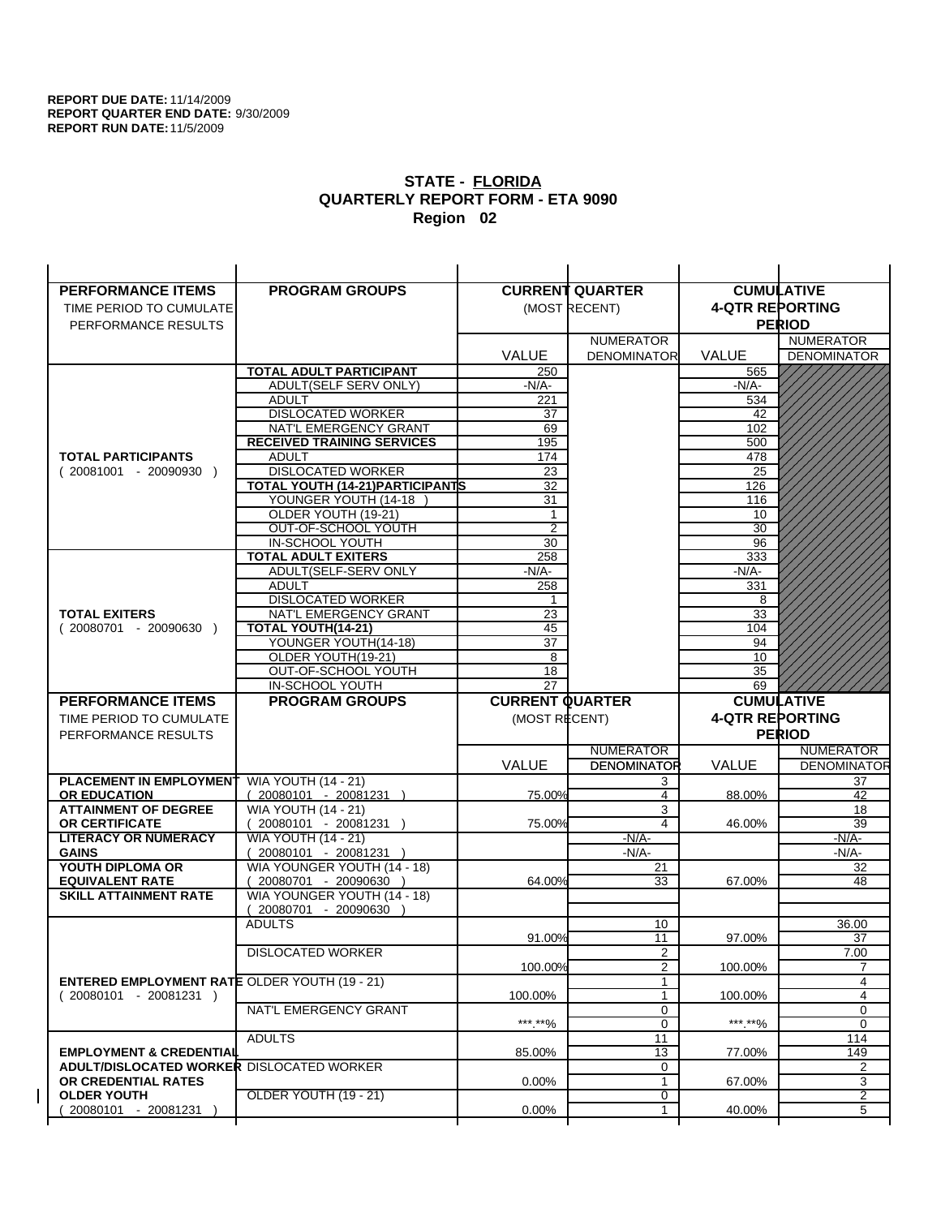**REPORT DUE DATE:** 11/14/2009
**REPORT QUARTER END DATE:** 9/30/2009
**REPORT RUN DATE:** 11/5/2009

## STATE - FLORIDA
## QUARTERLY REPORT FORM - ETA 9090
## Region 02

| PERFORMANCE ITEMS<br>TIME PERIOD TO CUMULATE PERFORMANCE RESULTS | PROGRAM GROUPS | CURRENT QUARTER (MOST RECENT) VALUE | CURRENT QUARTER NUMERATOR DENOMINATOR | CUMULATIVE 4-QTR REPORTING PERIOD VALUE | CUMULATIVE NUMERATOR DENOMINATOR |
|---|---|---|---|---|---|
| **TOTAL PARTICIPANTS** ( 20081001 - 20090930 ) | **TOTAL ADULT PARTICIPANT** | 250 | | 565 | |
| | ADULT(SELF SERV ONLY) | -N/A- | | -N/A- | |
| | ADULT | 221 | | 534 | |
| | DISLOCATED WORKER | 37 | | 42 | |
| | NAT'L EMERGENCY GRANT | 69 | | 102 | |
| | **RECEIVED TRAINING SERVICES** | 195 | | 500 | |
| | ADULT | 174 | | 478 | |
| | DISLOCATED WORKER | 23 | | 25 | |
| | **TOTAL YOUTH (14-21)PARTICIPANTS** | 32 | | 126 | |
| | YOUNGER YOUTH (14-18 ) | 31 | | 116 | |
| | OLDER YOUTH (19-21) | 1 | | 10 | |
| | OUT-OF-SCHOOL YOUTH | 2 | | 30 | |
| | IN-SCHOOL YOUTH | 30 | | 96 | |
| **TOTAL EXITERS** ( 20080701 - 20090630 ) | **TOTAL ADULT EXITERS** | 258 | | 333 | |
| | ADULT(SELF-SERV ONLY | -N/A- | | -N/A- | |
| | ADULT | 258 | | 331 | |
| | DISLOCATED WORKER | 1 | | 8 | |
| | NAT'L EMERGENCY GRANT | 23 | | 33 | |
| | **TOTAL YOUTH(14-21)** | 45 | | 104 | |
| | YOUNGER YOUTH(14-18) | 37 | | 94 | |
| | OLDER YOUTH(19-21) | 8 | | 10 | |
| | OUT-OF-SCHOOL YOUTH | 18 | | 35 | |
| | IN-SCHOOL YOUTH | 27 | | 69 | |

| PERFORMANCE ITEMS<br>TIME PERIOD TO CUMULATE PERFORMANCE RESULTS | PROGRAM GROUPS | CURRENT QUARTER (MOST RECENT) VALUE | CURRENT QUARTER NUMERATOR DENOMINATOR | CUMULATIVE 4-QTR REPORTING PERIOD VALUE | CUMULATIVE NUMERATOR DENOMINATOR |
|---|---|---|---|---|---|
| **PLACEMENT IN EMPLOYMENT OR EDUCATION** | WIA YOUTH (14 - 21) ( 20080101 - 20081231 ) | 75.00% | 3 / 4 | 88.00% | 37 / 42 |
| **ATTAINMENT OF DEGREE OR CERTIFICATE** | WIA YOUTH (14 - 21) ( 20080101 - 20081231 ) | 75.00% | 3 / 4 | 46.00% | 18 / 39 |
| **LITERACY OR NUMERACY GAINS** | WIA YOUTH (14 - 21) ( 20080101 - 20081231 ) | | -N/A- / -N/A- | | -N/A- / -N/A- |
| **YOUTH DIPLOMA OR EQUIVALENT RATE** | WIA YOUNGER YOUTH (14 - 18) ( 20080701 - 20090630 ) | 64.00% | 21 / 33 | 67.00% | 32 / 48 |
| **SKILL ATTAINMENT RATE** | WIA YOUNGER YOUTH (14 - 18) ( 20080701 - 20090630 ) | | | | |
| **ENTERED EMPLOYMENT RATE** ( 20080101 - 20081231 ) | ADULTS | 91.00% | 10 / 11 | 97.00% | 36.00 / 37 |
| | DISLOCATED WORKER | 100.00% | 2 / 2 | 100.00% | 7.00 / 7 |
| | OLDER YOUTH (19 - 21) | 100.00% | 1 / 1 | 100.00% | 4 / 4 |
| | NAT'L EMERGENCY GRANT | ***.**% | 0 / 0 | ***.**% | 0 / 0 |
| **EMPLOYMENT & CREDENTIAL ADULT/DISLOCATED WORKER OR CREDENTIAL RATES OLDER YOUTH** ( 20080101 - 20081231 ) | ADULTS | 85.00% | 11 / 13 | 77.00% | 114 / 149 |
| | DISLOCATED WORKER | 0.00% | 0 / 1 | 67.00% | 2 / 3 |
| | OLDER YOUTH (19 - 21) | 0.00% | 0 / 1 | 40.00% | 2 / 5 |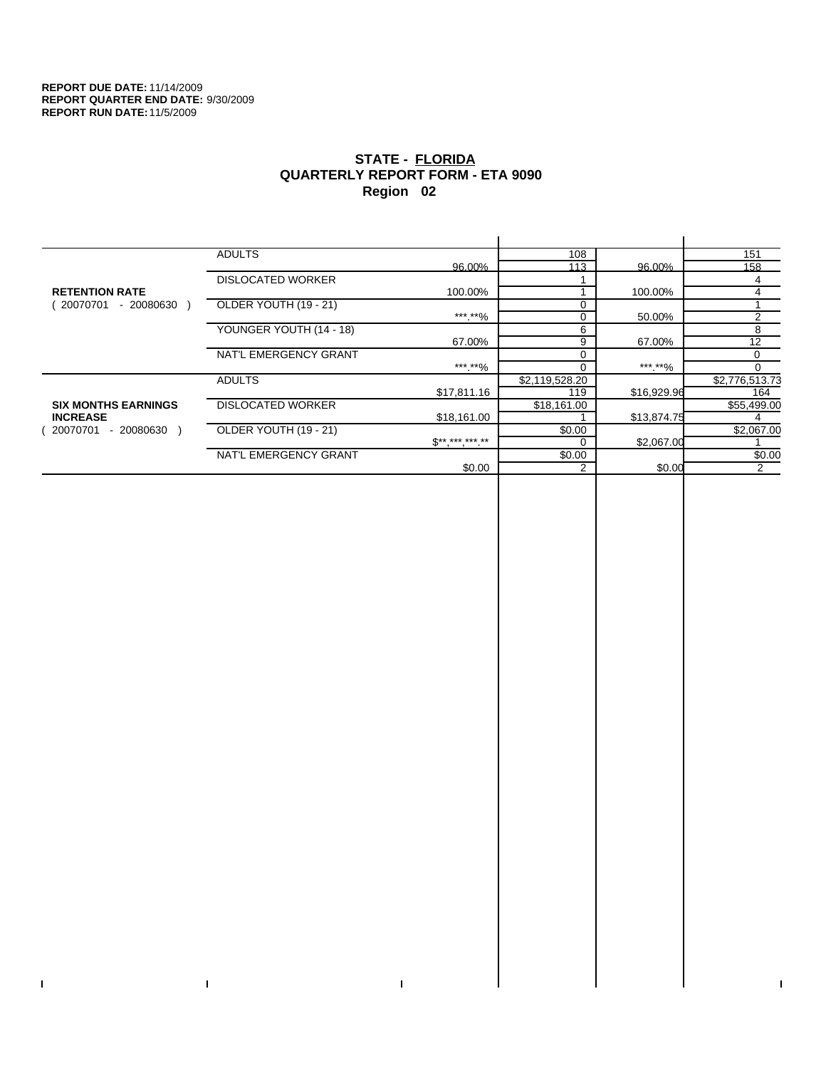**REPORT DUE DATE:** 11/14/2009
**REPORT QUARTER END DATE:** 9/30/2009
**REPORT RUN DATE:** 11/5/2009

# STATE - FLORIDA
## QUARTERLY REPORT FORM - ETA 9090
### Region 02

| | | | | | |
|---|---|---|---|---|---|
| **RETENTION RATE** ( 20070701 - 20080630 ) | ADULTS | | 108 | | 151 |
| | | 96.00% | 113 | 96.00% | 158 |
| | DISLOCATED WORKER | | 1 | | 4 |
| | | 100.00% | 1 | 100.00% | 4 |
| | OLDER YOUTH (19 - 21) | | 0 | | 1 |
| | | ***.**% | 0 | 50.00% | 2 |
| | YOUNGER YOUTH (14 - 18) | | 6 | | 8 |
| | | 67.00% | 9 | 67.00% | 12 |
| | NAT'L EMERGENCY GRANT | | 0 | | 0 |
| | | ***.**% | 0 | ***.**% | 0 |
| **SIX MONTHS EARNINGS INCREASE** ( 20070701 - 20080630 ) | ADULTS | | $2,119,528.20 | | $2,776,513.73 |
| | | $17,811.16 | 119 | $16,929.96 | 164 |
| | DISLOCATED WORKER | | $18,161.00 | | $55,499.00 |
| | | $18,161.00 | 1 | $13,874.75 | 4 |
| | OLDER YOUTH (19 - 21) | | $0.00 | | $2,067.00 |
| | | $**,***,***.** | 0 | $2,067.00 | 1 |
| | NAT'L EMERGENCY GRANT | | $0.00 | | $0.00 |
| | | $0.00 | 2 | $0.00 | 2 |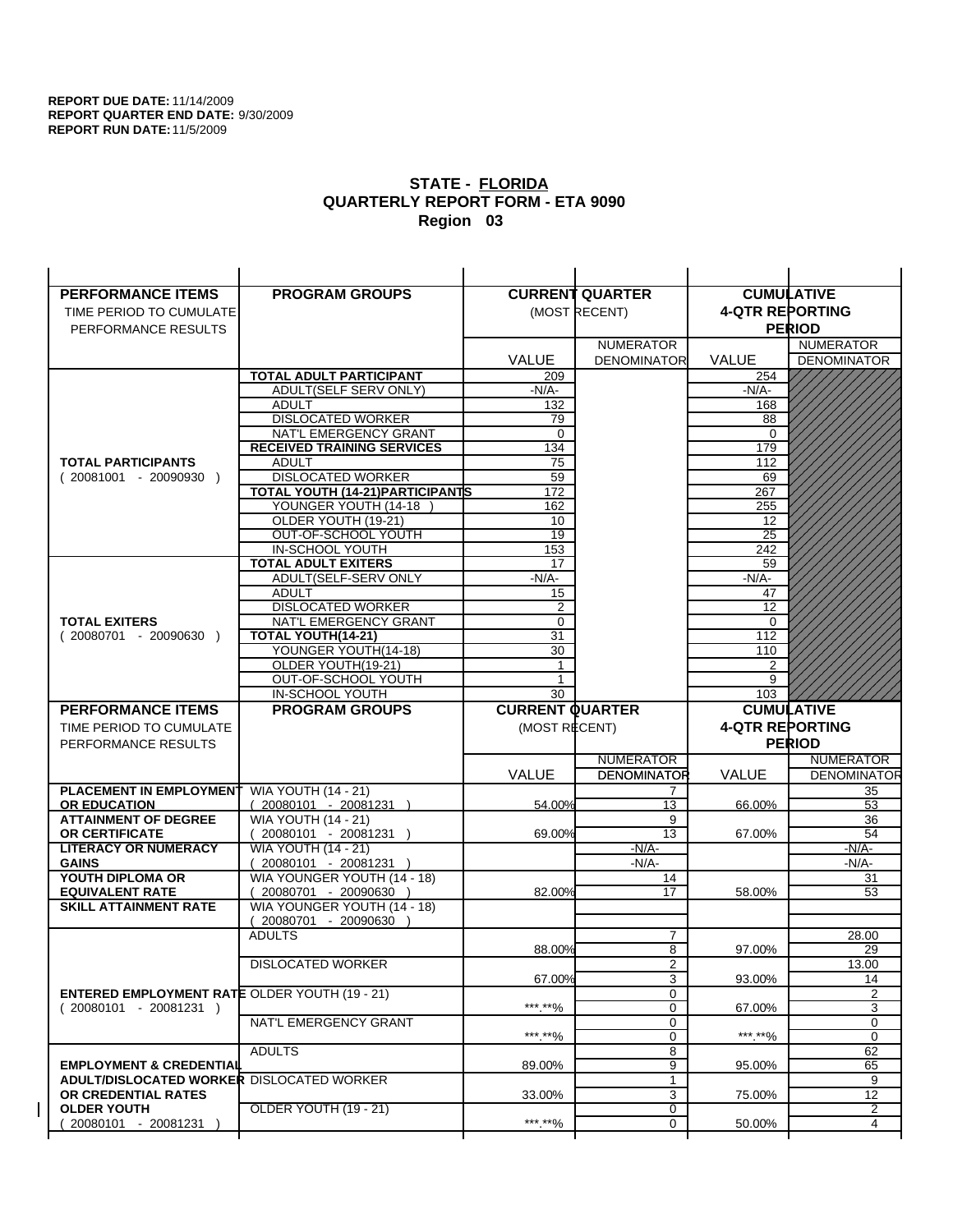**REPORT DUE DATE:** 11/14/2009
**REPORT QUARTER END DATE:** 9/30/2009
**REPORT RUN DATE:** 11/5/2009

## STATE - FLORIDA
## QUARTERLY REPORT FORM - ETA 9090
## Region 03

| PERFORMANCE ITEMS<br>TIME PERIOD TO CUMULATE PERFORMANCE RESULTS | PROGRAM GROUPS | CURRENT QUARTER (MOST RECENT) VALUE | NUMERATOR DENOMINATOR | CUMULATIVE 4-QTR REPORTING PERIOD VALUE | NUMERATOR DENOMINATOR |
|---|---|---|---|---|---|
| **TOTAL PARTICIPANTS** ( 20081001 - 20090930 ) | **TOTAL ADULT PARTICIPANT** | 209 | | 254 | |
| | ADULT(SELF SERV ONLY) | -N/A- | | -N/A- | |
| | ADULT | 132 | | 168 | |
| | DISLOCATED WORKER | 79 | | 88 | |
| | NAT'L EMERGENCY GRANT | 0 | | 0 | |
| | **RECEIVED TRAINING SERVICES** | 134 | | 179 | |
| | ADULT | 75 | | 112 | |
| | DISLOCATED WORKER | 59 | | 69 | |
| | **TOTAL YOUTH (14-21)PARTICIPANTS** | 172 | | 267 | |
| | YOUNGER YOUTH (14-18 ) | 162 | | 255 | |
| | OLDER YOUTH (19-21) | 10 | | 12 | |
| | OUT-OF-SCHOOL YOUTH | 19 | | 25 | |
| | IN-SCHOOL YOUTH | 153 | | 242 | |
| **TOTAL EXITERS** ( 20080701 - 20090630 ) | **TOTAL ADULT EXITERS** | 17 | | 59 | |
| | ADULT(SELF-SERV ONLY | -N/A- | | -N/A- | |
| | ADULT | 15 | | 47 | |
| | DISLOCATED WORKER | 2 | | 12 | |
| | NAT'L EMERGENCY GRANT | 0 | | 0 | |
| | **TOTAL YOUTH(14-21)** | 31 | | 112 | |
| | YOUNGER YOUTH(14-18) | 30 | | 110 | |
| | OLDER YOUTH(19-21) | 1 | | 2 | |
| | OUT-OF-SCHOOL YOUTH | 1 | | 9 | |
| | IN-SCHOOL YOUTH | 30 | | 103 | |

| PERFORMANCE ITEMS<br>TIME PERIOD TO CUMULATE PERFORMANCE RESULTS | PROGRAM GROUPS | CURRENT QUARTER (MOST RECENT) VALUE | NUMERATOR DENOMINATOR | CUMULATIVE 4-QTR REPORTING PERIOD VALUE | NUMERATOR DENOMINATOR |
|---|---|---|---|---|---|
| **PLACEMENT IN EMPLOYMENT OR EDUCATION** | WIA YOUTH (14 - 21) ( 20080101 - 20081231 ) | 54.00% | 7 / 13 | 66.00% | 35 / 53 |
| **ATTAINMENT OF DEGREE OR CERTIFICATE** | WIA YOUTH (14 - 21) ( 20080101 - 20081231 ) | 69.00% | 9 / 13 | 67.00% | 36 / 54 |
| **LITERACY OR NUMERACY GAINS** | WIA YOUTH (14 - 21) ( 20080101 - 20081231 ) | | -N/A- / -N/A- | | -N/A- / -N/A- |
| **YOUTH DIPLOMA OR EQUIVALENT RATE** | WIA YOUNGER YOUTH (14 - 18) ( 20080701 - 20090630 ) | 82.00% | 14 / 17 | 58.00% | 31 / 53 |
| **SKILL ATTAINMENT RATE** | WIA YOUNGER YOUTH (14 - 18) ( 20080701 - 20090630 ) | | | | |
| **ENTERED EMPLOYMENT RATE** ( 20080101 - 20081231 ) | ADULTS | 88.00% | 7 / 8 | 97.00% | 28.00 / 29 |
| | DISLOCATED WORKER | 67.00% | 2 / 3 | 93.00% | 13.00 / 14 |
| | OLDER YOUTH (19 - 21) | \*\*\*.\*\*% | 0 / 0 | 67.00% | 2 / 3 |
| | NAT'L EMERGENCY GRANT | \*\*\*.\*\*% | 0 / 0 | \*\*\*.\*\*% | 0 / 0 |
| **EMPLOYMENT & CREDENTIAL ADULT/DISLOCATED WORKER OR CREDENTIAL RATES OLDER YOUTH** ( 20080101 - 20081231 ) | ADULTS | 89.00% | 8 / 9 | 95.00% | 62 / 65 |
| | DISLOCATED WORKER | 33.00% | 1 / 3 | 75.00% | 9 / 12 |
| | OLDER YOUTH (19 - 21) | \*\*\*.\*\*% | 0 / 0 | 50.00% | 2 / 4 |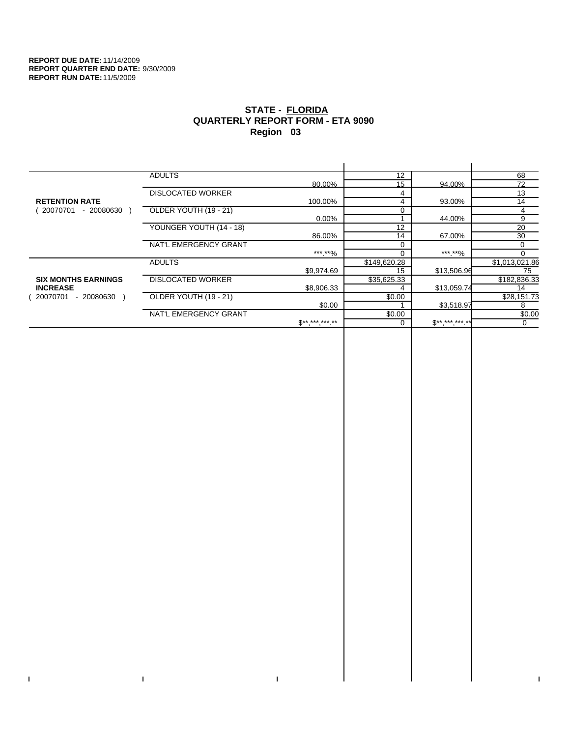**REPORT DUE DATE:** 11/14/2009
**REPORT QUARTER END DATE:** 9/30/2009
**REPORT RUN DATE:** 11/5/2009

# STATE - FLORIDA
## QUARTERLY REPORT FORM - ETA 9090
### Region 03

| | | | | | |
|---|---|---|---|---|---|
| **RETENTION RATE** ( 20070701 - 20080630 ) | ADULTS | 80.00% | 12 / 15 | 94.00% | 68 / 72 |
| | DISLOCATED WORKER | 100.00% | 4 / 4 | 93.00% | 13 / 14 |
| | OLDER YOUTH (19 - 21) | 0.00% | 0 / 1 | 44.00% | 4 / 9 |
| | YOUNGER YOUTH (14 - 18) | 86.00% | 12 / 14 | 67.00% | 20 / 30 |
| | NAT'L EMERGENCY GRANT | ***.**% | 0 / 0 | ***.**% | 0 / 0 |
| **SIX MONTHS EARNINGS INCREASE** ( 20070701 - 20080630 ) | ADULTS | $9,974.69 | $149,620.28 / 15 | $13,506.96 | $1,013,021.86 / 75 |
| | DISLOCATED WORKER | $8,906.33 | $35,625.33 / 4 | $13,059.74 | $182,836.33 / 14 |
| | OLDER YOUTH (19 - 21) | $0.00 | $0.00 / 1 | $3,518.97 | $28,151.73 / 8 |
| | NAT'L EMERGENCY GRANT | $**,***,***.** | $0.00 / 0 | $**,***,***.** | $0.00 / 0 |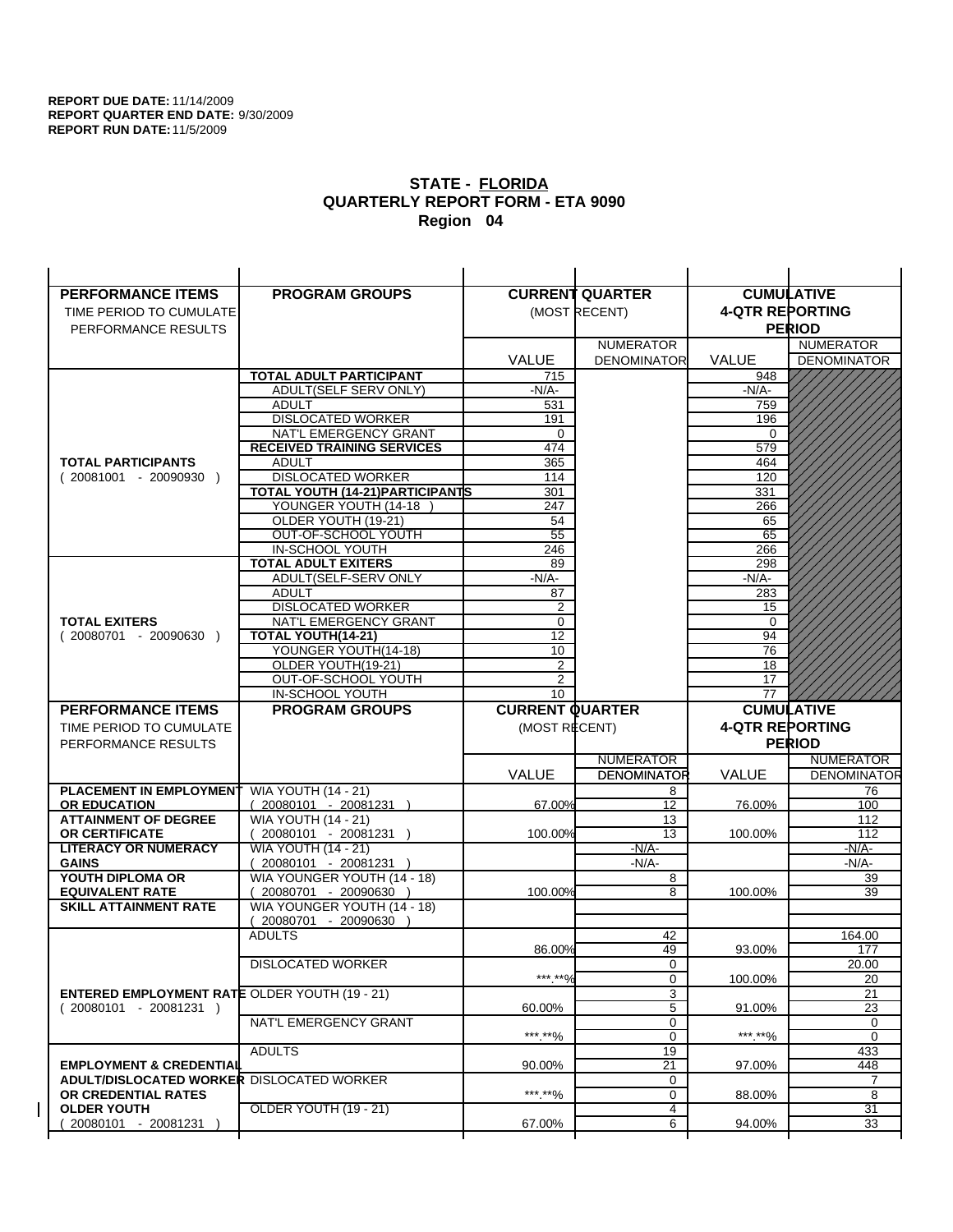**REPORT DUE DATE:** 11/14/2009
**REPORT QUARTER END DATE:** 9/30/2009
**REPORT RUN DATE:** 11/5/2009

## STATE - FLORIDA
## QUARTERLY REPORT FORM - ETA 9090
## Region 04

| PERFORMANCE ITEMS<br>TIME PERIOD TO CUMULATE PERFORMANCE RESULTS | PROGRAM GROUPS | CURRENT QUARTER (MOST RECENT) | | CUMULATIVE 4-QTR REPORTING PERIOD | |
|---|---|---|---|---|---|
| | | VALUE | NUMERATOR DENOMINATOR | VALUE | NUMERATOR DENOMINATOR |
| **TOTAL PARTICIPANTS** ( 20081001 - 20090930 ) | **TOTAL ADULT PARTICIPANT** | 715 | | 948 | |
| | ADULT(SELF SERV ONLY) | -N/A- | | -N/A- | |
| | ADULT | 531 | | 759 | |
| | DISLOCATED WORKER | 191 | | 196 | |
| | NAT'L EMERGENCY GRANT | 0 | | 0 | |
| | **RECEIVED TRAINING SERVICES** | 474 | | 579 | |
| | ADULT | 365 | | 464 | |
| | DISLOCATED WORKER | 114 | | 120 | |
| | **TOTAL YOUTH (14-21)PARTICIPANTS** | 301 | | 331 | |
| | YOUNGER YOUTH (14-18 ) | 247 | | 266 | |
| | OLDER YOUTH (19-21) | 54 | | 65 | |
| | OUT-OF-SCHOOL YOUTH | 55 | | 65 | |
| | IN-SCHOOL YOUTH | 246 | | 266 | |
| **TOTAL EXITERS** ( 20080701 - 20090630 ) | **TOTAL ADULT EXITERS** | 89 | | 298 | |
| | ADULT(SELF-SERV ONLY | -N/A- | | -N/A- | |
| | ADULT | 87 | | 283 | |
| | DISLOCATED WORKER | 2 | | 15 | |
| | NAT'L EMERGENCY GRANT | 0 | | 0 | |
| | **TOTAL YOUTH(14-21)** | 12 | | 94 | |
| | YOUNGER YOUTH(14-18) | 10 | | 76 | |
| | OLDER YOUTH(19-21) | 2 | | 18 | |
| | OUT-OF-SCHOOL YOUTH | 2 | | 17 | |
| | IN-SCHOOL YOUTH | 10 | | 77 | |

| PERFORMANCE ITEMS<br>TIME PERIOD TO CUMULATE PERFORMANCE RESULTS | PROGRAM GROUPS | CURRENT QUARTER (MOST RECENT) | | CUMULATIVE 4-QTR REPORTING PERIOD | |
|---|---|---|---|---|---|
| | | VALUE | NUMERATOR DENOMINATOR | VALUE | NUMERATOR DENOMINATOR |
| **PLACEMENT IN EMPLOYMENT OR EDUCATION** | WIA YOUTH (14 - 21) ( 20080101 - 20081231 ) | 67.00% | 8 / 12 | 76.00% | 76 / 100 |
| **ATTAINMENT OF DEGREE OR CERTIFICATE** | WIA YOUTH (14 - 21) ( 20080101 - 20081231 ) | 100.00% | 13 / 13 | 100.00% | 112 / 112 |
| **LITERACY OR NUMERACY GAINS** | WIA YOUTH (14 - 21) ( 20080101 - 20081231 ) | | -N/A- / -N/A- | | -N/A- / -N/A- |
| **YOUTH DIPLOMA OR EQUIVALENT RATE** | WIA YOUNGER YOUTH (14 - 18) ( 20080701 - 20090630 ) | 100.00% | 8 / 8 | 100.00% | 39 / 39 |
| **SKILL ATTAINMENT RATE** | WIA YOUNGER YOUTH (14 - 18) ( 20080701 - 20090630 ) | | | | |
| **ENTERED EMPLOYMENT RATE** ( 20080101 - 20081231 ) | ADULTS | 86.00% | 42 / 49 | 93.00% | 164.00 / 177 |
| | DISLOCATED WORKER | ***.**% | 0 / 0 | 100.00% | 20.00 / 20 |
| | OLDER YOUTH (19 - 21) | 60.00% | 3 / 5 | 91.00% | 21 / 23 |
| | NAT'L EMERGENCY GRANT | ***.**% | 0 / 0 | ***.**% | 0 / 0 |
| **EMPLOYMENT & CREDENTIAL ADULT/DISLOCATED WORKER OR CREDENTIAL RATES OLDER YOUTH** ( 20080101 - 20081231 ) | ADULTS | 90.00% | 19 / 21 | 97.00% | 433 / 448 |
| | DISLOCATED WORKER | ***.**% | 0 / 0 | 88.00% | 7 / 8 |
| | OLDER YOUTH (19 - 21) | 67.00% | 4 / 6 | 94.00% | 31 / 33 |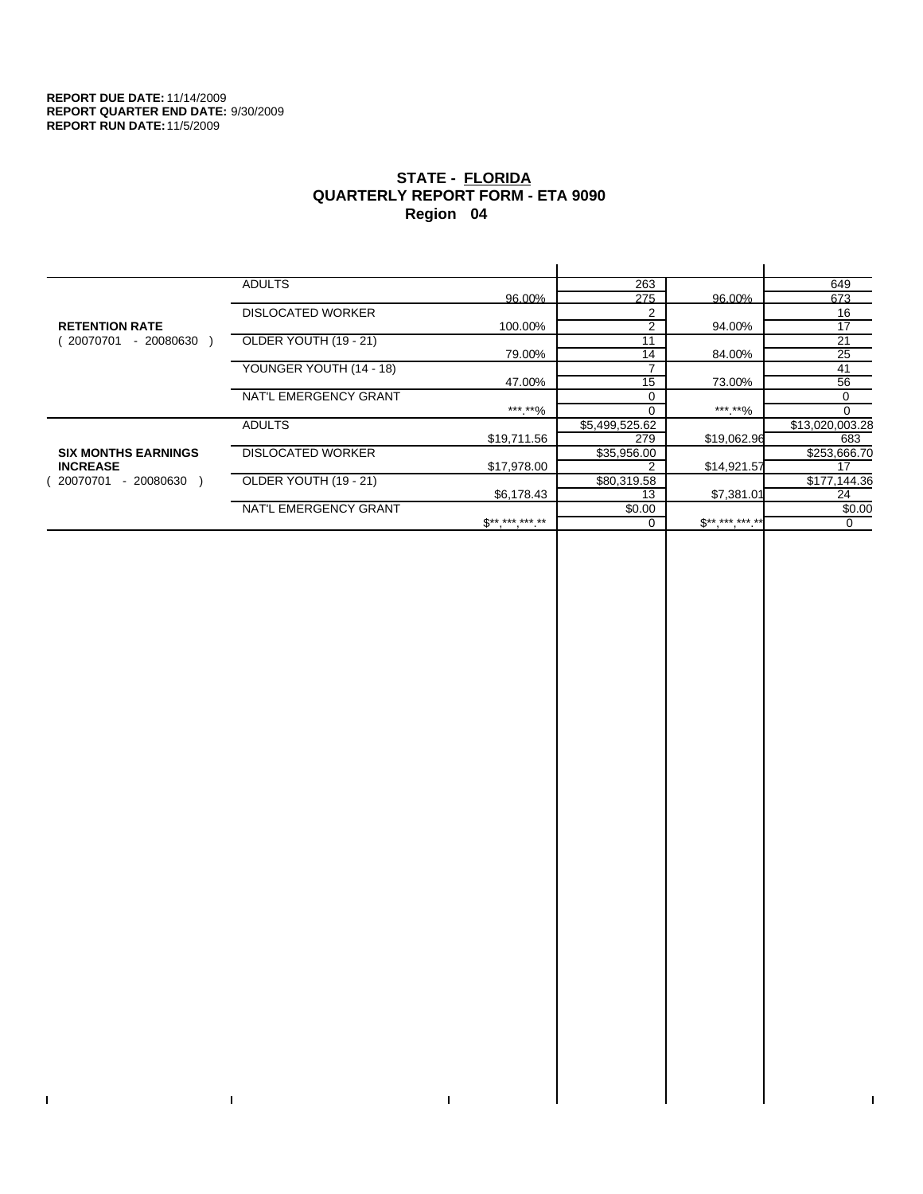**REPORT DUE DATE:** 11/14/2009
**REPORT QUARTER END DATE:** 9/30/2009
**REPORT RUN DATE:** 11/5/2009

## STATE - FLORIDA
## QUARTERLY REPORT FORM - ETA 9090
## Region 04

| | | | | | |
|---|---|---|---|---|---|
| **RETENTION RATE** ( 20070701 - 20080630 ) | ADULTS | | 263 | | 649 |
| | | 96.00% | 275 | 96.00% | 673 |
| | DISLOCATED WORKER | | 2 | | 16 |
| | | 100.00% | 2 | 94.00% | 17 |
| | OLDER YOUTH (19 - 21) | | 11 | | 21 |
| | | 79.00% | 14 | 84.00% | 25 |
| | YOUNGER YOUTH (14 - 18) | | 7 | | 41 |
| | | 47.00% | 15 | 73.00% | 56 |
| | NAT'L EMERGENCY GRANT | | 0 | | 0 |
| | | ***.**% | 0 | ***.**% | 0 |
| **SIX MONTHS EARNINGS INCREASE** ( 20070701 - 20080630 ) | ADULTS | | $5,499,525.62 | | $13,020,003.28 |
| | | $19,711.56 | 279 | $19,062.96 | 683 |
| | DISLOCATED WORKER | | $35,956.00 | | $253,666.70 |
| | | $17,978.00 | 2 | $14,921.57 | 17 |
| | OLDER YOUTH (19 - 21) | | $80,319.58 | | $177,144.36 |
| | | $6,178.43 | 13 | $7,381.01 | 24 |
| | NAT'L EMERGENCY GRANT | | $0.00 | | $0.00 |
| | | $**,***,***.** | 0 | $**,***,***.** | 0 |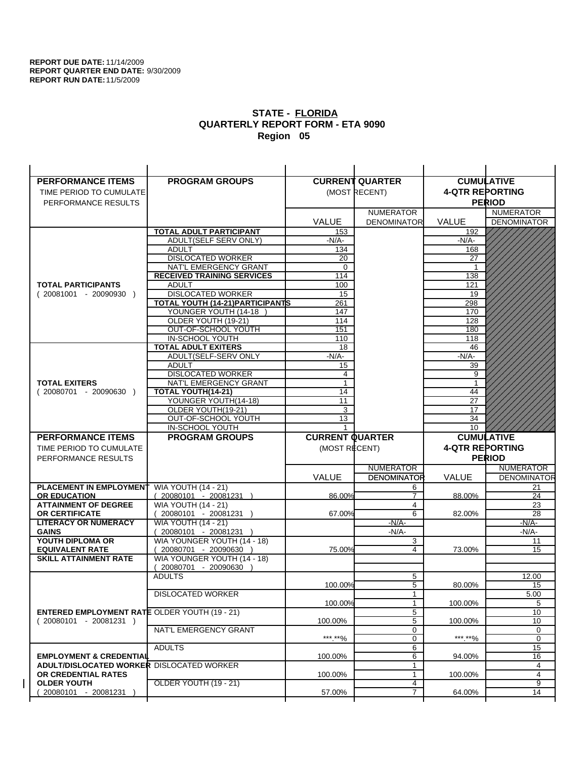**REPORT DUE DATE:** 11/14/2009
**REPORT QUARTER END DATE:** 9/30/2009
**REPORT RUN DATE:** 11/5/2009

## STATE - FLORIDA
## QUARTERLY REPORT FORM - ETA 9090
## Region 05

| PERFORMANCE ITEMS<br>TIME PERIOD TO CUMULATE PERFORMANCE RESULTS | PROGRAM GROUPS | CURRENT QUARTER (MOST RECENT) VALUE | NUMERATOR DENOMINATOR | CUMULATIVE 4-QTR REPORTING PERIOD VALUE | NUMERATOR DENOMINATOR |
|---|---|---|---|---|---|
| **TOTAL PARTICIPANTS** ( 20081001 - 20090930 ) | **TOTAL ADULT PARTICIPANT** | 153 | | 192 | |
| | ADULT(SELF SERV ONLY) | -N/A- | | -N/A- | |
| | ADULT | 134 | | 168 | |
| | DISLOCATED WORKER | 20 | | 27 | |
| | NAT'L EMERGENCY GRANT | 0 | | 1 | |
| | **RECEIVED TRAINING SERVICES** | 114 | | 138 | |
| | ADULT | 100 | | 121 | |
| | DISLOCATED WORKER | 15 | | 19 | |
| | **TOTAL YOUTH (14-21)PARTICIPANTS** | 261 | | 298 | |
| | YOUNGER YOUTH (14-18 ) | 147 | | 170 | |
| | OLDER YOUTH (19-21) | 114 | | 128 | |
| | OUT-OF-SCHOOL YOUTH | 151 | | 180 | |
| | IN-SCHOOL YOUTH | 110 | | 118 | |
| **TOTAL EXITERS** ( 20080701 - 20090630 ) | **TOTAL ADULT EXITERS** | 18 | | 46 | |
| | ADULT(SELF-SERV ONLY | -N/A- | | -N/A- | |
| | ADULT | 15 | | 39 | |
| | DISLOCATED WORKER | 4 | | 9 | |
| | NAT'L EMERGENCY GRANT | 1 | | 1 | |
| | **TOTAL YOUTH(14-21)** | 14 | | 44 | |
| | YOUNGER YOUTH(14-18) | 11 | | 27 | |
| | OLDER YOUTH(19-21) | 3 | | 17 | |
| | OUT-OF-SCHOOL YOUTH | 13 | | 34 | |
| | IN-SCHOOL YOUTH | 1 | | 10 | |

| PERFORMANCE ITEMS<br>TIME PERIOD TO CUMULATE PERFORMANCE RESULTS | PROGRAM GROUPS | CURRENT QUARTER (MOST RECENT) VALUE | NUMERATOR DENOMINATOR | CUMULATIVE 4-QTR REPORTING PERIOD VALUE | NUMERATOR DENOMINATOR |
|---|---|---|---|---|---|
| **PLACEMENT IN EMPLOYMENT OR EDUCATION** | WIA YOUTH (14 - 21) ( 20080101 - 20081231 ) | 86.00% | 6<br>7 | 88.00% | 21<br>24 |
| **ATTAINMENT OF DEGREE OR CERTIFICATE** | WIA YOUTH (14 - 21) ( 20080101 - 20081231 ) | 67.00% | 4<br>6 | 82.00% | 23<br>28 |
| **LITERACY OR NUMERACY GAINS** | WIA YOUTH (14 - 21) ( 20080101 - 20081231 ) | | -N/A-<br>-N/A- | | -N/A-<br>-N/A- |
| **YOUTH DIPLOMA OR EQUIVALENT RATE** | WIA YOUNGER YOUTH (14 - 18) ( 20080701 - 20090630 ) | 75.00% | 3<br>4 | 73.00% | 11<br>15 |
| **SKILL ATTAINMENT RATE** | WIA YOUNGER YOUTH (14 - 18) ( 20080701 - 20090630 ) | | | | |
| **ENTERED EMPLOYMENT RATE** ( 20080101 - 20081231 ) | ADULTS | 100.00% | 5<br>5 | 80.00% | 12.00<br>15 |
| | DISLOCATED WORKER | 100.00% | 1<br>1 | 100.00% | 5.00<br>5 |
| | OLDER YOUTH (19 - 21) | 100.00% | 5<br>5 | 100.00% | 10<br>10 |
| | NAT'L EMERGENCY GRANT | \*\*\*.\*\*% | 0<br>0 | \*\*\*.\*\*% | 0<br>0 |
| **EMPLOYMENT & CREDENTIAL ADULT/DISLOCATED WORKER OR CREDENTIAL RATES OLDER YOUTH** ( 20080101 - 20081231 ) | ADULTS | 100.00% | 6<br>6 | 94.00% | 15<br>16 |
| | DISLOCATED WORKER | 100.00% | 1<br>1 | 100.00% | 4<br>4 |
| | OLDER YOUTH (19 - 21) | 57.00% | 4<br>7 | 64.00% | 9<br>14 |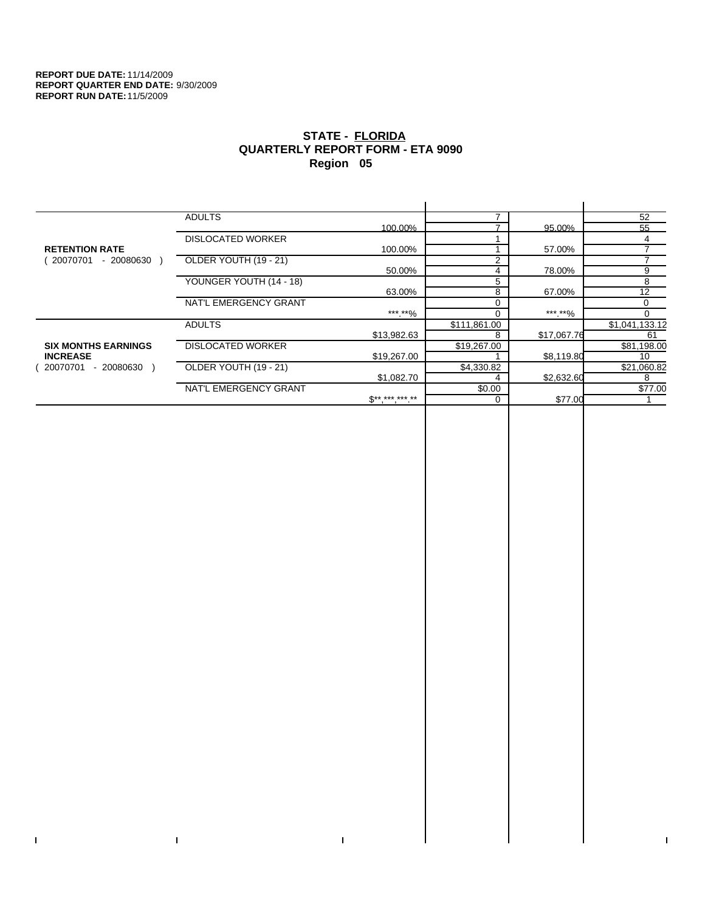**REPORT DUE DATE:** 11/14/2009
**REPORT QUARTER END DATE:** 9/30/2009
**REPORT RUN DATE:** 11/5/2009

# STATE - FLORIDA
## QUARTERLY REPORT FORM - ETA 9090
## Region 05

| | | | | | |
|---|---|---|---|---|---|
| **RETENTION RATE** ( 20070701 - 20080630 ) | ADULTS | | 7 | | 52 |
| | | 100.00% | 7 | 95.00% | 55 |
| | DISLOCATED WORKER | | 1 | | 4 |
| | | 100.00% | 1 | 57.00% | 7 |
| | OLDER YOUTH (19 - 21) | | 2 | | 7 |
| | | 50.00% | 4 | 78.00% | 9 |
| | YOUNGER YOUTH (14 - 18) | | 5 | | 8 |
| | | 63.00% | 8 | 67.00% | 12 |
| | NAT'L EMERGENCY GRANT | | 0 | | 0 |
| | | ***.**% | 0 | ***.**% | 0 |
| **SIX MONTHS EARNINGS INCREASE** ( 20070701 - 20080630 ) | ADULTS | | $111,861.00 | | $1,041,133.12 |
| | | $13,982.63 | 8 | $17,067.76 | 61 |
| | DISLOCATED WORKER | | $19,267.00 | | $81,198.00 |
| | | $19,267.00 | 1 | $8,119.80 | 10 |
| | OLDER YOUTH (19 - 21) | | $4,330.82 | | $21,060.82 |
| | | $1,082.70 | 4 | $2,632.60 | 8 |
| | NAT'L EMERGENCY GRANT | | $0.00 | | $77.00 |
| | | $**,***,***.** | 0 | $77.00 | 1 |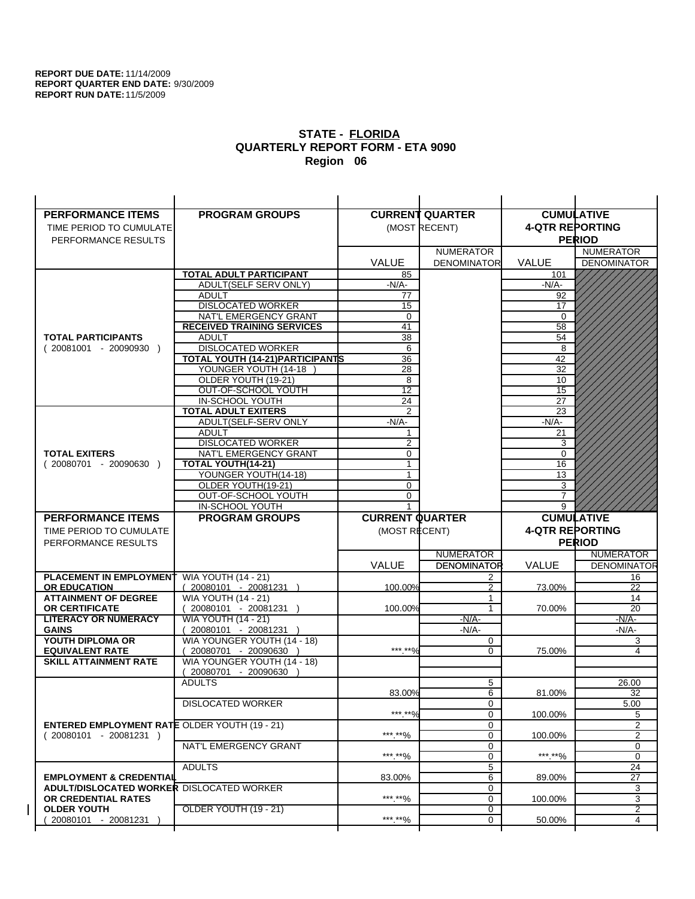**REPORT DUE DATE:** 11/14/2009
**REPORT QUARTER END DATE:** 9/30/2009
**REPORT RUN DATE:** 11/5/2009

## STATE - FLORIDA
## QUARTERLY REPORT FORM - ETA 9090
## Region 06

| PERFORMANCE ITEMS<br>TIME PERIOD TO CUMULATE PERFORMANCE RESULTS | PROGRAM GROUPS | CURRENT QUARTER (MOST RECENT) VALUE | CURRENT QUARTER NUMERATOR DENOMINATOR | CUMULATIVE 4-QTR REPORTING PERIOD VALUE | CUMULATIVE NUMERATOR DENOMINATOR |
|---|---|---|---|---|---|
| **TOTAL PARTICIPANTS** ( 20081001 - 20090930 ) | **TOTAL ADULT PARTICIPANT** | 85 | | 101 | |
| | ADULT(SELF SERV ONLY) | -N/A- | | -N/A- | |
| | ADULT | 77 | | 92 | |
| | DISLOCATED WORKER | 15 | | 17 | |
| | NAT'L EMERGENCY GRANT | 0 | | 0 | |
| | **RECEIVED TRAINING SERVICES** | 41 | | 58 | |
| | ADULT | 38 | | 54 | |
| | DISLOCATED WORKER | 6 | | 8 | |
| | **TOTAL YOUTH (14-21)PARTICIPANTS** | 36 | | 42 | |
| | YOUNGER YOUTH (14-18 ) | 28 | | 32 | |
| | OLDER YOUTH (19-21) | 8 | | 10 | |
| | OUT-OF-SCHOOL YOUTH | 12 | | 15 | |
| | IN-SCHOOL YOUTH | 24 | | 27 | |
| **TOTAL EXITERS** ( 20080701 - 20090630 ) | **TOTAL ADULT EXITERS** | 2 | | 23 | |
| | ADULT(SELF-SERV ONLY | -N/A- | | -N/A- | |
| | ADULT | 1 | | 21 | |
| | DISLOCATED WORKER | 2 | | 3 | |
| | NAT'L EMERGENCY GRANT | 0 | | 0 | |
| | **TOTAL YOUTH(14-21)** | 1 | | 16 | |
| | YOUNGER YOUTH(14-18) | 1 | | 13 | |
| | OLDER YOUTH(19-21) | 0 | | 3 | |
| | OUT-OF-SCHOOL YOUTH | 0 | | 7 | |
| | IN-SCHOOL YOUTH | 1 | | 9 | |

| PERFORMANCE ITEMS<br>TIME PERIOD TO CUMULATE PERFORMANCE RESULTS | PROGRAM GROUPS | CURRENT QUARTER (MOST RECENT) VALUE | CURRENT QUARTER NUMERATOR DENOMINATOR | CUMULATIVE 4-QTR REPORTING PERIOD VALUE | CUMULATIVE NUMERATOR DENOMINATOR |
|---|---|---|---|---|---|
| **PLACEMENT IN EMPLOYMENT OR EDUCATION** | WIA YOUTH (14 - 21) ( 20080101 - 20081231 ) | 100.00% | 2<br>2 | 73.00% | 16<br>22 |
| **ATTAINMENT OF DEGREE OR CERTIFICATE** | WIA YOUTH (14 - 21) ( 20080101 - 20081231 ) | 100.00% | 1<br>1 | 70.00% | 14<br>20 |
| **LITERACY OR NUMERACY GAINS** | WIA YOUTH (14 - 21) ( 20080101 - 20081231 ) | | -N/A-<br>-N/A- | | -N/A-<br>-N/A- |
| **YOUTH DIPLOMA OR EQUIVALENT RATE** | WIA YOUNGER YOUTH (14 - 18) ( 20080701 - 20090630 ) | \*\*\*.\*\*% | 0<br>0 | 75.00% | 3<br>4 |
| **SKILL ATTAINMENT RATE** | WIA YOUNGER YOUTH (14 - 18) ( 20080701 - 20090630 ) | | | | |
| **ENTERED EMPLOYMENT RATE** ( 20080101 - 20081231 ) | ADULTS | 83.00% | 5<br>6 | 81.00% | 26.00<br>32 |
| | DISLOCATED WORKER | \*\*\*.\*\*% | 0<br>0 | 100.00% | 5.00<br>5 |
| | OLDER YOUTH (19 - 21) | \*\*\*.\*\*% | 0<br>0 | 100.00% | 2<br>2 |
| | NAT'L EMERGENCY GRANT | \*\*\*.\*\*% | 0<br>0 | \*\*\*.\*\*% | 0<br>0 |
| **EMPLOYMENT & CREDENTIAL ADULT/DISLOCATED WORKER OR CREDENTIAL RATES OLDER YOUTH** ( 20080101 - 20081231 ) | ADULTS | 83.00% | 5<br>6 | 89.00% | 24<br>27 |
| | DISLOCATED WORKER | \*\*\*.\*\*% | 0<br>0 | 100.00% | 3<br>3 |
| | OLDER YOUTH (19 - 21) | \*\*\*.\*\*% | 0<br>0 | 50.00% | 2<br>4 |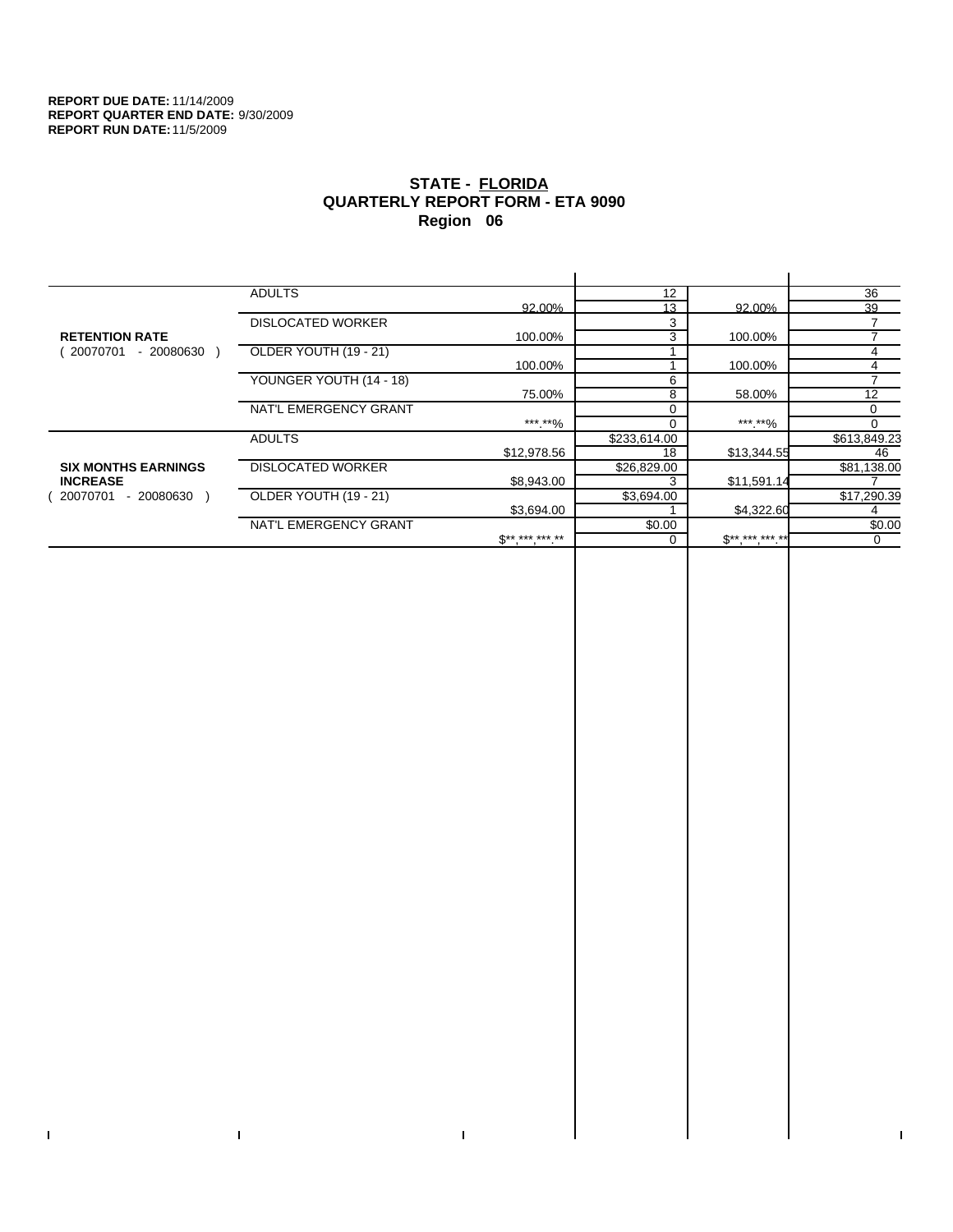**REPORT DUE DATE:** 11/14/2009
**REPORT QUARTER END DATE:** 9/30/2009
**REPORT RUN DATE:** 11/5/2009

# STATE - FLORIDA
## QUARTERLY REPORT FORM - ETA 9090
## Region 06

| | | | | | |
|---|---|---|---|---|---|
| **RETENTION RATE** ( 20070701 - 20080630 ) | ADULTS | | 12 | | 36 |
| | | 92.00% | 13 | 92.00% | 39 |
| | DISLOCATED WORKER | | 3 | | 7 |
| | | 100.00% | 3 | 100.00% | 7 |
| | OLDER YOUTH (19 - 21) | | 1 | | 4 |
| | | 100.00% | 1 | 100.00% | 4 |
| | YOUNGER YOUTH (14 - 18) | | 6 | | 7 |
| | | 75.00% | 8 | 58.00% | 12 |
| | NAT'L EMERGENCY GRANT | | 0 | | 0 |
| | | ***.**% | 0 | ***.**% | 0 |
| **SIX MONTHS EARNINGS INCREASE** ( 20070701 - 20080630 ) | ADULTS | | $233,614.00 | | $613,849.23 |
| | | $12,978.56 | 18 | $13,344.55 | 46 |
| | DISLOCATED WORKER | | $26,829.00 | | $81,138.00 |
| | | $8,943.00 | 3 | $11,591.14 | 7 |
| | OLDER YOUTH (19 - 21) | | $3,694.00 | | $17,290.39 |
| | | $3,694.00 | 1 | $4,322.60 | 4 |
| | NAT'L EMERGENCY GRANT | | $0.00 | | $0.00 |
| | | $**,***,***.** | 0 | $**,***,***.** | 0 |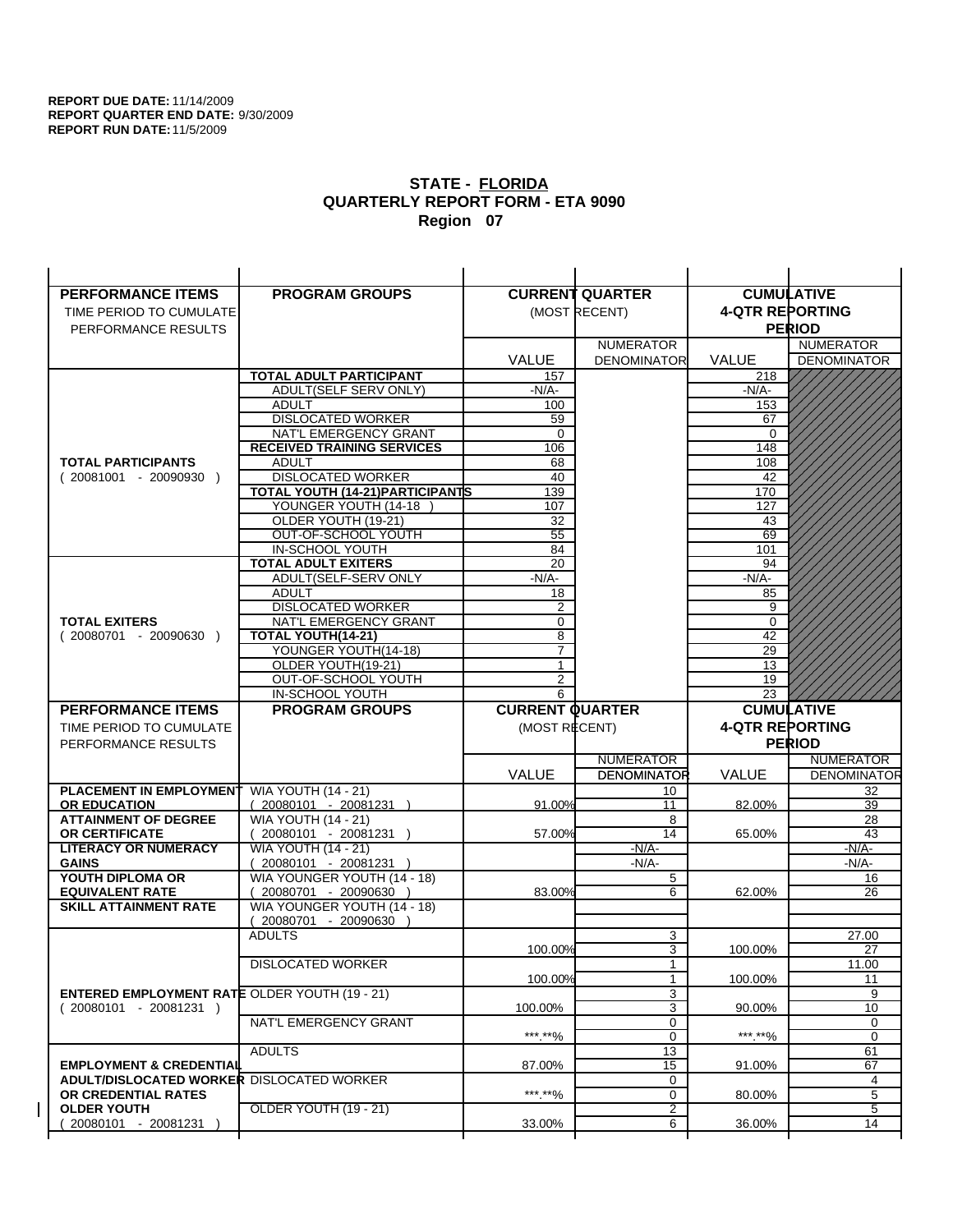**REPORT DUE DATE:** 11/14/2009
**REPORT QUARTER END DATE:** 9/30/2009
**REPORT RUN DATE:** 11/5/2009

## STATE - FLORIDA
## QUARTERLY REPORT FORM - ETA 9090
## Region 07

| PERFORMANCE ITEMS<br>TIME PERIOD TO CUMULATE PERFORMANCE RESULTS | PROGRAM GROUPS | CURRENT QUARTER (MOST RECENT) VALUE | CURRENT QUARTER NUMERATOR DENOMINATOR | CUMULATIVE 4-QTR REPORTING PERIOD VALUE | CUMULATIVE NUMERATOR DENOMINATOR |
|---|---|---|---|---|---|
| **TOTAL PARTICIPANTS** ( 20081001 - 20090930 ) | **TOTAL ADULT PARTICIPANT** | 157 | | 218 | |
| | ADULT(SELF SERV ONLY) | -N/A- | | -N/A- | |
| | ADULT | 100 | | 153 | |
| | DISLOCATED WORKER | 59 | | 67 | |
| | NAT'L EMERGENCY GRANT | 0 | | 0 | |
| | **RECEIVED TRAINING SERVICES** | 106 | | 148 | |
| | ADULT | 68 | | 108 | |
| | DISLOCATED WORKER | 40 | | 42 | |
| | **TOTAL YOUTH (14-21)PARTICIPANTS** | 139 | | 170 | |
| | YOUNGER YOUTH (14-18 ) | 107 | | 127 | |
| | OLDER YOUTH (19-21) | 32 | | 43 | |
| | OUT-OF-SCHOOL YOUTH | 55 | | 69 | |
| | IN-SCHOOL YOUTH | 84 | | 101 | |
| **TOTAL EXITERS** ( 20080701 - 20090630 ) | **TOTAL ADULT EXITERS** | 20 | | 94 | |
| | ADULT(SELF-SERV ONLY | -N/A- | | -N/A- | |
| | ADULT | 18 | | 85 | |
| | DISLOCATED WORKER | 2 | | 9 | |
| | NAT'L EMERGENCY GRANT | 0 | | 0 | |
| | **TOTAL YOUTH(14-21)** | 8 | | 42 | |
| | YOUNGER YOUTH(14-18) | 7 | | 29 | |
| | OLDER YOUTH(19-21) | 1 | | 13 | |
| | OUT-OF-SCHOOL YOUTH | 2 | | 19 | |
| | IN-SCHOOL YOUTH | 6 | | 23 | |

| PERFORMANCE ITEMS<br>TIME PERIOD TO CUMULATE PERFORMANCE RESULTS | PROGRAM GROUPS | CURRENT QUARTER (MOST RECENT) VALUE | CURRENT QUARTER NUMERATOR DENOMINATOR | CUMULATIVE 4-QTR REPORTING PERIOD VALUE | CUMULATIVE NUMERATOR DENOMINATOR |
|---|---|---|---|---|---|
| **PLACEMENT IN EMPLOYMENT OR EDUCATION** | WIA YOUTH (14 - 21) ( 20080101 - 20081231 ) | 91.00% | 10 / 11 | 82.00% | 32 / 39 |
| **ATTAINMENT OF DEGREE OR CERTIFICATE** | WIA YOUTH (14 - 21) ( 20080101 - 20081231 ) | 57.00% | 8 / 14 | 65.00% | 28 / 43 |
| **LITERACY OR NUMERACY GAINS** | WIA YOUTH (14 - 21) ( 20080101 - 20081231 ) | | -N/A- / -N/A- | | -N/A- / -N/A- |
| **YOUTH DIPLOMA OR EQUIVALENT RATE** | WIA YOUNGER YOUTH (14 - 18) ( 20080701 - 20090630 ) | 83.00% | 5 / 6 | 62.00% | 16 / 26 |
| **SKILL ATTAINMENT RATE** | WIA YOUNGER YOUTH (14 - 18) ( 20080701 - 20090630 ) | | | | |
| **ENTERED EMPLOYMENT RATE** ( 20080101 - 20081231 ) | ADULTS | 100.00% | 3 / 3 | 100.00% | 27.00 / 27 |
| | DISLOCATED WORKER | 100.00% | 1 / 1 | 100.00% | 11.00 / 11 |
| | OLDER YOUTH (19 - 21) | 100.00% | 3 / 3 | 90.00% | 9 / 10 |
| | NAT'L EMERGENCY GRANT | ***.**% | 0 / 0 | ***.**% | 0 / 0 |
| **EMPLOYMENT & CREDENTIAL ADULT/DISLOCATED WORKER OR CREDENTIAL RATES OLDER YOUTH** ( 20080101 - 20081231 ) | ADULTS | 87.00% | 13 / 15 | 91.00% | 61 / 67 |
| | DISLOCATED WORKER | ***.**% | 0 / 0 | 80.00% | 4 / 5 |
| | OLDER YOUTH (19 - 21) | 33.00% | 2 / 6 | 36.00% | 5 / 14 |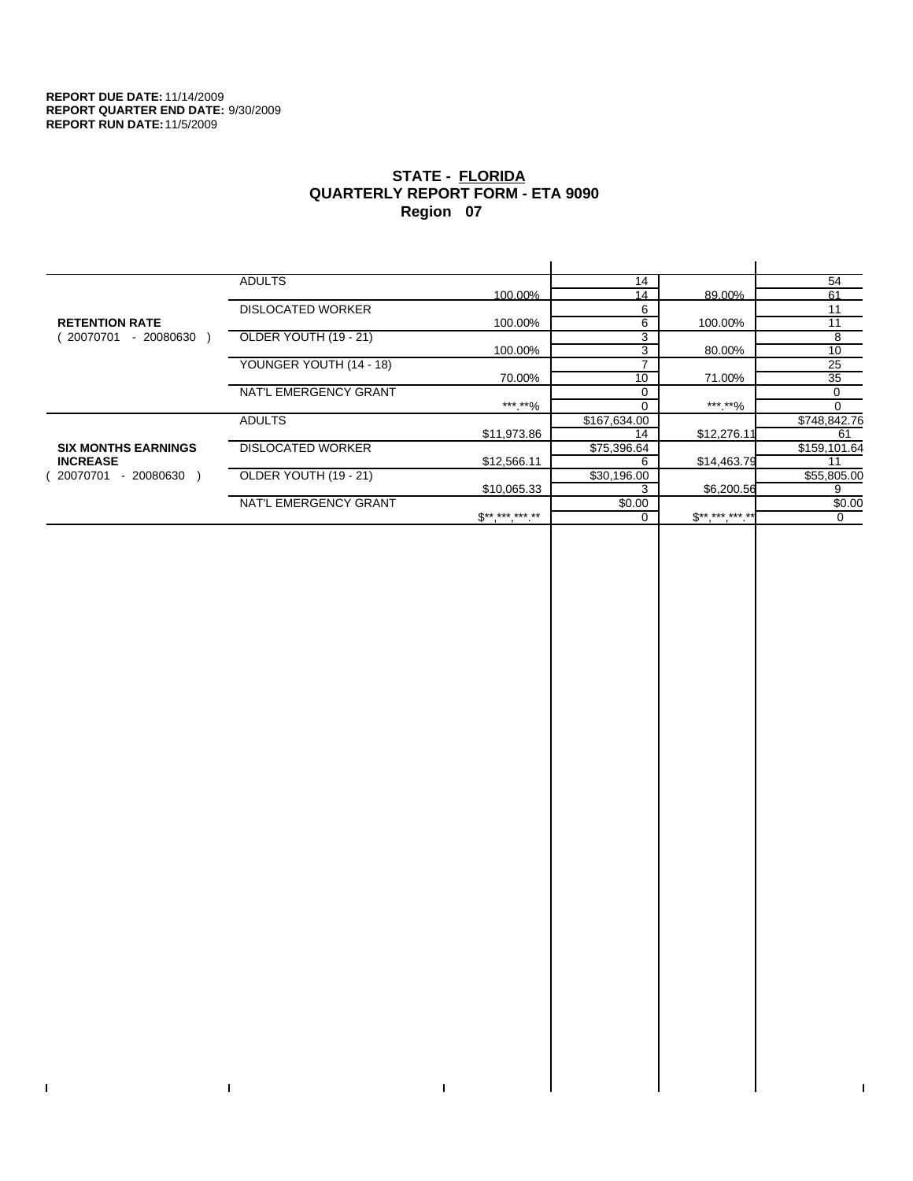**REPORT DUE DATE:** 11/14/2009
**REPORT QUARTER END DATE:** 9/30/2009
**REPORT RUN DATE:** 11/5/2009

# STATE - FLORIDA
## QUARTERLY REPORT FORM - ETA 9090
## Region 07

| | | | | | |
|---|---|---|---|---|---|
| **RETENTION RATE** ( 20070701 - 20080630 ) | ADULTS | | 14 | | 54 |
| | | 100.00% | 14 | 89.00% | 61 |
| | DISLOCATED WORKER | | 6 | | 11 |
| | | 100.00% | 6 | 100.00% | 11 |
| | OLDER YOUTH (19 - 21) | | 3 | | 8 |
| | | 100.00% | 3 | 80.00% | 10 |
| | YOUNGER YOUTH (14 - 18) | | 7 | | 25 |
| | | 70.00% | 10 | 71.00% | 35 |
| | NAT'L EMERGENCY GRANT | | 0 | | 0 |
| | | ***.**% | 0 | ***.**% | 0 |
| **SIX MONTHS EARNINGS INCREASE** ( 20070701 - 20080630 ) | ADULTS | | $167,634.00 | | $748,842.76 |
| | | $11,973.86 | 14 | $12,276.11 | 61 |
| | DISLOCATED WORKER | | $75,396.64 | | $159,101.64 |
| | | $12,566.11 | 6 | $14,463.79 | 11 |
| | OLDER YOUTH (19 - 21) | | $30,196.00 | | $55,805.00 |
| | | $10,065.33 | 3 | $6,200.56 | 9 |
| | NAT'L EMERGENCY GRANT | | $0.00 | | $0.00 |
| | | $**,***,***.** | 0 | $**,***,***.** | 0 |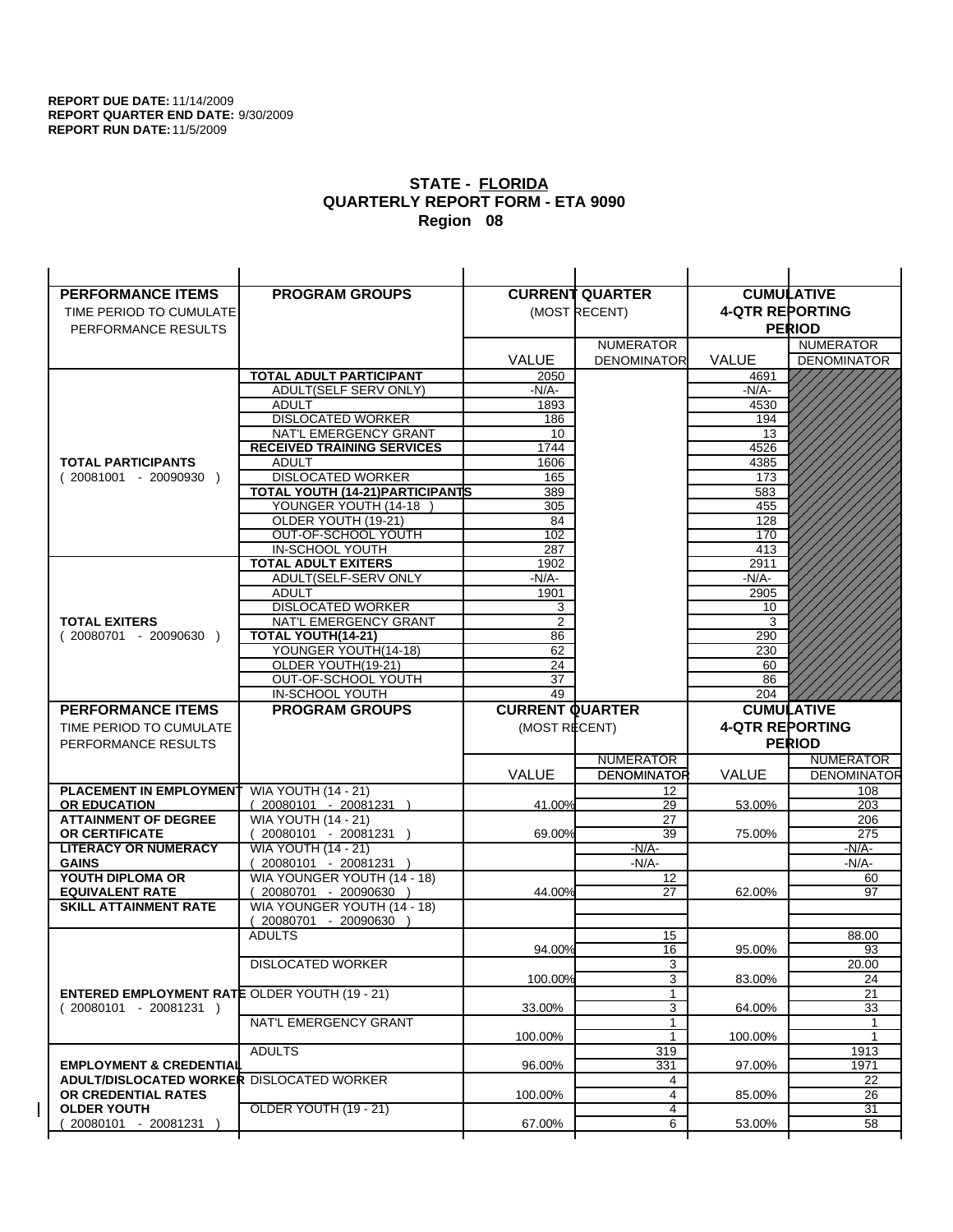**REPORT DUE DATE:** 11/14/2009
**REPORT QUARTER END DATE:** 9/30/2009
**REPORT RUN DATE:** 11/5/2009

## STATE - FLORIDA
## QUARTERLY REPORT FORM - ETA 9090
## Region 08

| PERFORMANCE ITEMS<br>TIME PERIOD TO CUMULATE PERFORMANCE RESULTS | PROGRAM GROUPS | CURRENT QUARTER (MOST RECENT) | | CUMULATIVE 4-QTR REPORTING PERIOD | |
|---|---|---|---|---|---|
| | | VALUE | NUMERATOR DENOMINATOR | VALUE | NUMERATOR DENOMINATOR |
| **TOTAL PARTICIPANTS** ( 20081001 - 20090930 ) | **TOTAL ADULT PARTICIPANT** | 2050 | | 4691 | |
| | ADULT(SELF SERV ONLY) | -N/A- | | -N/A- | |
| | ADULT | 1893 | | 4530 | |
| | DISLOCATED WORKER | 186 | | 194 | |
| | NAT'L EMERGENCY GRANT | 10 | | 13 | |
| | **RECEIVED TRAINING SERVICES** | 1744 | | 4526 | |
| | ADULT | 1606 | | 4385 | |
| | DISLOCATED WORKER | 165 | | 173 | |
| | **TOTAL YOUTH (14-21)PARTICIPANTS** | 389 | | 583 | |
| | YOUNGER YOUTH (14-18 ) | 305 | | 455 | |
| | OLDER YOUTH (19-21) | 84 | | 128 | |
| | OUT-OF-SCHOOL YOUTH | 102 | | 170 | |
| | IN-SCHOOL YOUTH | 287 | | 413 | |
| **TOTAL EXITERS** ( 20080701 - 20090630 ) | **TOTAL ADULT EXITERS** | 1902 | | 2911 | |
| | ADULT(SELF-SERV ONLY | -N/A- | | -N/A- | |
| | ADULT | 1901 | | 2905 | |
| | DISLOCATED WORKER | 3 | | 10 | |
| | NAT'L EMERGENCY GRANT | 2 | | 3 | |
| | **TOTAL YOUTH(14-21)** | 86 | | 290 | |
| | YOUNGER YOUTH(14-18) | 62 | | 230 | |
| | OLDER YOUTH(19-21) | 24 | | 60 | |
| | OUT-OF-SCHOOL YOUTH | 37 | | 86 | |
| | IN-SCHOOL YOUTH | 49 | | 204 | |

| PERFORMANCE ITEMS<br>TIME PERIOD TO CUMULATE PERFORMANCE RESULTS | PROGRAM GROUPS | CURRENT QUARTER (MOST RECENT) | | CUMULATIVE 4-QTR REPORTING PERIOD | |
|---|---|---|---|---|---|
| | | VALUE | NUMERATOR DENOMINATOR | VALUE | NUMERATOR DENOMINATOR |
| **PLACEMENT IN EMPLOYMENT OR EDUCATION** | WIA YOUTH (14 - 21) ( 20080101 - 20081231 ) | 41.00% | 12 / 29 | 53.00% | 108 / 203 |
| **ATTAINMENT OF DEGREE OR CERTIFICATE** | WIA YOUTH (14 - 21) ( 20080101 - 20081231 ) | 69.00% | 27 / 39 | 75.00% | 206 / 275 |
| **LITERACY OR NUMERACY GAINS** | WIA YOUTH (14 - 21) ( 20080101 - 20081231 ) | | -N/A- / -N/A- | | -N/A- / -N/A- |
| **YOUTH DIPLOMA OR EQUIVALENT RATE** | WIA YOUNGER YOUTH (14 - 18) ( 20080701 - 20090630 ) | 44.00% | 12 / 27 | 62.00% | 60 / 97 |
| **SKILL ATTAINMENT RATE** | WIA YOUNGER YOUTH (14 - 18) ( 20080701 - 20090630 ) | | | | |
| **ENTERED EMPLOYMENT RATE** ( 20080101 - 20081231 ) | ADULTS | 94.00% | 15 / 16 | 95.00% | 88.00 / 93 |
| | DISLOCATED WORKER | 100.00% | 3 / 3 | 83.00% | 20.00 / 24 |
| | OLDER YOUTH (19 - 21) | 33.00% | 1 / 3 | 64.00% | 21 / 33 |
| | NAT'L EMERGENCY GRANT | 100.00% | 1 / 1 | 100.00% | 1 / 1 |
| **EMPLOYMENT & CREDENTIAL ADULT/DISLOCATED WORKER OR CREDENTIAL RATES OLDER YOUTH** ( 20080101 - 20081231 ) | ADULTS | 96.00% | 319 / 331 | 97.00% | 1913 / 1971 |
| | DISLOCATED WORKER | 100.00% | 4 / 4 | 85.00% | 22 / 26 |
| | OLDER YOUTH (19 - 21) | 67.00% | 4 / 6 | 53.00% | 31 / 58 |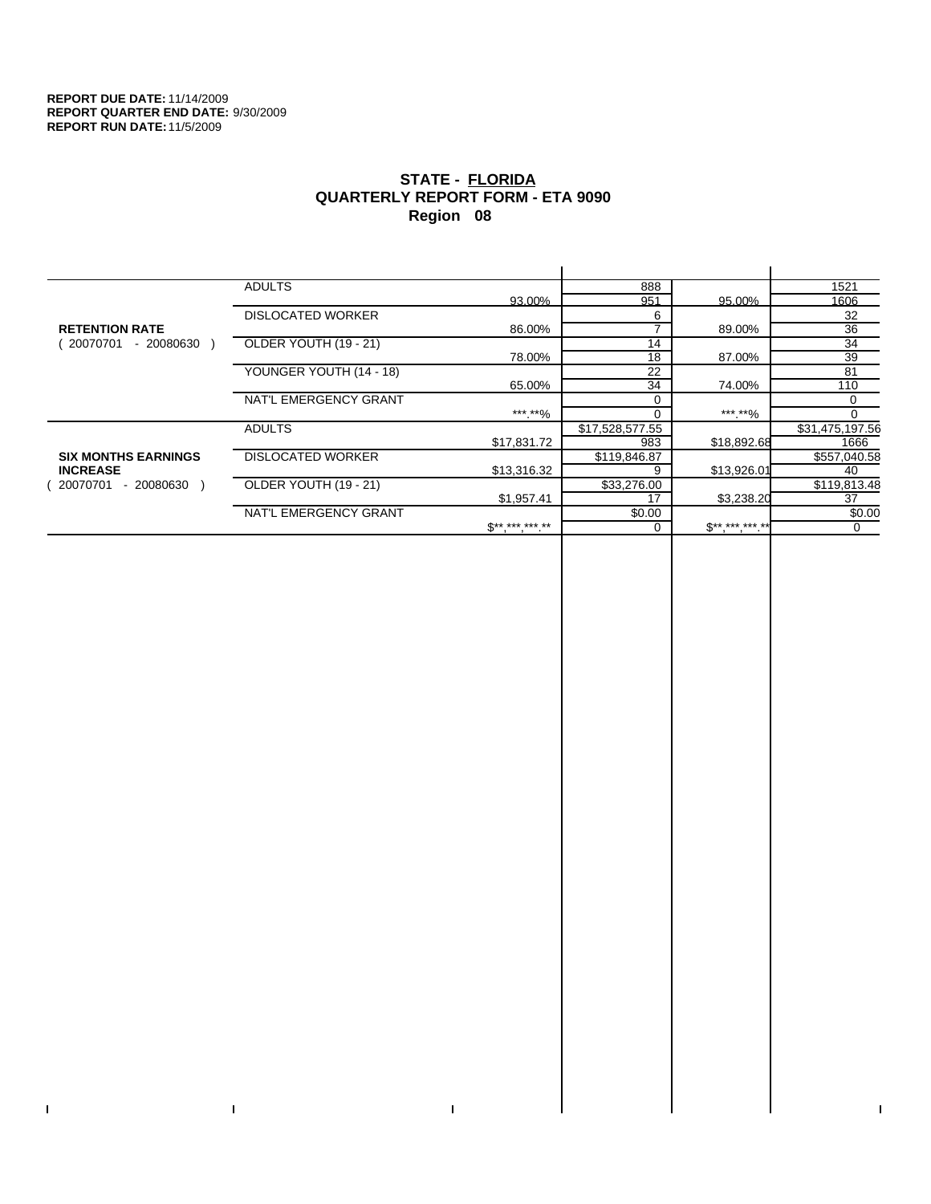**REPORT DUE DATE:** 11/14/2009
**REPORT QUARTER END DATE:** 9/30/2009
**REPORT RUN DATE:** 11/5/2009

## STATE - FLORIDA
## QUARTERLY REPORT FORM - ETA 9090
## Region 08

| | | | | | |
|---|---|---|---|---|---|
| **RETENTION RATE** ( 20070701 - 20080630 ) | ADULTS | 93.00% | 888 / 951 | 95.00% | 1521 / 1606 |
| | DISLOCATED WORKER | 86.00% | 6 / 7 | 89.00% | 32 / 36 |
| | OLDER YOUTH (19 - 21) | 78.00% | 14 / 18 | 87.00% | 34 / 39 |
| | YOUNGER YOUTH (14 - 18) | 65.00% | 22 / 34 | 74.00% | 81 / 110 |
| | NAT'L EMERGENCY GRANT | ***.**% | 0 / 0 | ***.**% | 0 / 0 |
| **SIX MONTHS EARNINGS INCREASE** ( 20070701 - 20080630 ) | ADULTS | $17,831.72 | $17,528,577.55 / 983 | $18,892.68 | $31,475,197.56 / 1666 |
| | DISLOCATED WORKER | $13,316.32 | $119,846.87 / 9 | $13,926.01 | $557,040.58 / 40 |
| | OLDER YOUTH (19 - 21) | $1,957.41 | $33,276.00 / 17 | $3,238.20 | $119,813.48 / 37 |
| | NAT'L EMERGENCY GRANT | $**,***,***.** | $0.00 / 0 | $**,***,***.** | $0.00 / 0 |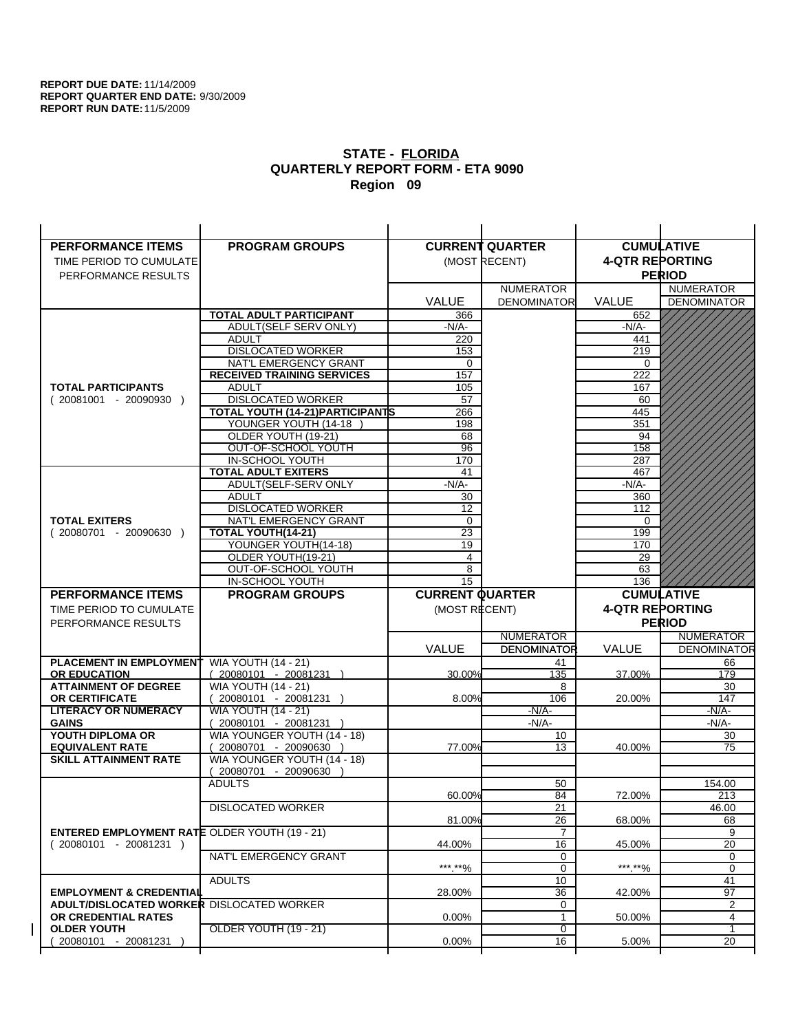**REPORT DUE DATE:** 11/14/2009
**REPORT QUARTER END DATE:** 9/30/2009
**REPORT RUN DATE:** 11/5/2009

# STATE - FLORIDA
## QUARTERLY REPORT FORM - ETA 9090
### Region 09

| PERFORMANCE ITEMS<br>TIME PERIOD TO CUMULATE PERFORMANCE RESULTS | PROGRAM GROUPS | CURRENT QUARTER (MOST RECENT) VALUE | CURRENT QUARTER NUMERATOR DENOMINATOR | CUMULATIVE 4-QTR REPORTING PERIOD VALUE | CUMULATIVE NUMERATOR DENOMINATOR |
|---|---|---|---|---|---|
| **TOTAL PARTICIPANTS** ( 20081001 - 20090930 ) | **TOTAL ADULT PARTICIPANT** | 366 | | 652 | |
| | ADULT(SELF SERV ONLY) | -N/A- | | -N/A- | |
| | ADULT | 220 | | 441 | |
| | DISLOCATED WORKER | 153 | | 219 | |
| | NAT'L EMERGENCY GRANT | 0 | | 0 | |
| | **RECEIVED TRAINING SERVICES** | 157 | | 222 | |
| | ADULT | 105 | | 167 | |
| | DISLOCATED WORKER | 57 | | 60 | |
| | **TOTAL YOUTH (14-21)PARTICIPANTS** | 266 | | 445 | |
| | YOUNGER YOUTH (14-18 ) | 198 | | 351 | |
| | OLDER YOUTH (19-21) | 68 | | 94 | |
| | OUT-OF-SCHOOL YOUTH | 96 | | 158 | |
| | IN-SCHOOL YOUTH | 170 | | 287 | |
| **TOTAL EXITERS** ( 20080701 - 20090630 ) | **TOTAL ADULT EXITERS** | 41 | | 467 | |
| | ADULT(SELF-SERV ONLY | -N/A- | | -N/A- | |
| | ADULT | 30 | | 360 | |
| | DISLOCATED WORKER | 12 | | 112 | |
| | NAT'L EMERGENCY GRANT | 0 | | 0 | |
| | **TOTAL YOUTH(14-21)** | 23 | | 199 | |
| | YOUNGER YOUTH(14-18) | 19 | | 170 | |
| | OLDER YOUTH(19-21) | 4 | | 29 | |
| | OUT-OF-SCHOOL YOUTH | 8 | | 63 | |
| | IN-SCHOOL YOUTH | 15 | | 136 | |

| PERFORMANCE ITEMS<br>TIME PERIOD TO CUMULATE PERFORMANCE RESULTS | PROGRAM GROUPS | CURRENT QUARTER (MOST RECENT) VALUE | CURRENT QUARTER NUMERATOR / DENOMINATOR | CUMULATIVE 4-QTR REPORTING PERIOD VALUE | CUMULATIVE NUMERATOR / DENOMINATOR |
|---|---|---|---|---|---|
| **PLACEMENT IN EMPLOYMENT OR EDUCATION** | WIA YOUTH (14 - 21) ( 20080101 - 20081231 ) | 30.00% | 41 / 135 | 37.00% | 66 / 179 |
| **ATTAINMENT OF DEGREE OR CERTIFICATE** | WIA YOUTH (14 - 21) ( 20080101 - 20081231 ) | 8.00% | 8 / 106 | 20.00% | 30 / 147 |
| **LITERACY OR NUMERACY GAINS** | WIA YOUTH (14 - 21) ( 20080101 - 20081231 ) | | -N/A- / -N/A- | | -N/A- / -N/A- |
| **YOUTH DIPLOMA OR EQUIVALENT RATE** | WIA YOUNGER YOUTH (14 - 18) ( 20080701 - 20090630 ) | 77.00% | 10 / 13 | 40.00% | 30 / 75 |
| **SKILL ATTAINMENT RATE** | WIA YOUNGER YOUTH (14 - 18) ( 20080701 - 20090630 ) | | | | |
| **ENTERED EMPLOYMENT RATE** ( 20080101 - 20081231 ) | ADULTS | 60.00% | 50 / 84 | 72.00% | 154.00 / 213 |
| | DISLOCATED WORKER | 81.00% | 21 / 26 | 68.00% | 46.00 / 68 |
| | OLDER YOUTH (19 - 21) | 44.00% | 7 / 16 | 45.00% | 9 / 20 |
| | NAT'L EMERGENCY GRANT | ***.**% | 0 / 0 | ***.**% | 0 / 0 |
| **EMPLOYMENT & CREDENTIAL ADULT/DISLOCATED WORKER OR CREDENTIAL RATES OLDER YOUTH** ( 20080101 - 20081231 ) | ADULTS | 28.00% | 10 / 36 | 42.00% | 41 / 97 |
| | DISLOCATED WORKER | 0.00% | 0 / 1 | 50.00% | 2 / 4 |
| | OLDER YOUTH (19 - 21) | 0.00% | 0 / 16 | 5.00% | 1 / 20 |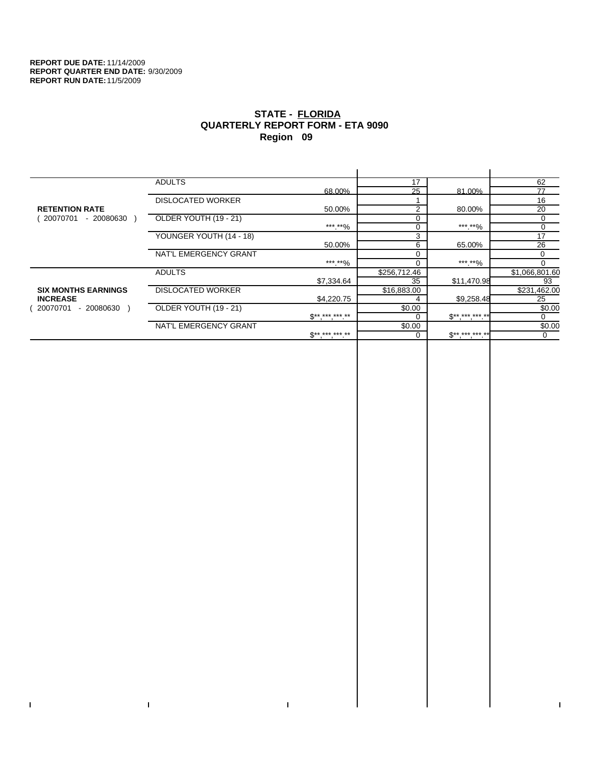**REPORT DUE DATE:** 11/14/2009
**REPORT QUARTER END DATE:** 9/30/2009
**REPORT RUN DATE:** 11/5/2009

# STATE - FLORIDA
## QUARTERLY REPORT FORM - ETA 9090
## Region 09

| | | | | | |
|---|---|---|---|---|---|
| **RETENTION RATE** ( 20070701 - 20080630 ) | ADULTS | | 17 | | 62 |
| | | 68.00% | 25 | 81.00% | 77 |
| | DISLOCATED WORKER | | 1 | | 16 |
| | | 50.00% | 2 | 80.00% | 20 |
| | OLDER YOUTH (19 - 21) | | 0 | | 0 |
| | | ***.**% | 0 | ***.**% | 0 |
| | YOUNGER YOUTH (14 - 18) | | 3 | | 17 |
| | | 50.00% | 6 | 65.00% | 26 |
| | NAT'L EMERGENCY GRANT | | 0 | | 0 |
| | | ***.**% | 0 | ***.**% | 0 |
| **SIX MONTHS EARNINGS INCREASE** ( 20070701 - 20080630 ) | ADULTS | | $256,712.46 | | $1,066,801.60 |
| | | $7,334.64 | 35 | $11,470.98 | 93 |
| | DISLOCATED WORKER | | $16,883.00 | | $231,462.00 |
| | | $4,220.75 | 4 | $9,258.48 | 25 |
| | OLDER YOUTH (19 - 21) | | $0.00 | | $0.00 |
| | | $**,***,***.** | 0 | $**,***,***.** | 0 |
| | NAT'L EMERGENCY GRANT | | $0.00 | | $0.00 |
| | | $**,***,***.** | 0 | $**,***,***.** | 0 |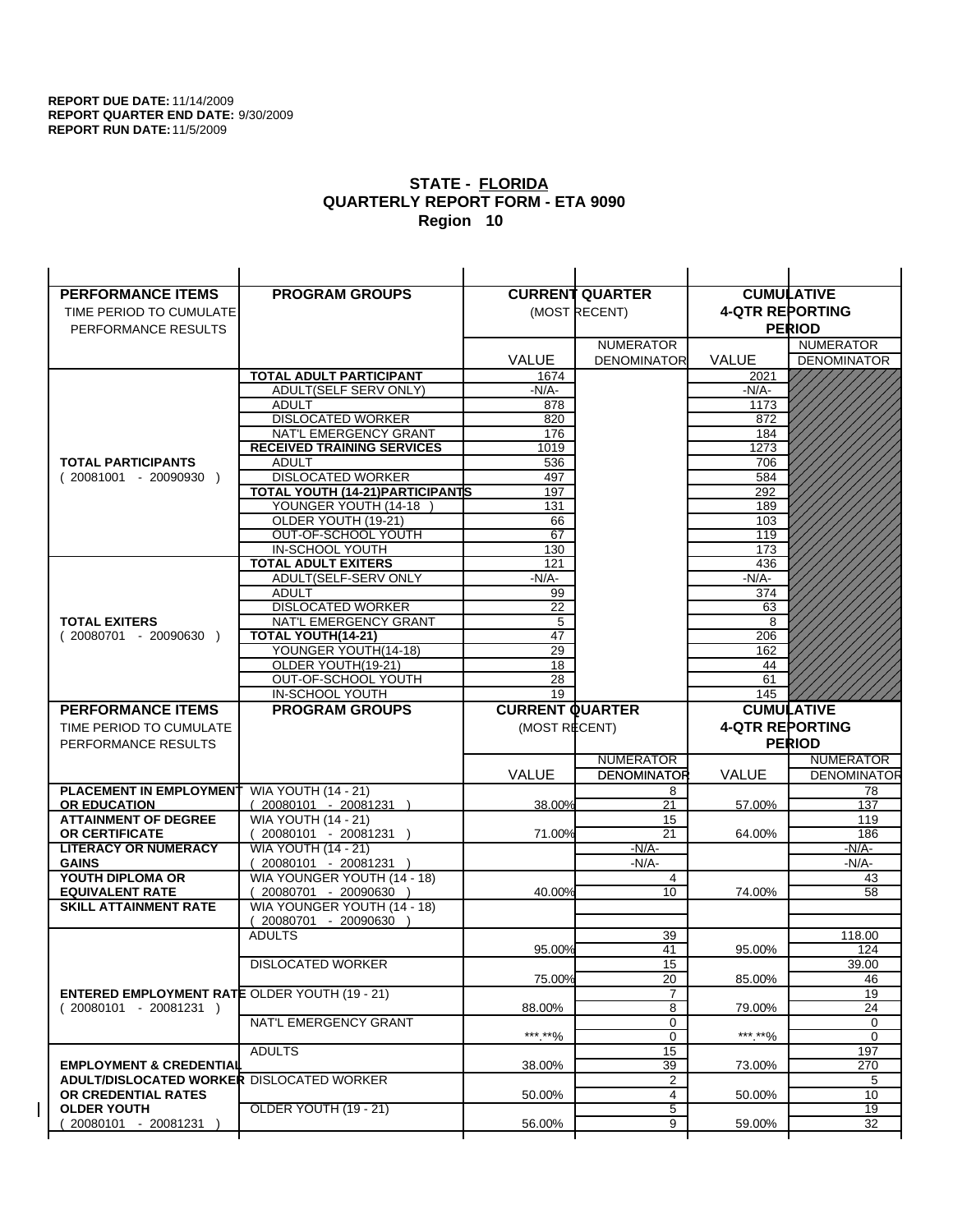**REPORT DUE DATE:** 11/14/2009
**REPORT QUARTER END DATE:** 9/30/2009
**REPORT RUN DATE:** 11/5/2009

## STATE - FLORIDA
## QUARTERLY REPORT FORM - ETA 9090
## Region 10

| PERFORMANCE ITEMS<br>TIME PERIOD TO CUMULATE PERFORMANCE RESULTS | PROGRAM GROUPS | CURRENT QUARTER (MOST RECENT) VALUE | NUMERATOR / DENOMINATOR | CUMULATIVE 4-QTR REPORTING PERIOD VALUE | NUMERATOR / DENOMINATOR |
|---|---|---|---|---|---|
| **TOTAL PARTICIPANTS** ( 20081001 - 20090930 ) | **TOTAL ADULT PARTICIPANT** | 1674 | | 2021 | |
| | ADULT(SELF SERV ONLY) | -N/A- | | -N/A- | |
| | ADULT | 878 | | 1173 | |
| | DISLOCATED WORKER | 820 | | 872 | |
| | NAT'L EMERGENCY GRANT | 176 | | 184 | |
| | **RECEIVED TRAINING SERVICES** | 1019 | | 1273 | |
| | ADULT | 536 | | 706 | |
| | DISLOCATED WORKER | 497 | | 584 | |
| | **TOTAL YOUTH (14-21)PARTICIPANTS** | 197 | | 292 | |
| | YOUNGER YOUTH (14-18 ) | 131 | | 189 | |
| | OLDER YOUTH (19-21) | 66 | | 103 | |
| | OUT-OF-SCHOOL YOUTH | 67 | | 119 | |
| | IN-SCHOOL YOUTH | 130 | | 173 | |
| **TOTAL EXITERS** ( 20080701 - 20090630 ) | **TOTAL ADULT EXITERS** | 121 | | 436 | |
| | ADULT(SELF-SERV ONLY | -N/A- | | -N/A- | |
| | ADULT | 99 | | 374 | |
| | DISLOCATED WORKER | 22 | | 63 | |
| | NAT'L EMERGENCY GRANT | 5 | | 8 | |
| | **TOTAL YOUTH(14-21)** | 47 | | 206 | |
| | YOUNGER YOUTH(14-18) | 29 | | 162 | |
| | OLDER YOUTH(19-21) | 18 | | 44 | |
| | OUT-OF-SCHOOL YOUTH | 28 | | 61 | |
| | IN-SCHOOL YOUTH | 19 | | 145 | |

| PERFORMANCE ITEMS<br>TIME PERIOD TO CUMULATE PERFORMANCE RESULTS | PROGRAM GROUPS | CURRENT QUARTER (MOST RECENT) VALUE | NUMERATOR / DENOMINATOR | CUMULATIVE 4-QTR REPORTING PERIOD VALUE | NUMERATOR / DENOMINATOR |
|---|---|---|---|---|---|
| **PLACEMENT IN EMPLOYMENT OR EDUCATION** | WIA YOUTH (14 - 21) ( 20080101 - 20081231 ) | 38.00% | 8 / 21 | 57.00% | 78 / 137 |
| **ATTAINMENT OF DEGREE OR CERTIFICATE** | WIA YOUTH (14 - 21) ( 20080101 - 20081231 ) | 71.00% | 15 / 21 | 64.00% | 119 / 186 |
| **LITERACY OR NUMERACY GAINS** | WIA YOUTH (14 - 21) ( 20080101 - 20081231 ) | | -N/A- / -N/A- | | -N/A- / -N/A- |
| **YOUTH DIPLOMA OR EQUIVALENT RATE** | WIA YOUNGER YOUTH (14 - 18) ( 20080701 - 20090630 ) | 40.00% | 4 / 10 | 74.00% | 43 / 58 |
| **SKILL ATTAINMENT RATE** | WIA YOUNGER YOUTH (14 - 18) ( 20080701 - 20090630 ) | | | | |
| **ENTERED EMPLOYMENT RATE** ( 20080101 - 20081231 ) | ADULTS | 95.00% | 39 / 41 | 95.00% | 118.00 / 124 |
| | DISLOCATED WORKER | 75.00% | 15 / 20 | 85.00% | 39.00 / 46 |
| | OLDER YOUTH (19 - 21) | 88.00% | 7 / 8 | 79.00% | 19 / 24 |
| | NAT'L EMERGENCY GRANT | \*\*\*.\*\*% | 0 / 0 | \*\*\*.\*\*% | 0 / 0 |
| **EMPLOYMENT & CREDENTIAL ADULT/DISLOCATED WORKER OR CREDENTIAL RATES OLDER YOUTH** ( 20080101 - 20081231 ) | ADULTS | 38.00% | 15 / 39 | 73.00% | 197 / 270 |
| | DISLOCATED WORKER | 50.00% | 2 / 4 | 50.00% | 5 / 10 |
| | OLDER YOUTH (19 - 21) | 56.00% | 5 / 9 | 59.00% | 19 / 32 |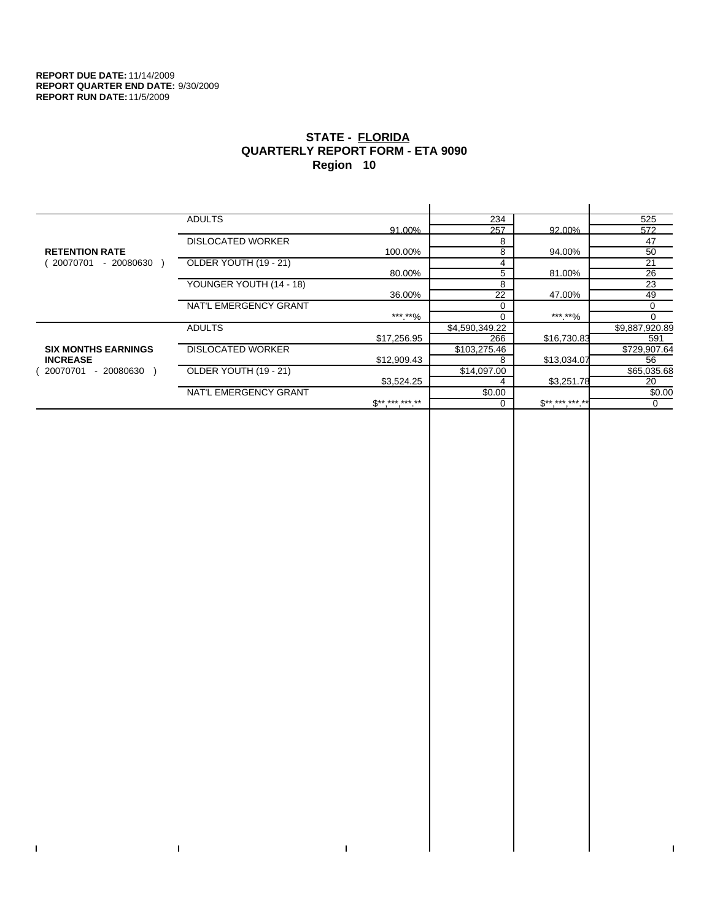**REPORT DUE DATE:** 11/14/2009
**REPORT QUARTER END DATE:** 9/30/2009
**REPORT RUN DATE:** 11/5/2009

## STATE - FLORIDA
## QUARTERLY REPORT FORM - ETA 9090
## Region 10

| | | | | | |
|---|---|---|---|---|---|
| **RETENTION RATE** ( 20070701 - 20080630 ) | ADULTS | 91.00% | 234 / 257 | 92.00% | 525 / 572 |
| | DISLOCATED WORKER | 100.00% | 8 / 8 | 94.00% | 47 / 50 |
| | OLDER YOUTH (19 - 21) | 80.00% | 4 / 5 | 81.00% | 21 / 26 |
| | YOUNGER YOUTH (14 - 18) | 36.00% | 8 / 22 | 47.00% | 23 / 49 |
| | NAT'L EMERGENCY GRANT | ***.**% | 0 / 0 | ***.**% | 0 / 0 |
| **SIX MONTHS EARNINGS INCREASE** ( 20070701 - 20080630 ) | ADULTS | $17,256.95 | $4,590,349.22 / 266 | $16,730.83 | $9,887,920.89 / 591 |
| | DISLOCATED WORKER | $12,909.43 | $103,275.46 / 8 | $13,034.07 | $729,907.64 / 56 |
| | OLDER YOUTH (19 - 21) | $3,524.25 | $14,097.00 / 4 | $3,251.78 | $65,035.68 / 20 |
| | NAT'L EMERGENCY GRANT | $**,***,***.** | $0.00 / 0 | $**,***,***.** | $0.00 / 0 |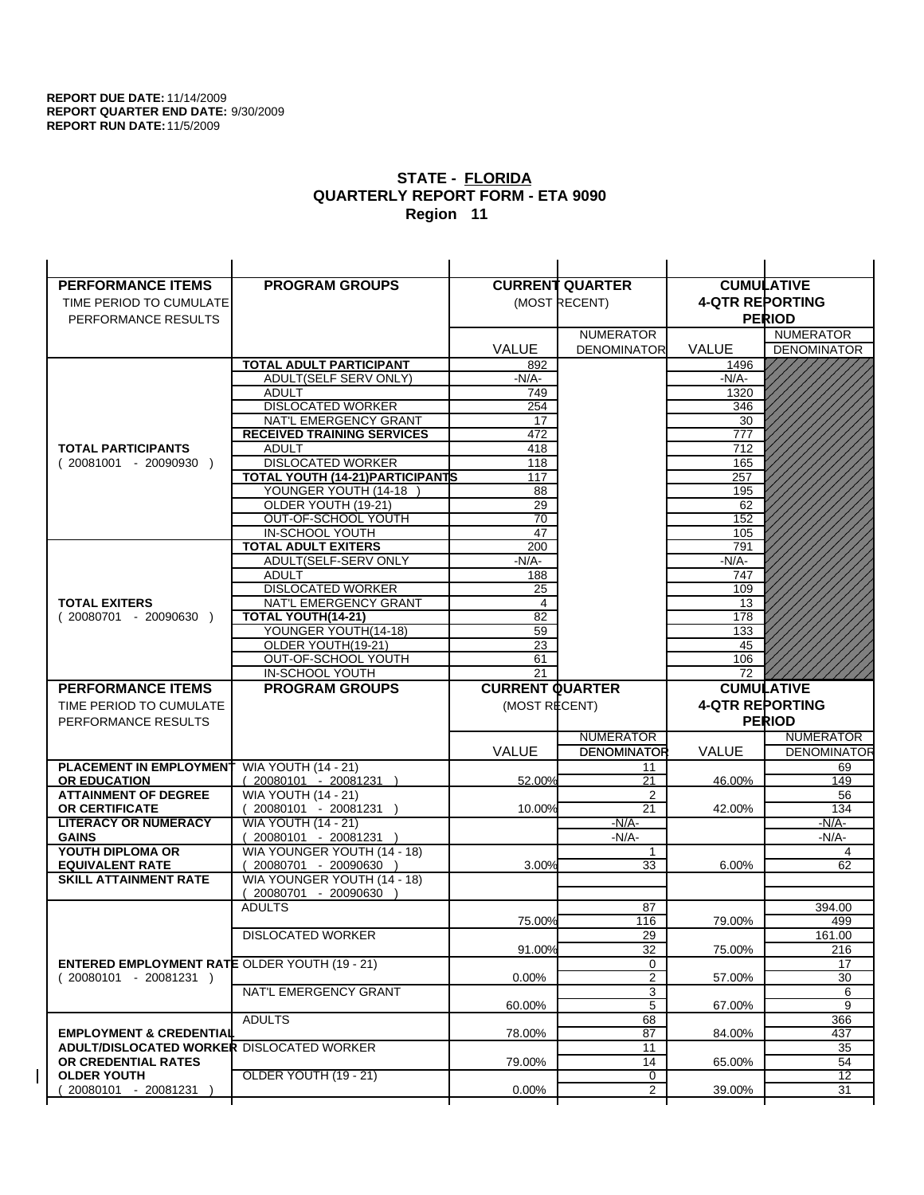**REPORT DUE DATE:** 11/14/2009
**REPORT QUARTER END DATE:** 9/30/2009
**REPORT RUN DATE:** 11/5/2009

## STATE - FLORIDA
## QUARTERLY REPORT FORM - ETA 9090
## Region 11

| PERFORMANCE ITEMS<br>TIME PERIOD TO CUMULATE PERFORMANCE RESULTS | PROGRAM GROUPS | CURRENT QUARTER (MOST RECENT) VALUE | NUMERATOR DENOMINATOR | CUMULATIVE 4-QTR REPORTING PERIOD VALUE | NUMERATOR DENOMINATOR |
|---|---|---|---|---|---|
| **TOTAL PARTICIPANTS** ( 20081001 - 20090930 ) | **TOTAL ADULT PARTICIPANT** | 892 | | 1496 | |
| | ADULT(SELF SERV ONLY) | -N/A- | | -N/A- | |
| | ADULT | 749 | | 1320 | |
| | DISLOCATED WORKER | 254 | | 346 | |
| | NAT'L EMERGENCY GRANT | 17 | | 30 | |
| | **RECEIVED TRAINING SERVICES** | 472 | | 777 | |
| | ADULT | 418 | | 712 | |
| | DISLOCATED WORKER | 118 | | 165 | |
| | **TOTAL YOUTH (14-21)PARTICIPANTS** | 117 | | 257 | |
| | YOUNGER YOUTH (14-18 ) | 88 | | 195 | |
| | OLDER YOUTH (19-21) | 29 | | 62 | |
| | OUT-OF-SCHOOL YOUTH | 70 | | 152 | |
| | IN-SCHOOL YOUTH | 47 | | 105 | |
| **TOTAL EXITERS** ( 20080701 - 20090630 ) | **TOTAL ADULT EXITERS** | 200 | | 791 | |
| | ADULT(SELF-SERV ONLY | -N/A- | | -N/A- | |
| | ADULT | 188 | | 747 | |
| | DISLOCATED WORKER | 25 | | 109 | |
| | NAT'L EMERGENCY GRANT | 4 | | 13 | |
| | **TOTAL YOUTH(14-21)** | 82 | | 178 | |
| | YOUNGER YOUTH(14-18) | 59 | | 133 | |
| | OLDER YOUTH(19-21) | 23 | | 45 | |
| | OUT-OF-SCHOOL YOUTH | 61 | | 106 | |
| | IN-SCHOOL YOUTH | 21 | | 72 | |

| PERFORMANCE ITEMS<br>TIME PERIOD TO CUMULATE PERFORMANCE RESULTS | PROGRAM GROUPS | CURRENT QUARTER (MOST RECENT) VALUE | NUMERATOR DENOMINATOR | CUMULATIVE 4-QTR REPORTING PERIOD VALUE | NUMERATOR DENOMINATOR |
|---|---|---|---|---|---|
| **PLACEMENT IN EMPLOYMENT OR EDUCATION** | WIA YOUTH (14 - 21) ( 20080101 - 20081231 ) | 52.00% | 11 / 21 | 46.00% | 69 / 149 |
| **ATTAINMENT OF DEGREE OR CERTIFICATE** | WIA YOUTH (14 - 21) ( 20080101 - 20081231 ) | 10.00% | 2 / 21 | 42.00% | 56 / 134 |
| **LITERACY OR NUMERACY GAINS** | WIA YOUTH (14 - 21) ( 20080101 - 20081231 ) | | -N/A- / -N/A- | | -N/A- / -N/A- |
| **YOUTH DIPLOMA OR EQUIVALENT RATE** | WIA YOUNGER YOUTH (14 - 18) ( 20080701 - 20090630 ) | 3.00% | 1 / 33 | 6.00% | 4 / 62 |
| **SKILL ATTAINMENT RATE** | WIA YOUNGER YOUTH (14 - 18) ( 20080701 - 20090630 ) | | | | |
| **ENTERED EMPLOYMENT RATE** ( 20080101 - 20081231 ) | ADULTS | 75.00% | 87 / 116 | 79.00% | 394.00 / 499 |
| | DISLOCATED WORKER | 91.00% | 29 / 32 | 75.00% | 161.00 / 216 |
| | OLDER YOUTH (19 - 21) | 0.00% | 0 / 2 | 57.00% | 17 / 30 |
| | NAT'L EMERGENCY GRANT | 60.00% | 3 / 5 | 67.00% | 6 / 9 |
| **EMPLOYMENT & CREDENTIAL ADULT/DISLOCATED WORKER OR CREDENTIAL RATES OLDER YOUTH** ( 20080101 - 20081231 ) | ADULTS | 78.00% | 68 / 87 | 84.00% | 366 / 437 |
| | DISLOCATED WORKER | 79.00% | 11 / 14 | 65.00% | 35 / 54 |
| | OLDER YOUTH (19 - 21) | 0.00% | 0 / 2 | 39.00% | 12 / 31 |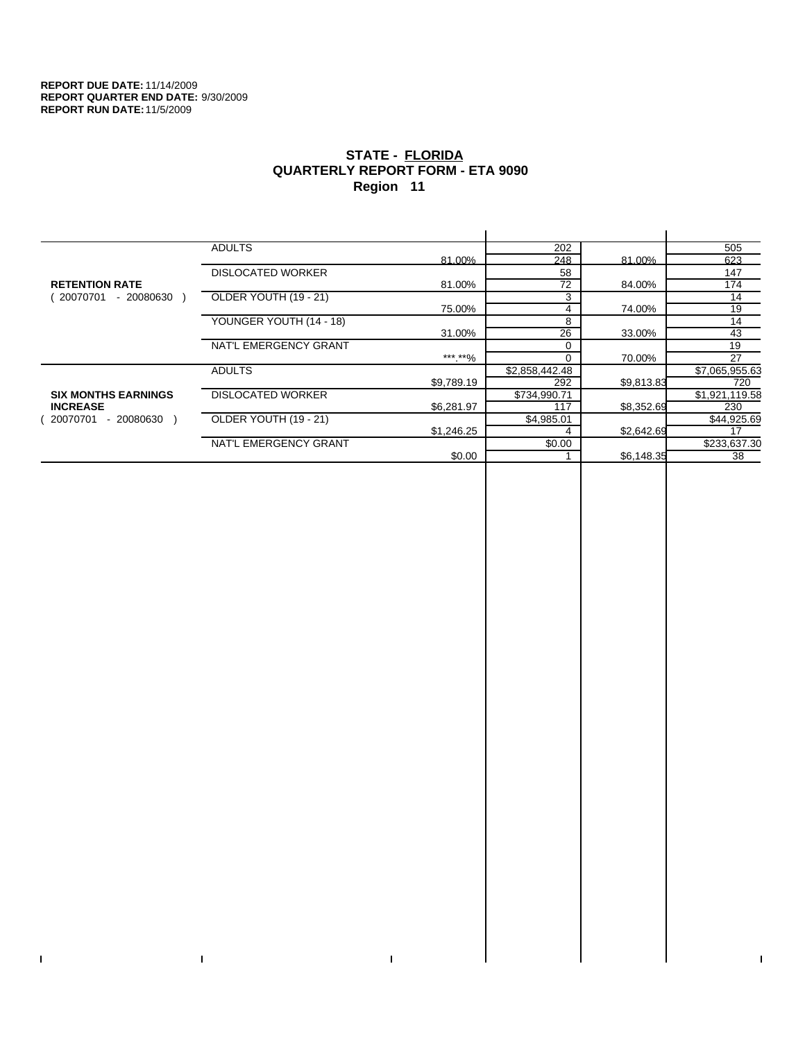**REPORT DUE DATE:** 11/14/2009
**REPORT QUARTER END DATE:** 9/30/2009
**REPORT RUN DATE:** 11/5/2009

# STATE - FLORIDA
## QUARTERLY REPORT FORM - ETA 9090
## Region 11

| | | | | | |
|---|---|---|---|---|---|
| **RETENTION RATE** ( 20070701 - 20080630 ) | ADULTS | | 202 | | 505 |
| | | 81.00% | 248 | 81.00% | 623 |
| | DISLOCATED WORKER | | 58 | | 147 |
| | | 81.00% | 72 | 84.00% | 174 |
| | OLDER YOUTH (19 - 21) | | 3 | | 14 |
| | | 75.00% | 4 | 74.00% | 19 |
| | YOUNGER YOUTH (14 - 18) | | 8 | | 14 |
| | | 31.00% | 26 | 33.00% | 43 |
| | NAT'L EMERGENCY GRANT | | 0 | | 19 |
| | | ***.**% | 0 | 70.00% | 27 |
| **SIX MONTHS EARNINGS INCREASE** ( 20070701 - 20080630 ) | ADULTS | | $2,858,442.48 | | $7,065,955.63 |
| | | $9,789.19 | 292 | $9,813.83 | 720 |
| | DISLOCATED WORKER | | $734,990.71 | | $1,921,119.58 |
| | | $6,281.97 | 117 | $8,352.69 | 230 |
| | OLDER YOUTH (19 - 21) | | $4,985.01 | | $44,925.69 |
| | | $1,246.25 | 4 | $2,642.69 | 17 |
| | NAT'L EMERGENCY GRANT | | $0.00 | | $233,637.30 |
| | | $0.00 | 1 | $6,148.35 | 38 |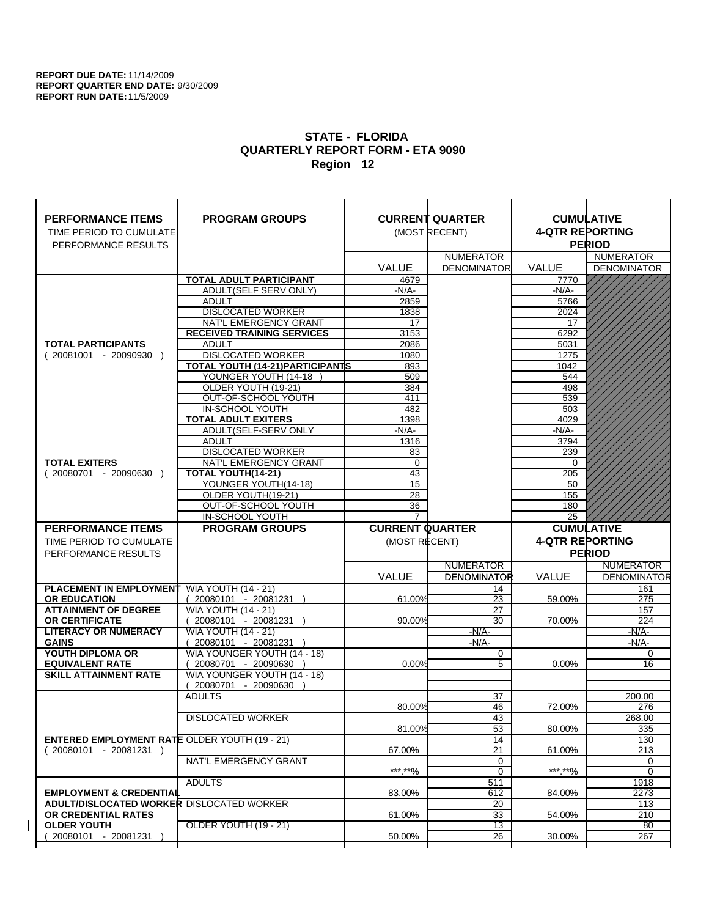**REPORT DUE DATE:** 11/14/2009
**REPORT QUARTER END DATE:** 9/30/2009
**REPORT RUN DATE:** 11/5/2009

## STATE - FLORIDA
## QUARTERLY REPORT FORM - ETA 9090
## Region 12

| PERFORMANCE ITEMS<br>TIME PERIOD TO CUMULATE<br>PERFORMANCE RESULTS | PROGRAM GROUPS | CURRENT QUARTER (MOST RECENT) VALUE | NUMERATOR DENOMINATOR | CUMULATIVE 4-QTR REPORTING PERIOD VALUE | NUMERATOR DENOMINATOR |
|---|---|---|---|---|---|
| **TOTAL PARTICIPANTS** ( 20081001 - 20090930 ) | **TOTAL ADULT PARTICIPANT** | 4679 | | 7770 | |
| | ADULT(SELF SERV ONLY) | -N/A- | | -N/A- | |
| | ADULT | 2859 | | 5766 | |
| | DISLOCATED WORKER | 1838 | | 2024 | |
| | NAT'L EMERGENCY GRANT | 17 | | 17 | |
| | **RECEIVED TRAINING SERVICES** | 3153 | | 6292 | |
| | ADULT | 2086 | | 5031 | |
| | DISLOCATED WORKER | 1080 | | 1275 | |
| | **TOTAL YOUTH (14-21)PARTICIPANTS** | 893 | | 1042 | |
| | YOUNGER YOUTH (14-18 ) | 509 | | 544 | |
| | OLDER YOUTH (19-21) | 384 | | 498 | |
| | OUT-OF-SCHOOL YOUTH | 411 | | 539 | |
| | IN-SCHOOL YOUTH | 482 | | 503 | |
| **TOTAL EXITERS** ( 20080701 - 20090630 ) | **TOTAL ADULT EXITERS** | 1398 | | 4029 | |
| | ADULT(SELF-SERV ONLY | -N/A- | | -N/A- | |
| | ADULT | 1316 | | 3794 | |
| | DISLOCATED WORKER | 83 | | 239 | |
| | NAT'L EMERGENCY GRANT | 0 | | 0 | |
| | **TOTAL YOUTH(14-21)** | 43 | | 205 | |
| | YOUNGER YOUTH(14-18) | 15 | | 50 | |
| | OLDER YOUTH(19-21) | 28 | | 155 | |
| | OUT-OF-SCHOOL YOUTH | 36 | | 180 | |
| | IN-SCHOOL YOUTH | 7 | | 25 | |

| PERFORMANCE ITEMS<br>TIME PERIOD TO CUMULATE<br>PERFORMANCE RESULTS | PROGRAM GROUPS | CURRENT QUARTER (MOST RECENT) VALUE | NUMERATOR DENOMINATOR | CUMULATIVE 4-QTR REPORTING PERIOD VALUE | NUMERATOR DENOMINATOR |
|---|---|---|---|---|---|
| **PLACEMENT IN EMPLOYMENT OR EDUCATION** | WIA YOUTH (14 - 21) ( 20080101 - 20081231 ) | 61.00% | 14 / 23 | 59.00% | 161 / 275 |
| **ATTAINMENT OF DEGREE OR CERTIFICATE** | WIA YOUTH (14 - 21) ( 20080101 - 20081231 ) | 90.00% | 27 / 30 | 70.00% | 157 / 224 |
| **LITERACY OR NUMERACY GAINS** | WIA YOUTH (14 - 21) ( 20080101 - 20081231 ) | | -N/A- / -N/A- | | -N/A- / -N/A- |
| **YOUTH DIPLOMA OR EQUIVALENT RATE** | WIA YOUNGER YOUTH (14 - 18) ( 20080701 - 20090630 ) | 0.00% | 0 / 5 | 0.00% | 0 / 16 |
| **SKILL ATTAINMENT RATE** | WIA YOUNGER YOUTH (14 - 18) ( 20080701 - 20090630 ) | | | | |
| **ENTERED EMPLOYMENT RATE** ( 20080101 - 20081231 ) | ADULTS | 80.00% | 37 / 46 | 72.00% | 200.00 / 276 |
| | DISLOCATED WORKER | 81.00% | 43 / 53 | 80.00% | 268.00 / 335 |
| | OLDER YOUTH (19 - 21) | 67.00% | 14 / 21 | 61.00% | 130 / 213 |
| | NAT'L EMERGENCY GRANT | \*\*\*.\*\*% | 0 / 0 | \*\*\*.\*\*% | 0 / 0 |
| **EMPLOYMENT & CREDENTIAL ADULT/DISLOCATED WORKER OR CREDENTIAL RATES OLDER YOUTH** ( 20080101 - 20081231 ) | ADULTS | 83.00% | 511 / 612 | 84.00% | 1918 / 2273 |
| | DISLOCATED WORKER | 61.00% | 20 / 33 | 54.00% | 113 / 210 |
| | OLDER YOUTH (19 - 21) | 50.00% | 13 / 26 | 30.00% | 80 / 267 |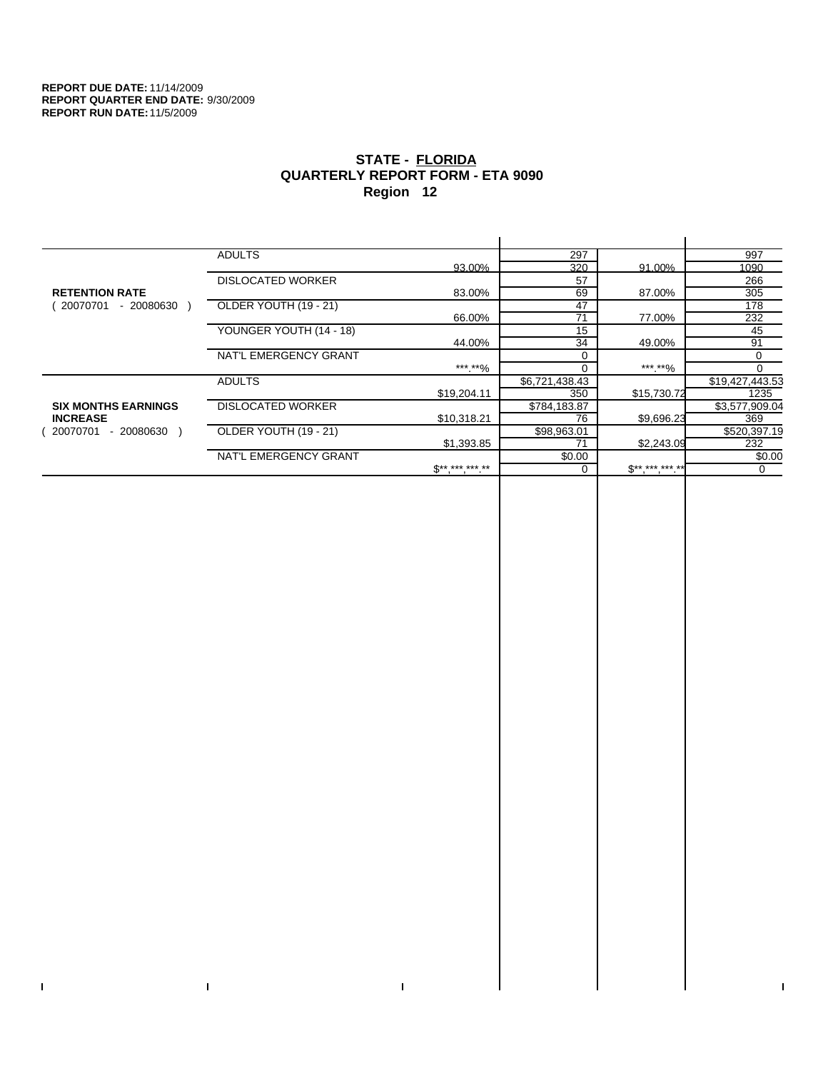**REPORT DUE DATE:** 11/14/2009
**REPORT QUARTER END DATE:** 9/30/2009
**REPORT RUN DATE:** 11/5/2009

# STATE - FLORIDA
## QUARTERLY REPORT FORM - ETA 9090
## Region 12

| | | | | | |
|---|---|---|---|---|---|
| **RETENTION RATE** ( 20070701 - 20080630 ) | ADULTS | | 297 | | 997 |
| | | 93.00% | 320 | 91.00% | 1090 |
| | DISLOCATED WORKER | | 57 | | 266 |
| | | 83.00% | 69 | 87.00% | 305 |
| | OLDER YOUTH (19 - 21) | | 47 | | 178 |
| | | 66.00% | 71 | 77.00% | 232 |
| | YOUNGER YOUTH (14 - 18) | | 15 | | 45 |
| | | 44.00% | 34 | 49.00% | 91 |
| | NAT'L EMERGENCY GRANT | | 0 | | 0 |
| | | ***.**% | 0 | ***.**% | 0 |
| **SIX MONTHS EARNINGS INCREASE** ( 20070701 - 20080630 ) | ADULTS | | $6,721,438.43 | | $19,427,443.53 |
| | | $19,204.11 | 350 | $15,730.72 | 1235 |
| | DISLOCATED WORKER | | $784,183.87 | | $3,577,909.04 |
| | | $10,318.21 | 76 | $9,696.23 | 369 |
| | OLDER YOUTH (19 - 21) | | $98,963.01 | | $520,397.19 |
| | | $1,393.85 | 71 | $2,243.09 | 232 |
| | NAT'L EMERGENCY GRANT | | $0.00 | | $0.00 |
| | | $**,***,***.** | 0 | $**,***,***.** | 0 |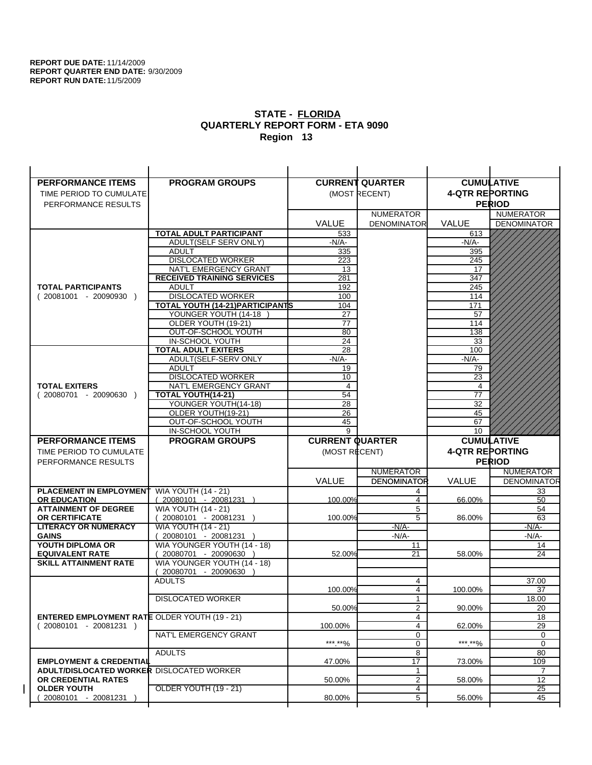**REPORT DUE DATE:** 11/14/2009
**REPORT QUARTER END DATE:** 9/30/2009
**REPORT RUN DATE:** 11/5/2009

# STATE - FLORIDA
## QUARTERLY REPORT FORM - ETA 9090
### Region 13

| PERFORMANCE ITEMS<br>TIME PERIOD TO CUMULATE PERFORMANCE RESULTS | PROGRAM GROUPS | CURRENT QUARTER (MOST RECENT) VALUE | NUMERATOR DENOMINATOR | CUMULATIVE 4-QTR REPORTING PERIOD VALUE | NUMERATOR DENOMINATOR |
|---|---|---|---|---|---|
| **TOTAL PARTICIPANTS** ( 20081001 - 20090930 ) | **TOTAL ADULT PARTICIPANT** | 533 | | 613 | |
| | ADULT(SELF SERV ONLY) | -N/A- | | -N/A- | |
| | ADULT | 335 | | 395 | |
| | DISLOCATED WORKER | 223 | | 245 | |
| | NAT'L EMERGENCY GRANT | 13 | | 17 | |
| | **RECEIVED TRAINING SERVICES** | 281 | | 347 | |
| | ADULT | 192 | | 245 | |
| | DISLOCATED WORKER | 100 | | 114 | |
| | **TOTAL YOUTH (14-21)PARTICIPANTS** | 104 | | 171 | |
| | YOUNGER YOUTH (14-18 ) | 27 | | 57 | |
| | OLDER YOUTH (19-21) | 77 | | 114 | |
| | OUT-OF-SCHOOL YOUTH | 80 | | 138 | |
| | IN-SCHOOL YOUTH | 24 | | 33 | |
| **TOTAL EXITERS** ( 20080701 - 20090630 ) | **TOTAL ADULT EXITERS** | 28 | | 100 | |
| | ADULT(SELF-SERV ONLY | -N/A- | | -N/A- | |
| | ADULT | 19 | | 79 | |
| | DISLOCATED WORKER | 10 | | 23 | |
| | NAT'L EMERGENCY GRANT | 4 | | 4 | |
| | **TOTAL YOUTH(14-21)** | 54 | | 77 | |
| | YOUNGER YOUTH(14-18) | 28 | | 32 | |
| | OLDER YOUTH(19-21) | 26 | | 45 | |
| | OUT-OF-SCHOOL YOUTH | 45 | | 67 | |
| | IN-SCHOOL YOUTH | 9 | | 10 | |

| PERFORMANCE ITEMS<br>TIME PERIOD TO CUMULATE PERFORMANCE RESULTS | PROGRAM GROUPS | CURRENT QUARTER (MOST RECENT) VALUE | NUMERATOR DENOMINATOR | CUMULATIVE 4-QTR REPORTING PERIOD VALUE | NUMERATOR DENOMINATOR |
|---|---|---|---|---|---|
| **PLACEMENT IN EMPLOYMENT OR EDUCATION** | WIA YOUTH (14 - 21) ( 20080101 - 20081231 ) | 100.00% | 4<br>4 | 66.00% | 33<br>50 |
| **ATTAINMENT OF DEGREE OR CERTIFICATE** | WIA YOUTH (14 - 21) ( 20080101 - 20081231 ) | 100.00% | 5<br>5 | 86.00% | 54<br>63 |
| **LITERACY OR NUMERACY GAINS** | WIA YOUTH (14 - 21) ( 20080101 - 20081231 ) | | -N/A-<br>-N/A- | | -N/A-<br>-N/A- |
| **YOUTH DIPLOMA OR EQUIVALENT RATE** | WIA YOUNGER YOUTH (14 - 18) ( 20080701 - 20090630 ) | 52.00% | 11<br>21 | 58.00% | 14<br>24 |
| **SKILL ATTAINMENT RATE** | WIA YOUNGER YOUTH (14 - 18) ( 20080701 - 20090630 ) | | | | |
| **ENTERED EMPLOYMENT RATE** ( 20080101 - 20081231 ) | ADULTS | 100.00% | 4<br>4 | 100.00% | 37.00<br>37 |
| | DISLOCATED WORKER | 50.00% | 1<br>2 | 90.00% | 18.00<br>20 |
| | OLDER YOUTH (19 - 21) | 100.00% | 4<br>4 | 62.00% | 18<br>29 |
| | NAT'L EMERGENCY GRANT | ***.**% | 0<br>0 | ***.**% | 0<br>0 |
| **EMPLOYMENT & CREDENTIAL ADULT/DISLOCATED WORKER OR CREDENTIAL RATES OLDER YOUTH** ( 20080101 - 20081231 ) | ADULTS | 47.00% | 8<br>17 | 73.00% | 80<br>109 |
| | DISLOCATED WORKER | 50.00% | 1<br>2 | 58.00% | 7<br>12 |
| | OLDER YOUTH (19 - 21) | 80.00% | 4<br>5 | 56.00% | 25<br>45 |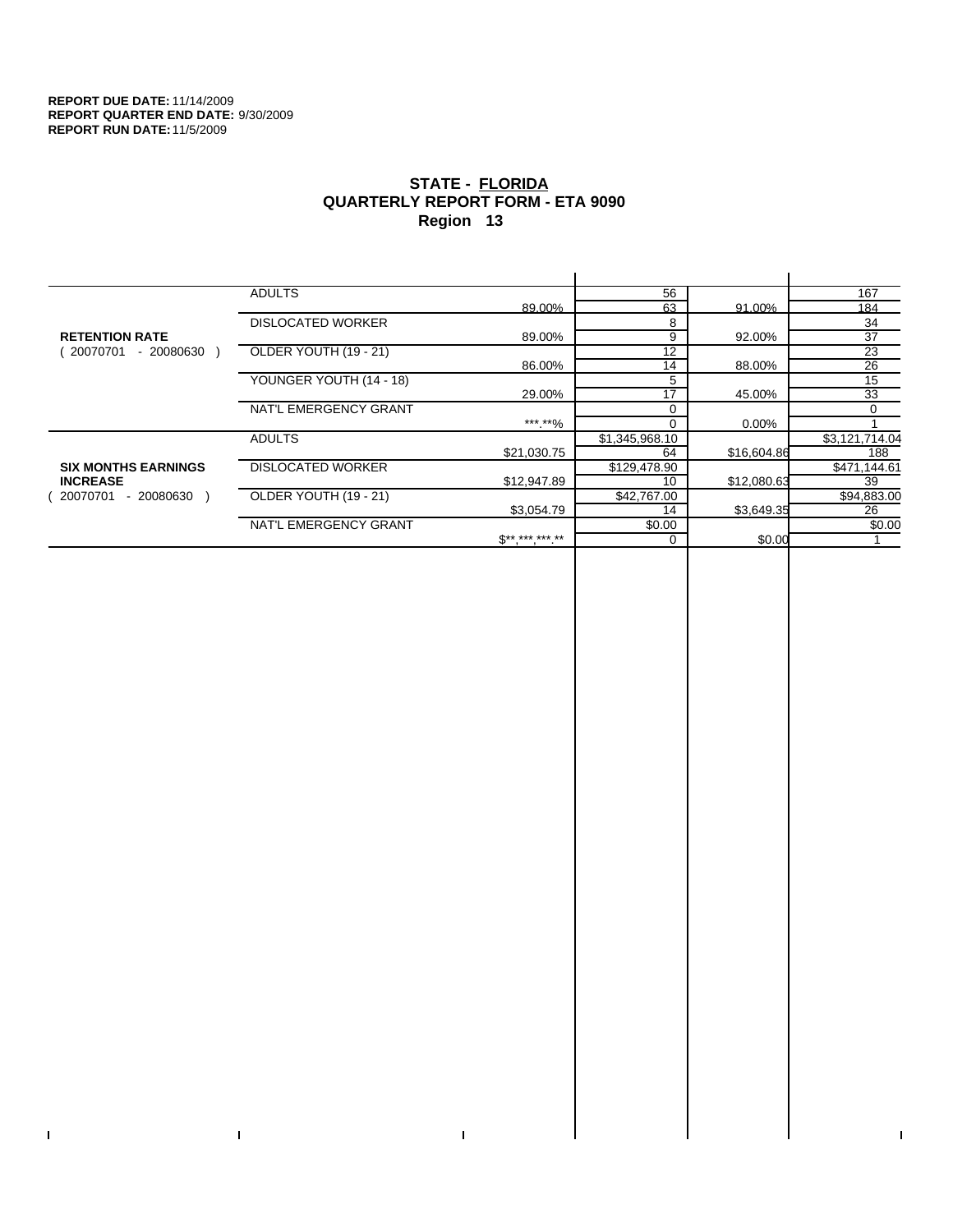**REPORT DUE DATE:** 11/14/2009
**REPORT QUARTER END DATE:** 9/30/2009
**REPORT RUN DATE:** 11/5/2009

## STATE - FLORIDA
## QUARTERLY REPORT FORM - ETA 9090
## Region 13

| | | | | | |
|---|---|---|---|---|---|
| **RETENTION RATE** ( 20070701 - 20080630 ) | ADULTS | | 56 | | 167 |
| | | 89.00% | 63 | 91.00% | 184 |
| | DISLOCATED WORKER | | 8 | | 34 |
| | | 89.00% | 9 | 92.00% | 37 |
| | OLDER YOUTH (19 - 21) | | 12 | | 23 |
| | | 86.00% | 14 | 88.00% | 26 |
| | YOUNGER YOUTH (14 - 18) | | 5 | | 15 |
| | | 29.00% | 17 | 45.00% | 33 |
| | NAT'L EMERGENCY GRANT | | 0 | | 0 |
| | | ***.**% | 0 | 0.00% | 1 |
| **SIX MONTHS EARNINGS INCREASE** ( 20070701 - 20080630 ) | ADULTS | | $1,345,968.10 | | $3,121,714.04 |
| | | $21,030.75 | 64 | $16,604.86 | 188 |
| | DISLOCATED WORKER | | $129,478.90 | | $471,144.61 |
| | | $12,947.89 | 10 | $12,080.63 | 39 |
| | OLDER YOUTH (19 - 21) | | $42,767.00 | | $94,883.00 |
| | | $3,054.79 | 14 | $3,649.35 | 26 |
| | NAT'L EMERGENCY GRANT | | $0.00 | | $0.00 |
| | | $**,***,***.** | 0 | $0.00 | 1 |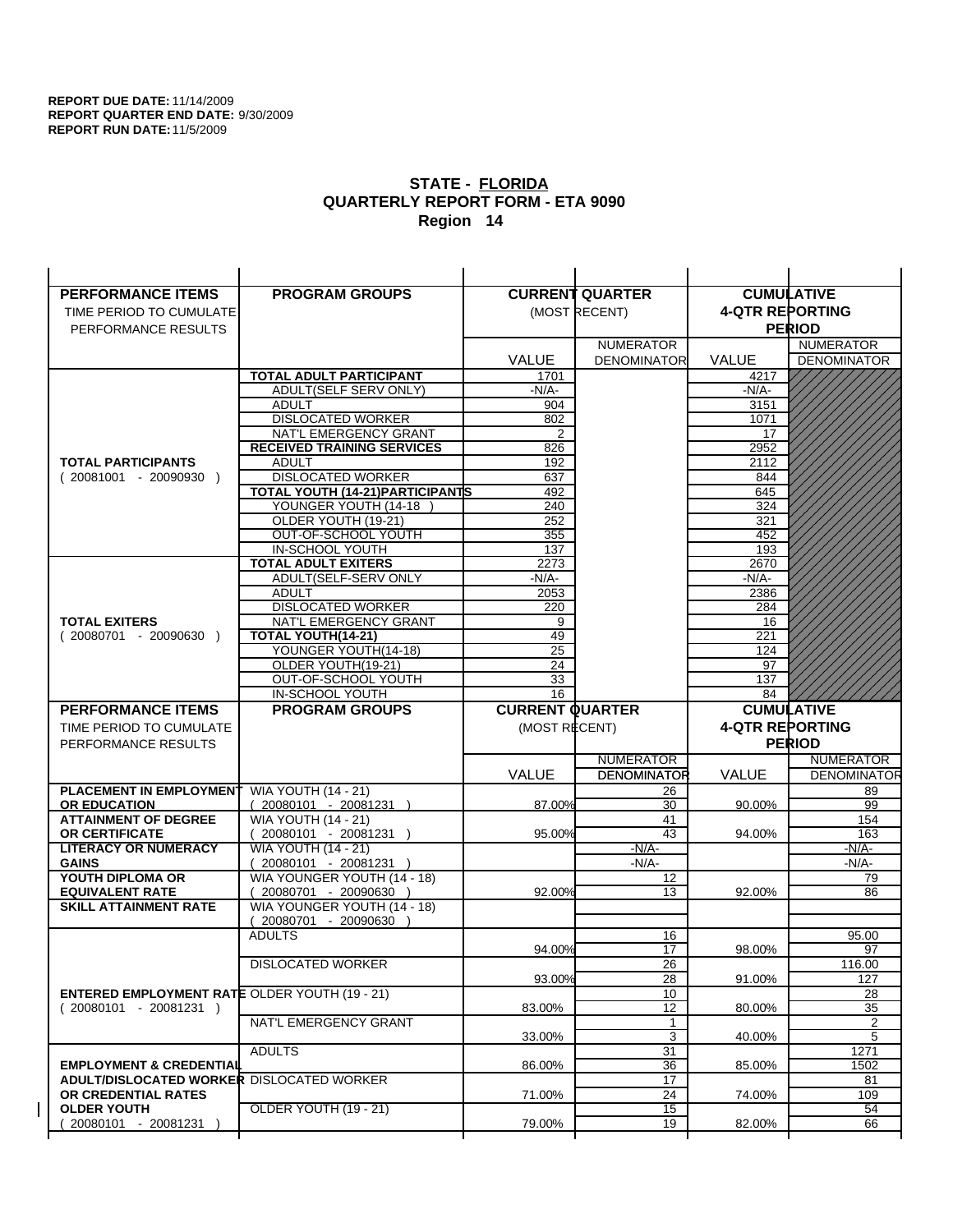**REPORT DUE DATE:** 11/14/2009
**REPORT QUARTER END DATE:** 9/30/2009
**REPORT RUN DATE:** 11/5/2009

## STATE - FLORIDA
## QUARTERLY REPORT FORM - ETA 9090
## Region 14

| PERFORMANCE ITEMS<br>TIME PERIOD TO CUMULATE PERFORMANCE RESULTS | PROGRAM GROUPS | CURRENT QUARTER (MOST RECENT) VALUE | CURRENT QUARTER NUMERATOR DENOMINATOR | CUMULATIVE 4-QTR REPORTING PERIOD VALUE | CUMULATIVE NUMERATOR DENOMINATOR |
|---|---|---|---|---|---|
| **TOTAL PARTICIPANTS** ( 20081001 - 20090930 ) | **TOTAL ADULT PARTICIPANT** | 1701 | | 4217 | |
| | ADULT(SELF SERV ONLY) | -N/A- | | -N/A- | |
| | ADULT | 904 | | 3151 | |
| | DISLOCATED WORKER | 802 | | 1071 | |
| | NAT'L EMERGENCY GRANT | 2 | | 17 | |
| | **RECEIVED TRAINING SERVICES** | 826 | | 2952 | |
| | ADULT | 192 | | 2112 | |
| | DISLOCATED WORKER | 637 | | 844 | |
| | **TOTAL YOUTH (14-21)PARTICIPANTS** | 492 | | 645 | |
| | YOUNGER YOUTH (14-18 ) | 240 | | 324 | |
| | OLDER YOUTH (19-21) | 252 | | 321 | |
| | OUT-OF-SCHOOL YOUTH | 355 | | 452 | |
| | IN-SCHOOL YOUTH | 137 | | 193 | |
| **TOTAL EXITERS** ( 20080701 - 20090630 ) | **TOTAL ADULT EXITERS** | 2273 | | 2670 | |
| | ADULT(SELF-SERV ONLY | -N/A- | | -N/A- | |
| | ADULT | 2053 | | 2386 | |
| | DISLOCATED WORKER | 220 | | 284 | |
| | NAT'L EMERGENCY GRANT | 9 | | 16 | |
| | **TOTAL YOUTH(14-21)** | 49 | | 221 | |
| | YOUNGER YOUTH(14-18) | 25 | | 124 | |
| | OLDER YOUTH(19-21) | 24 | | 97 | |
| | OUT-OF-SCHOOL YOUTH | 33 | | 137 | |
| | IN-SCHOOL YOUTH | 16 | | 84 | |

| PERFORMANCE ITEMS<br>TIME PERIOD TO CUMULATE PERFORMANCE RESULTS | PROGRAM GROUPS | CURRENT QUARTER (MOST RECENT) VALUE | CURRENT QUARTER NUMERATOR / DENOMINATOR | CUMULATIVE 4-QTR REPORTING PERIOD VALUE | CUMULATIVE NUMERATOR / DENOMINATOR |
|---|---|---|---|---|---|
| **PLACEMENT IN EMPLOYMENT OR EDUCATION** | WIA YOUTH (14 - 21) ( 20080101 - 20081231 ) | 87.00% | 26 / 30 | 90.00% | 89 / 99 |
| **ATTAINMENT OF DEGREE OR CERTIFICATE** | WIA YOUTH (14 - 21) ( 20080101 - 20081231 ) | 95.00% | 41 / 43 | 94.00% | 154 / 163 |
| **LITERACY OR NUMERACY GAINS** | WIA YOUTH (14 - 21) ( 20080101 - 20081231 ) | | -N/A- / -N/A- | | -N/A- / -N/A- |
| **YOUTH DIPLOMA OR EQUIVALENT RATE** | WIA YOUNGER YOUTH (14 - 18) ( 20080701 - 20090630 ) | 92.00% | 12 / 13 | 92.00% | 79 / 86 |
| **SKILL ATTAINMENT RATE** | WIA YOUNGER YOUTH (14 - 18) ( 20080701 - 20090630 ) | | | | |
| **ENTERED EMPLOYMENT RATE** ( 20080101 - 20081231 ) | ADULTS | 94.00% | 16 / 17 | 98.00% | 95.00 / 97 |
| | DISLOCATED WORKER | 93.00% | 26 / 28 | 91.00% | 116.00 / 127 |
| | OLDER YOUTH (19 - 21) | 83.00% | 10 / 12 | 80.00% | 28 / 35 |
| | NAT'L EMERGENCY GRANT | 33.00% | 1 / 3 | 40.00% | 2 / 5 |
| **EMPLOYMENT & CREDENTIAL ADULT/DISLOCATED WORKER OR CREDENTIAL RATES OLDER YOUTH** ( 20080101 - 20081231 ) | ADULTS | 86.00% | 31 / 36 | 85.00% | 1271 / 1502 |
| | DISLOCATED WORKER | 71.00% | 17 / 24 | 74.00% | 81 / 109 |
| | OLDER YOUTH (19 - 21) | 79.00% | 15 / 19 | 82.00% | 54 / 66 |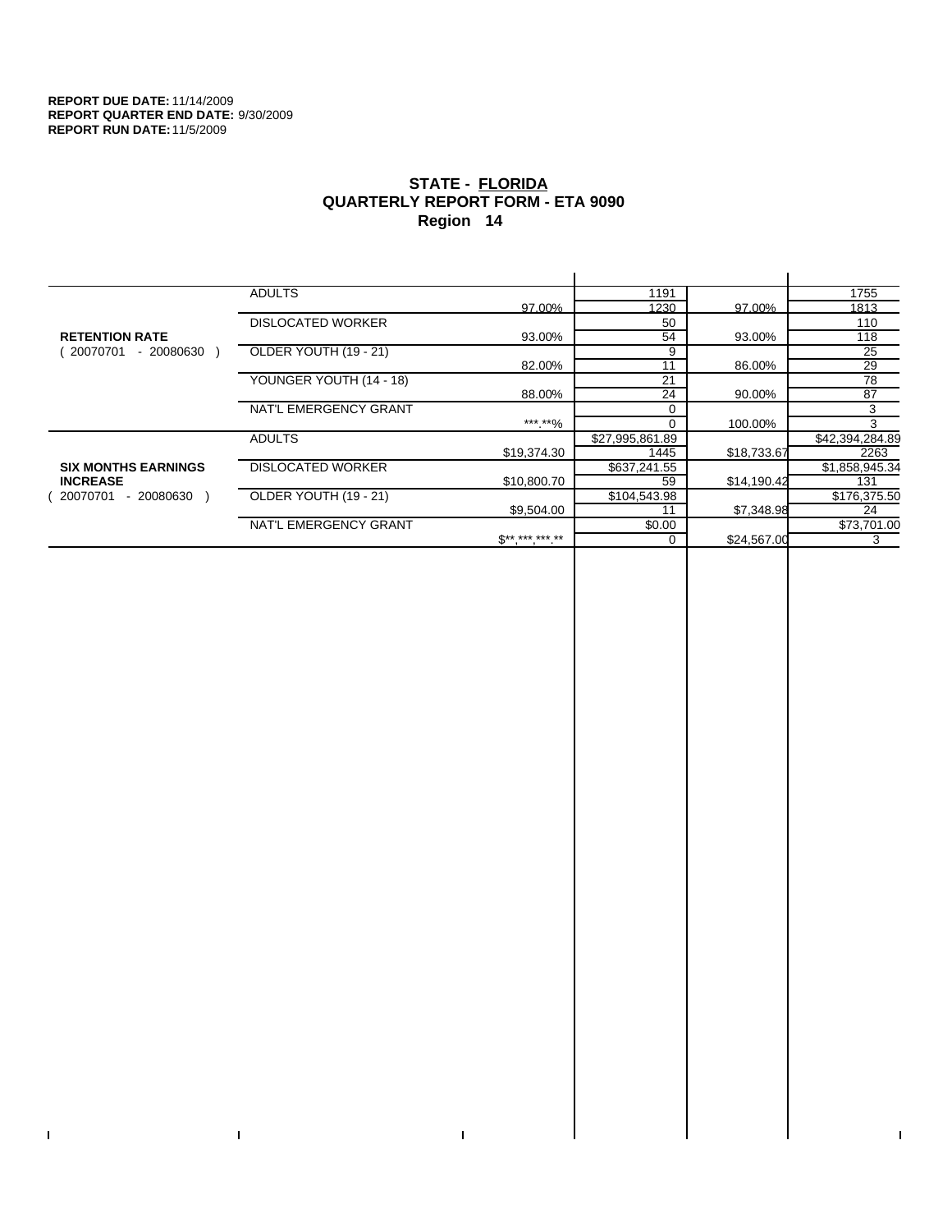**REPORT DUE DATE:** 11/14/2009
**REPORT QUARTER END DATE:** 9/30/2009
**REPORT RUN DATE:** 11/5/2009

# STATE - FLORIDA
## QUARTERLY REPORT FORM - ETA 9090
## Region 14

| | | | | | |
|---|---|---|---|---|---|
| **RETENTION RATE** ( 20070701 - 20080630 ) | ADULTS | | 1191 | | 1755 |
| | | 97.00% | 1230 | 97.00% | 1813 |
| | DISLOCATED WORKER | | 50 | | 110 |
| | | 93.00% | 54 | 93.00% | 118 |
| | OLDER YOUTH (19 - 21) | | 9 | | 25 |
| | | 82.00% | 11 | 86.00% | 29 |
| | YOUNGER YOUTH (14 - 18) | | 21 | | 78 |
| | | 88.00% | 24 | 90.00% | 87 |
| | NAT'L EMERGENCY GRANT | | 0 | | 3 |
| | | ***.**% | 0 | 100.00% | 3 |
| **SIX MONTHS EARNINGS INCREASE** ( 20070701 - 20080630 ) | ADULTS | | $27,995,861.89 | | $42,394,284.89 |
| | | $19,374.30 | 1445 | $18,733.67 | 2263 |
| | DISLOCATED WORKER | | $637,241.55 | | $1,858,945.34 |
| | | $10,800.70 | 59 | $14,190.42 | 131 |
| | OLDER YOUTH (19 - 21) | | $104,543.98 | | $176,375.50 |
| | | $9,504.00 | 11 | $7,348.98 | 24 |
| | NAT'L EMERGENCY GRANT | | $0.00 | | $73,701.00 |
| | | $**,***,***.** | 0 | $24,567.00 | 3 |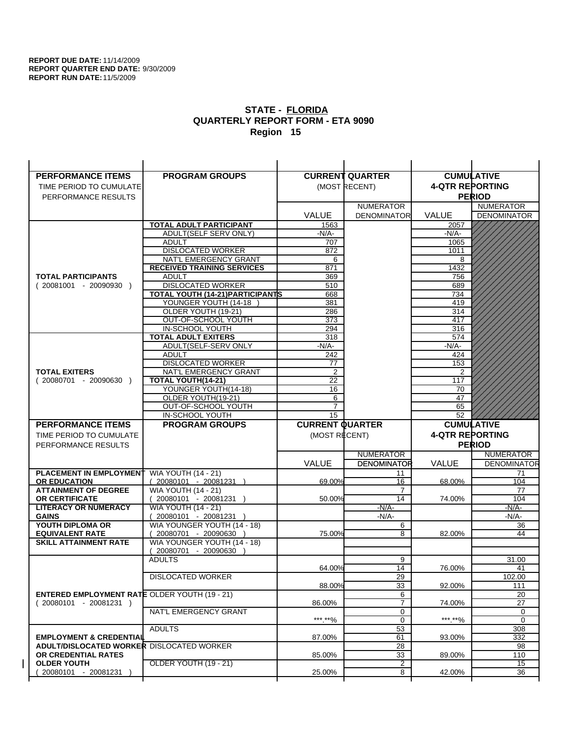**REPORT DUE DATE:** 11/14/2009
**REPORT QUARTER END DATE:** 9/30/2009
**REPORT RUN DATE:** 11/5/2009

## STATE - FLORIDA
## QUARTERLY REPORT FORM - ETA 9090
## Region 15

| PERFORMANCE ITEMS<br>TIME PERIOD TO CUMULATE<br>PERFORMANCE RESULTS | PROGRAM GROUPS | CURRENT QUARTER (MOST RECENT) VALUE | NUMERATOR / DENOMINATOR | CUMULATIVE 4-QTR REPORTING PERIOD VALUE | NUMERATOR / DENOMINATOR |
|---|---|---|---|---|---|
| **TOTAL PARTICIPANTS** ( 20081001 - 20090930 ) | **TOTAL ADULT PARTICIPANT** | 1563 | | 2057 | |
| | ADULT(SELF SERV ONLY) | -N/A- | | -N/A- | |
| | ADULT | 707 | | 1065 | |
| | DISLOCATED WORKER | 872 | | 1011 | |
| | NAT'L EMERGENCY GRANT | 6 | | 8 | |
| | **RECEIVED TRAINING SERVICES** | 871 | | 1432 | |
| | ADULT | 369 | | 756 | |
| | DISLOCATED WORKER | 510 | | 689 | |
| | **TOTAL YOUTH (14-21)PARTICIPANTS** | 668 | | 734 | |
| | YOUNGER YOUTH (14-18 ) | 381 | | 419 | |
| | OLDER YOUTH (19-21) | 286 | | 314 | |
| | OUT-OF-SCHOOL YOUTH | 373 | | 417 | |
| | IN-SCHOOL YOUTH | 294 | | 316 | |
| **TOTAL EXITERS** ( 20080701 - 20090630 ) | **TOTAL ADULT EXITERS** | 318 | | 574 | |
| | ADULT(SELF-SERV ONLY | -N/A- | | -N/A- | |
| | ADULT | 242 | | 424 | |
| | DISLOCATED WORKER | 77 | | 153 | |
| | NAT'L EMERGENCY GRANT | 2 | | 2 | |
| | **TOTAL YOUTH(14-21)** | 22 | | 117 | |
| | YOUNGER YOUTH(14-18) | 16 | | 70 | |
| | OLDER YOUTH(19-21) | 6 | | 47 | |
| | OUT-OF-SCHOOL YOUTH | 7 | | 65 | |
| | IN-SCHOOL YOUTH | 15 | | 52 | |

| PERFORMANCE ITEMS<br>TIME PERIOD TO CUMULATE<br>PERFORMANCE RESULTS | PROGRAM GROUPS | CURRENT QUARTER (MOST RECENT) VALUE | NUMERATOR / DENOMINATOR | CUMULATIVE 4-QTR REPORTING PERIOD VALUE | NUMERATOR / DENOMINATOR |
|---|---|---|---|---|---|
| **PLACEMENT IN EMPLOYMENT OR EDUCATION** | WIA YOUTH (14 - 21) ( 20080101 - 20081231 ) | 69.00% | 11 / 16 | 68.00% | 71 / 104 |
| **ATTAINMENT OF DEGREE OR CERTIFICATE** | WIA YOUTH (14 - 21) ( 20080101 - 20081231 ) | 50.00% | 7 / 14 | 74.00% | 77 / 104 |
| **LITERACY OR NUMERACY GAINS** | WIA YOUTH (14 - 21) ( 20080101 - 20081231 ) | | -N/A- / -N/A- | | -N/A- / -N/A- |
| **YOUTH DIPLOMA OR EQUIVALENT RATE** | WIA YOUNGER YOUTH (14 - 18) ( 20080701 - 20090630 ) | 75.00% | 6 / 8 | 82.00% | 36 / 44 |
| **SKILL ATTAINMENT RATE** | WIA YOUNGER YOUTH (14 - 18) ( 20080701 - 20090630 ) | | | | |
| **ENTERED EMPLOYMENT RATE** ( 20080101 - 20081231 ) | ADULTS | 64.00% | 9 / 14 | 76.00% | 31.00 / 41 |
| | DISLOCATED WORKER | 88.00% | 29 / 33 | 92.00% | 102.00 / 111 |
| | OLDER YOUTH (19 - 21) | 86.00% | 6 / 7 | 74.00% | 20 / 27 |
| | NAT'L EMERGENCY GRANT | ***.**% | 0 / 0 | ***.**% | 0 / 0 |
| **EMPLOYMENT & CREDENTIAL ADULT/DISLOCATED WORKER OR CREDENTIAL RATES OLDER YOUTH** ( 20080101 - 20081231 ) | ADULTS | 87.00% | 53 / 61 | 93.00% | 308 / 332 |
| | DISLOCATED WORKER | 85.00% | 28 / 33 | 89.00% | 98 / 110 |
| | OLDER YOUTH (19 - 21) | 25.00% | 2 / 8 | 42.00% | 15 / 36 |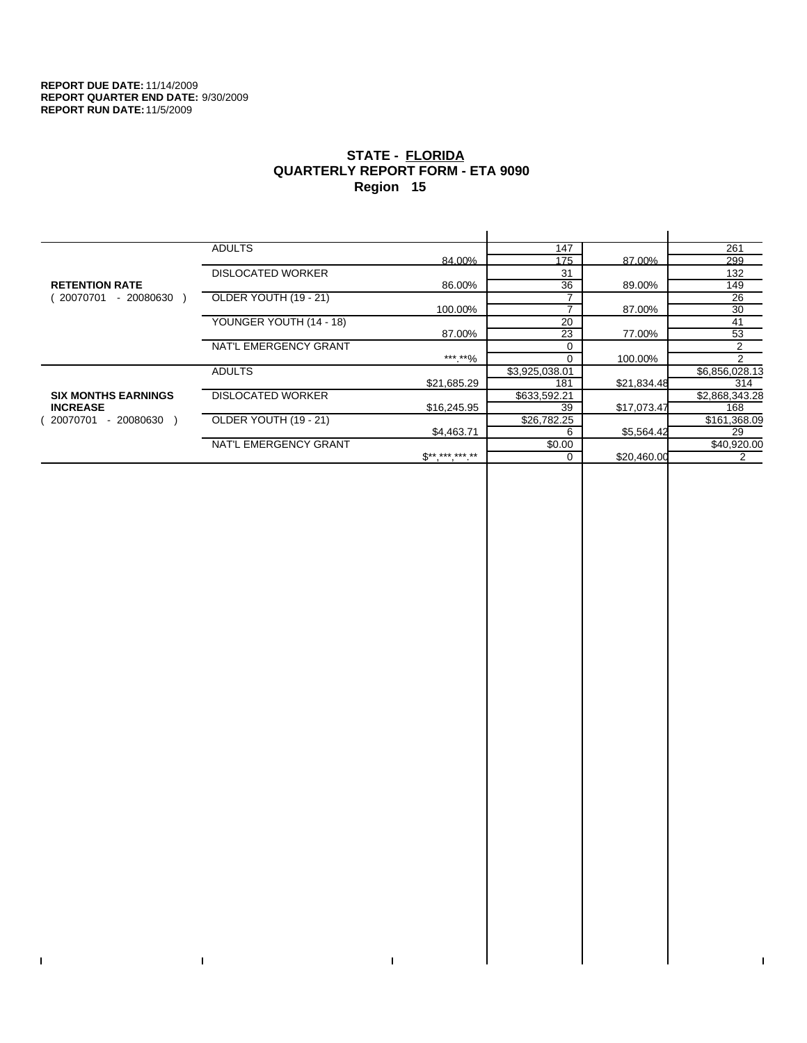**REPORT DUE DATE:** 11/14/2009
**REPORT QUARTER END DATE:** 9/30/2009
**REPORT RUN DATE:** 11/5/2009

## STATE - FLORIDA
## QUARTERLY REPORT FORM - ETA 9090
## Region 15

| | | | | | |
|---|---|---|---|---|---|
| **RETENTION RATE** ( 20070701 - 20080630 ) | ADULTS | 84.00% | 147 / 175 | 87.00% | 261 / 299 |
| | DISLOCATED WORKER | 86.00% | 31 / 36 | 89.00% | 132 / 149 |
| | OLDER YOUTH (19 - 21) | 100.00% | 7 / 7 | 87.00% | 26 / 30 |
| | YOUNGER YOUTH (14 - 18) | 87.00% | 20 / 23 | 77.00% | 41 / 53 |
| | NAT'L EMERGENCY GRANT | ***.**% | 0 / 0 | 100.00% | 2 / 2 |
| **SIX MONTHS EARNINGS INCREASE** ( 20070701 - 20080630 ) | ADULTS | $21,685.29 | $3,925,038.01 / 181 | $21,834.48 | $6,856,028.13 / 314 |
| | DISLOCATED WORKER | $16,245.95 | $633,592.21 / 39 | $17,073.47 | $2,868,343.28 / 168 |
| | OLDER YOUTH (19 - 21) | $4,463.71 | $26,782.25 / 6 | $5,564.42 | $161,368.09 / 29 |
| | NAT'L EMERGENCY GRANT | $**,***,***.** | $0.00 / 0 | $20,460.00 | $40,920.00 / 2 |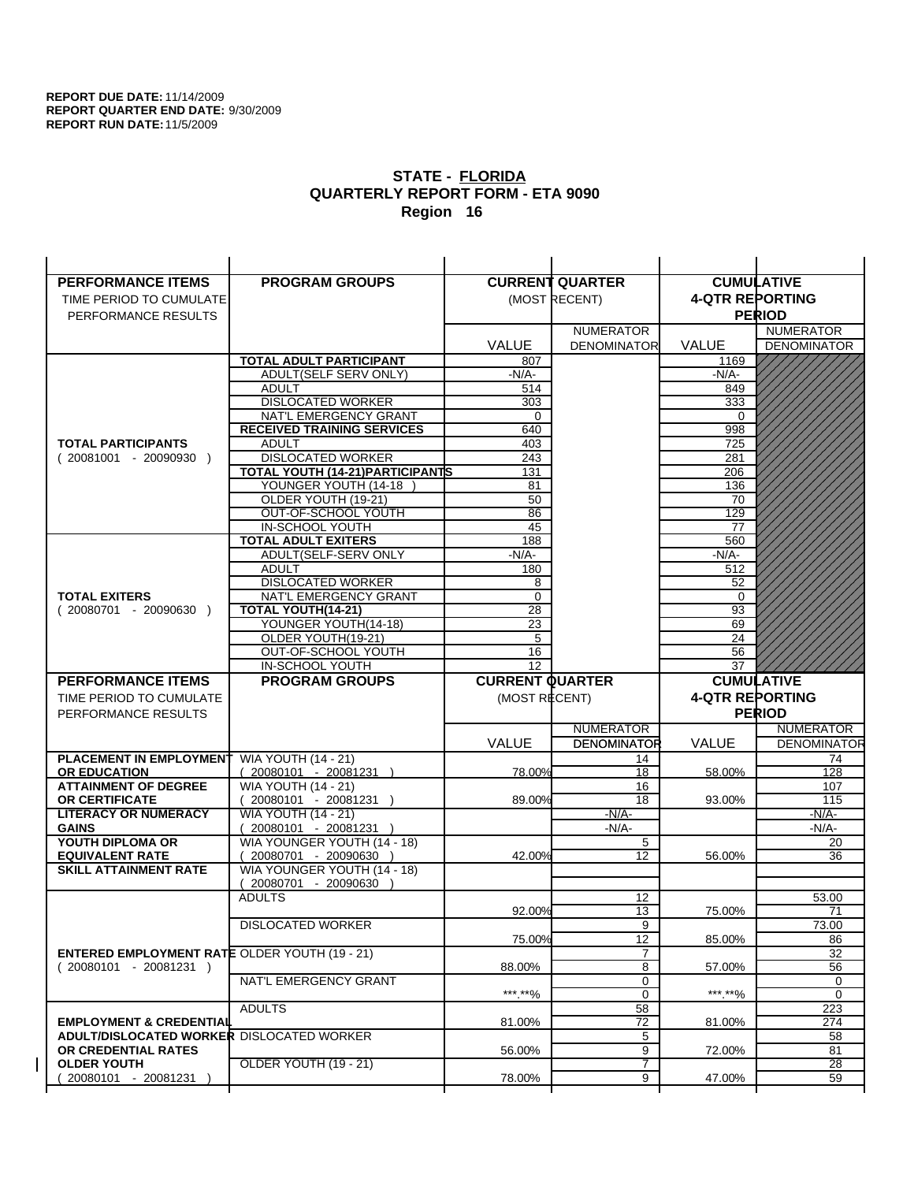**REPORT DUE DATE:** 11/14/2009
**REPORT QUARTER END DATE:** 9/30/2009
**REPORT RUN DATE:** 11/5/2009

## STATE - FLORIDA
## QUARTERLY REPORT FORM - ETA 9090
## Region 16

| PERFORMANCE ITEMS<br>TIME PERIOD TO CUMULATE<br>PERFORMANCE RESULTS | PROGRAM GROUPS | CURRENT QUARTER (MOST RECENT) VALUE | NUMERATOR DENOMINATOR | CUMULATIVE 4-QTR REPORTING PERIOD VALUE | NUMERATOR DENOMINATOR |
|---|---|---|---|---|---|
| **TOTAL PARTICIPANTS** ( 20081001 - 20090930 ) | **TOTAL ADULT PARTICIPANT** | 807 | | 1169 | |
| | ADULT(SELF SERV ONLY) | -N/A- | | -N/A- | |
| | ADULT | 514 | | 849 | |
| | DISLOCATED WORKER | 303 | | 333 | |
| | NAT'L EMERGENCY GRANT | 0 | | 0 | |
| | **RECEIVED TRAINING SERVICES** | 640 | | 998 | |
| | ADULT | 403 | | 725 | |
| | DISLOCATED WORKER | 243 | | 281 | |
| | **TOTAL YOUTH (14-21)PARTICIPANTS** | 131 | | 206 | |
| | YOUNGER YOUTH (14-18 ) | 81 | | 136 | |
| | OLDER YOUTH (19-21) | 50 | | 70 | |
| | OUT-OF-SCHOOL YOUTH | 86 | | 129 | |
| | IN-SCHOOL YOUTH | 45 | | 77 | |
| **TOTAL EXITERS** ( 20080701 - 20090630 ) | **TOTAL ADULT EXITERS** | 188 | | 560 | |
| | ADULT(SELF-SERV ONLY | -N/A- | | -N/A- | |
| | ADULT | 180 | | 512 | |
| | DISLOCATED WORKER | 8 | | 52 | |
| | NAT'L EMERGENCY GRANT | 0 | | 0 | |
| | **TOTAL YOUTH(14-21)** | 28 | | 93 | |
| | YOUNGER YOUTH(14-18) | 23 | | 69 | |
| | OLDER YOUTH(19-21) | 5 | | 24 | |
| | OUT-OF-SCHOOL YOUTH | 16 | | 56 | |
| | IN-SCHOOL YOUTH | 12 | | 37 | |

| PERFORMANCE ITEMS<br>TIME PERIOD TO CUMULATE<br>PERFORMANCE RESULTS | PROGRAM GROUPS | CURRENT QUARTER (MOST RECENT) VALUE | NUMERATOR DENOMINATOR | CUMULATIVE 4-QTR REPORTING PERIOD VALUE | NUMERATOR DENOMINATOR |
|---|---|---|---|---|---|
| **PLACEMENT IN EMPLOYMENT OR EDUCATION** | WIA YOUTH (14 - 21) ( 20080101 - 20081231 ) | 78.00% | 14 / 18 | 58.00% | 74 / 128 |
| **ATTAINMENT OF DEGREE OR CERTIFICATE** | WIA YOUTH (14 - 21) ( 20080101 - 20081231 ) | 89.00% | 16 / 18 | 93.00% | 107 / 115 |
| **LITERACY OR NUMERACY GAINS** | WIA YOUTH (14 - 21) ( 20080101 - 20081231 ) | | -N/A- / -N/A- | | -N/A- / -N/A- |
| **YOUTH DIPLOMA OR EQUIVALENT RATE** | WIA YOUNGER YOUTH (14 - 18) ( 20080701 - 20090630 ) | 42.00% | 5 / 12 | 56.00% | 20 / 36 |
| **SKILL ATTAINMENT RATE** | WIA YOUNGER YOUTH (14 - 18) ( 20080701 - 20090630 ) | | | | |
| **ENTERED EMPLOYMENT RATE** ( 20080101 - 20081231 ) | ADULTS | 92.00% | 12 / 13 | 75.00% | 53.00 / 71 |
| | DISLOCATED WORKER | 75.00% | 9 / 12 | 85.00% | 73.00 / 86 |
| | OLDER YOUTH (19 - 21) | 88.00% | 7 / 8 | 57.00% | 32 / 56 |
| | NAT'L EMERGENCY GRANT | \*\*\*.\*\*% | 0 / 0 | \*\*\*.\*\*% | 0 / 0 |
| **EMPLOYMENT & CREDENTIAL ADULT/DISLOCATED WORKER OR CREDENTIAL RATES OLDER YOUTH** ( 20080101 - 20081231 ) | ADULTS | 81.00% | 58 / 72 | 81.00% | 223 / 274 |
| | DISLOCATED WORKER | 56.00% | 5 / 9 | 72.00% | 58 / 81 |
| | OLDER YOUTH (19 - 21) | 78.00% | 7 / 9 | 47.00% | 28 / 59 |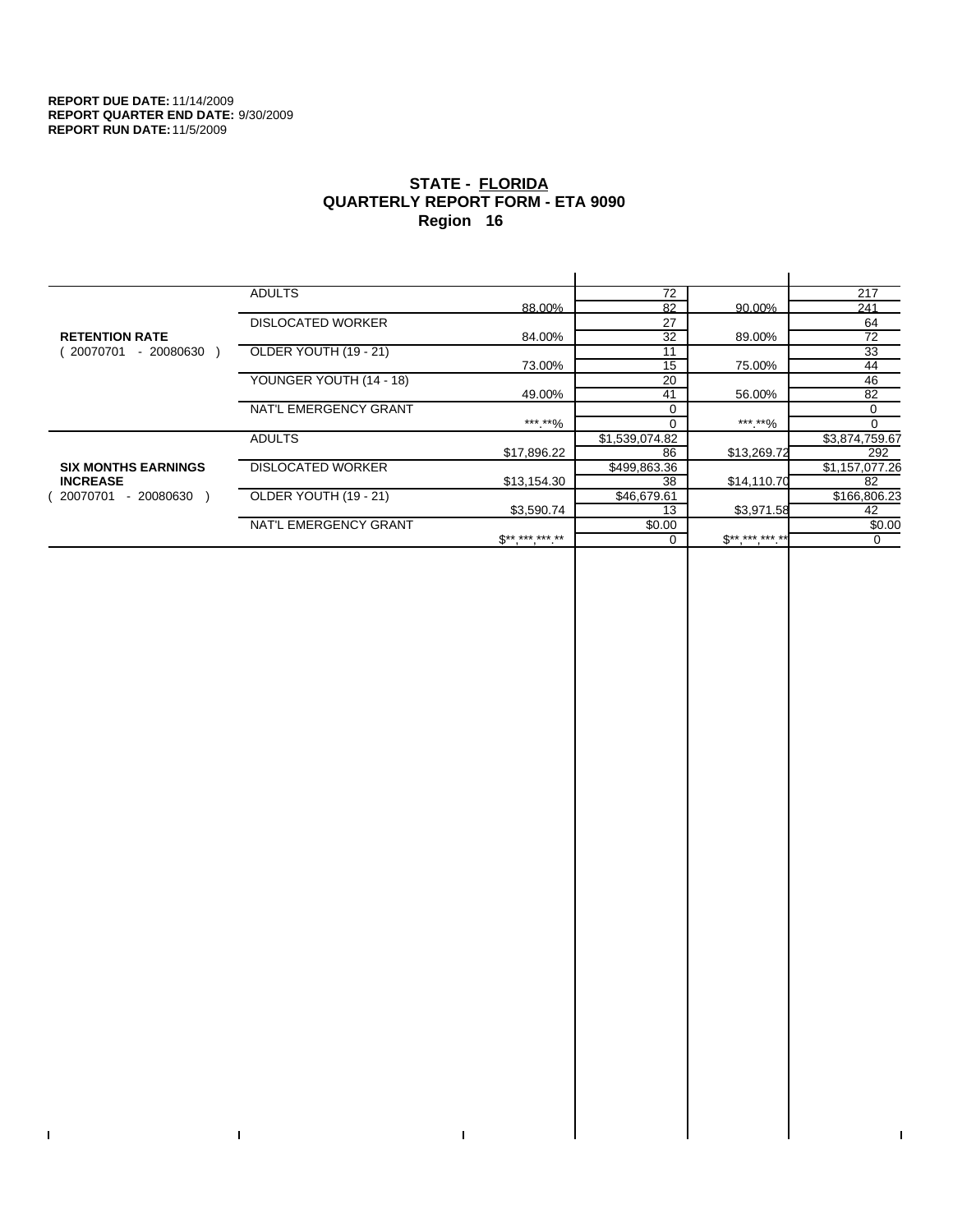**REPORT DUE DATE:** 11/14/2009
**REPORT QUARTER END DATE:** 9/30/2009
**REPORT RUN DATE:** 11/5/2009

## STATE - FLORIDA
## QUARTERLY REPORT FORM - ETA 9090
## Region 16

| | | | | | |
|---|---|---|---|---|---|
| **RETENTION RATE** ( 20070701 - 20080630 ) | ADULTS | 88.00% | 72 / 82 | 90.00% | 217 / 241 |
| | DISLOCATED WORKER | 84.00% | 27 / 32 | 89.00% | 64 / 72 |
| | OLDER YOUTH (19 - 21) | 73.00% | 11 / 15 | 75.00% | 33 / 44 |
| | YOUNGER YOUTH (14 - 18) | 49.00% | 20 / 41 | 56.00% | 46 / 82 |
| | NAT'L EMERGENCY GRANT | ***.**% | 0 / 0 | ***.**% | 0 / 0 |
| **SIX MONTHS EARNINGS INCREASE** ( 20070701 - 20080630 ) | ADULTS | $17,896.22 | $1,539,074.82 / 86 | $13,269.72 | $3,874,759.67 / 292 |
| | DISLOCATED WORKER | $13,154.30 | $499,863.36 / 38 | $14,110.70 | $1,157,077.26 / 82 |
| | OLDER YOUTH (19 - 21) | $3,590.74 | $46,679.61 / 13 | $3,971.58 | $166,806.23 / 42 |
| | NAT'L EMERGENCY GRANT | $**,***,***.** | $0.00 / 0 | $**,***,***.** | $0.00 / 0 |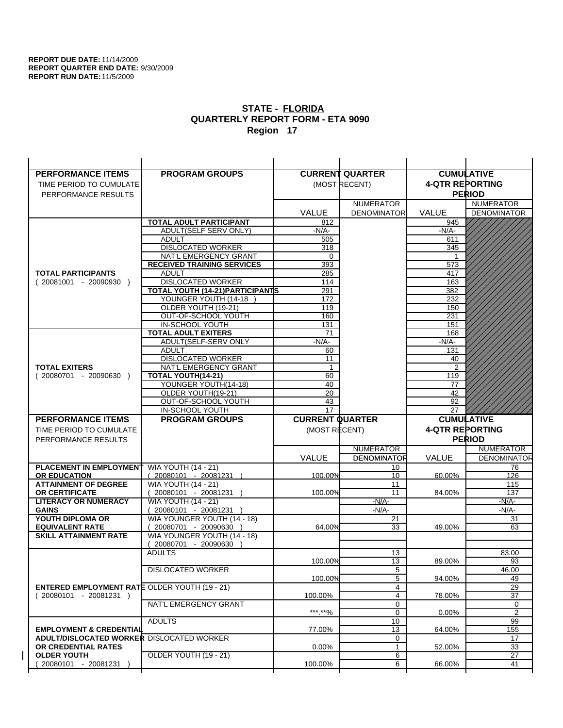**REPORT DUE DATE:** 11/14/2009
**REPORT QUARTER END DATE:** 9/30/2009
**REPORT RUN DATE:** 11/5/2009

## STATE - FLORIDA
## QUARTERLY REPORT FORM - ETA 9090
## Region 17

| PERFORMANCE ITEMS<br>TIME PERIOD TO CUMULATE PERFORMANCE RESULTS | PROGRAM GROUPS | CURRENT QUARTER (MOST RECENT) VALUE | CURRENT QUARTER NUMERATOR DENOMINATOR | CUMULATIVE 4-QTR REPORTING PERIOD VALUE | CUMULATIVE NUMERATOR DENOMINATOR |
|---|---|---|---|---|---|
| **TOTAL PARTICIPANTS** ( 20081001 - 20090930 ) | **TOTAL ADULT PARTICIPANT** | 812 | | 945 | |
| | ADULT(SELF SERV ONLY) | -N/A- | | -N/A- | |
| | ADULT | 505 | | 611 | |
| | DISLOCATED WORKER | 318 | | 345 | |
| | NAT'L EMERGENCY GRANT | 0 | | 1 | |
| | **RECEIVED TRAINING SERVICES** | 393 | | 573 | |
| | ADULT | 285 | | 417 | |
| | DISLOCATED WORKER | 114 | | 163 | |
| | **TOTAL YOUTH (14-21)PARTICIPANTS** | 291 | | 382 | |
| | YOUNGER YOUTH (14-18 ) | 172 | | 232 | |
| | OLDER YOUTH (19-21) | 119 | | 150 | |
| | OUT-OF-SCHOOL YOUTH | 160 | | 231 | |
| | IN-SCHOOL YOUTH | 131 | | 151 | |
| **TOTAL EXITERS** ( 20080701 - 20090630 ) | **TOTAL ADULT EXITERS** | 71 | | 168 | |
| | ADULT(SELF-SERV ONLY | -N/A- | | -N/A- | |
| | ADULT | 60 | | 131 | |
| | DISLOCATED WORKER | 11 | | 40 | |
| | NAT'L EMERGENCY GRANT | 1 | | 2 | |
| | **TOTAL YOUTH(14-21)** | 60 | | 119 | |
| | YOUNGER YOUTH(14-18) | 40 | | 77 | |
| | OLDER YOUTH(19-21) | 20 | | 42 | |
| | OUT-OF-SCHOOL YOUTH | 43 | | 92 | |
| | IN-SCHOOL YOUTH | 17 | | 27 | |

| PERFORMANCE ITEMS<br>TIME PERIOD TO CUMULATE PERFORMANCE RESULTS | PROGRAM GROUPS | CURRENT QUARTER (MOST RECENT) VALUE | CURRENT QUARTER NUMERATOR DENOMINATOR | CUMULATIVE 4-QTR REPORTING PERIOD VALUE | CUMULATIVE NUMERATOR DENOMINATOR |
|---|---|---|---|---|---|
| **PLACEMENT IN EMPLOYMENT OR EDUCATION** | WIA YOUTH (14 - 21) ( 20080101 - 20081231 ) | 100.00% | 10<br>10 | 60.00% | 76<br>126 |
| **ATTAINMENT OF DEGREE OR CERTIFICATE** | WIA YOUTH (14 - 21) ( 20080101 - 20081231 ) | 100.00% | 11<br>11 | 84.00% | 115<br>137 |
| **LITERACY OR NUMERACY GAINS** | WIA YOUTH (14 - 21) ( 20080101 - 20081231 ) | | -N/A-<br>-N/A- | | -N/A-<br>-N/A- |
| **YOUTH DIPLOMA OR EQUIVALENT RATE** | WIA YOUNGER YOUTH (14 - 18) ( 20080701 - 20090630 ) | 64.00% | 21<br>33 | 49.00% | 31<br>63 |
| **SKILL ATTAINMENT RATE** | WIA YOUNGER YOUTH (14 - 18) ( 20080701 - 20090630 ) | | | | |
| **ENTERED EMPLOYMENT RATE** ( 20080101 - 20081231 ) | ADULTS | 100.00% | 13<br>13 | 89.00% | 83.00<br>93 |
| | DISLOCATED WORKER | 100.00% | 5<br>5 | 94.00% | 46.00<br>49 |
| | OLDER YOUTH (19 - 21) | 100.00% | 4<br>4 | 78.00% | 29<br>37 |
| | NAT'L EMERGENCY GRANT | ***.**% | 0<br>0 | 0.00% | 0<br>2 |
| **EMPLOYMENT & CREDENTIAL ADULT/DISLOCATED WORKER OR CREDENTIAL RATES OLDER YOUTH** ( 20080101 - 20081231 ) | ADULTS | 77.00% | 10<br>13 | 64.00% | 99<br>155 |
| | DISLOCATED WORKER | 0.00% | 0<br>1 | 52.00% | 17<br>33 |
| | OLDER YOUTH (19 - 21) | 100.00% | 6<br>6 | 66.00% | 27<br>41 |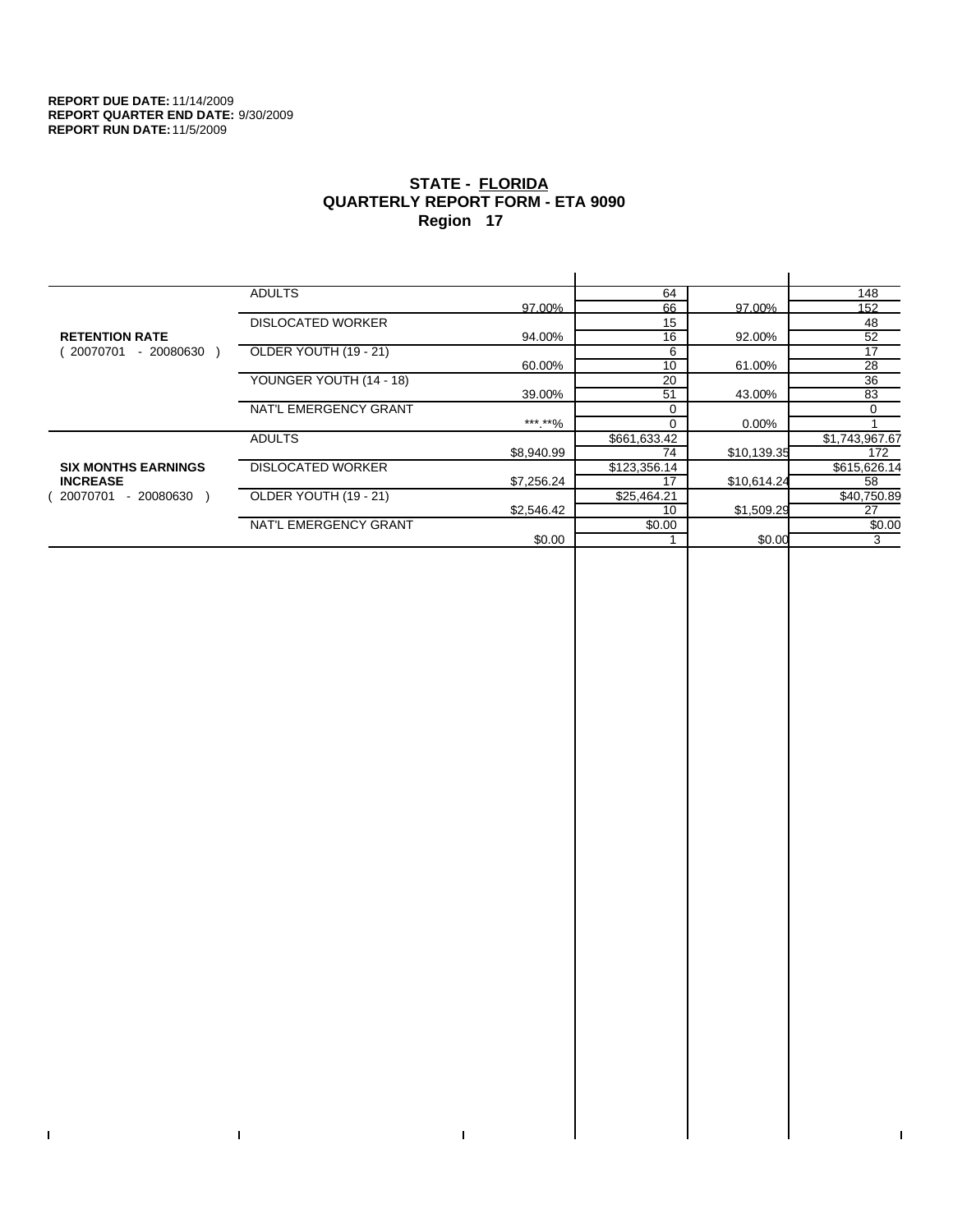**REPORT DUE DATE:** 11/14/2009
**REPORT QUARTER END DATE:** 9/30/2009
**REPORT RUN DATE:** 11/5/2009

# STATE - FLORIDA
## QUARTERLY REPORT FORM - ETA 9090
## Region 17

| | | | | | |
|---|---|---|---|---|---|
| **RETENTION RATE** ( 20070701 - 20080630 ) | ADULTS | | 64 | | 148 |
| | | 97.00% | 66 | 97.00% | 152 |
| | DISLOCATED WORKER | | 15 | | 48 |
| | | 94.00% | 16 | 92.00% | 52 |
| | OLDER YOUTH (19 - 21) | | 6 | | 17 |
| | | 60.00% | 10 | 61.00% | 28 |
| | YOUNGER YOUTH (14 - 18) | | 20 | | 36 |
| | | 39.00% | 51 | 43.00% | 83 |
| | NAT'L EMERGENCY GRANT | | 0 | | 0 |
| | | ***.**% | 0 | 0.00% | 1 |
| **SIX MONTHS EARNINGS INCREASE** ( 20070701 - 20080630 ) | ADULTS | | $661,633.42 | | $1,743,967.67 |
| | | $8,940.99 | 74 | $10,139.35 | 172 |
| | DISLOCATED WORKER | | $123,356.14 | | $615,626.14 |
| | | $7,256.24 | 17 | $10,614.24 | 58 |
| | OLDER YOUTH (19 - 21) | | $25,464.21 | | $40,750.89 |
| | | $2,546.42 | 10 | $1,509.29 | 27 |
| | NAT'L EMERGENCY GRANT | | $0.00 | | $0.00 |
| | | $0.00 | 1 | $0.00 | 3 |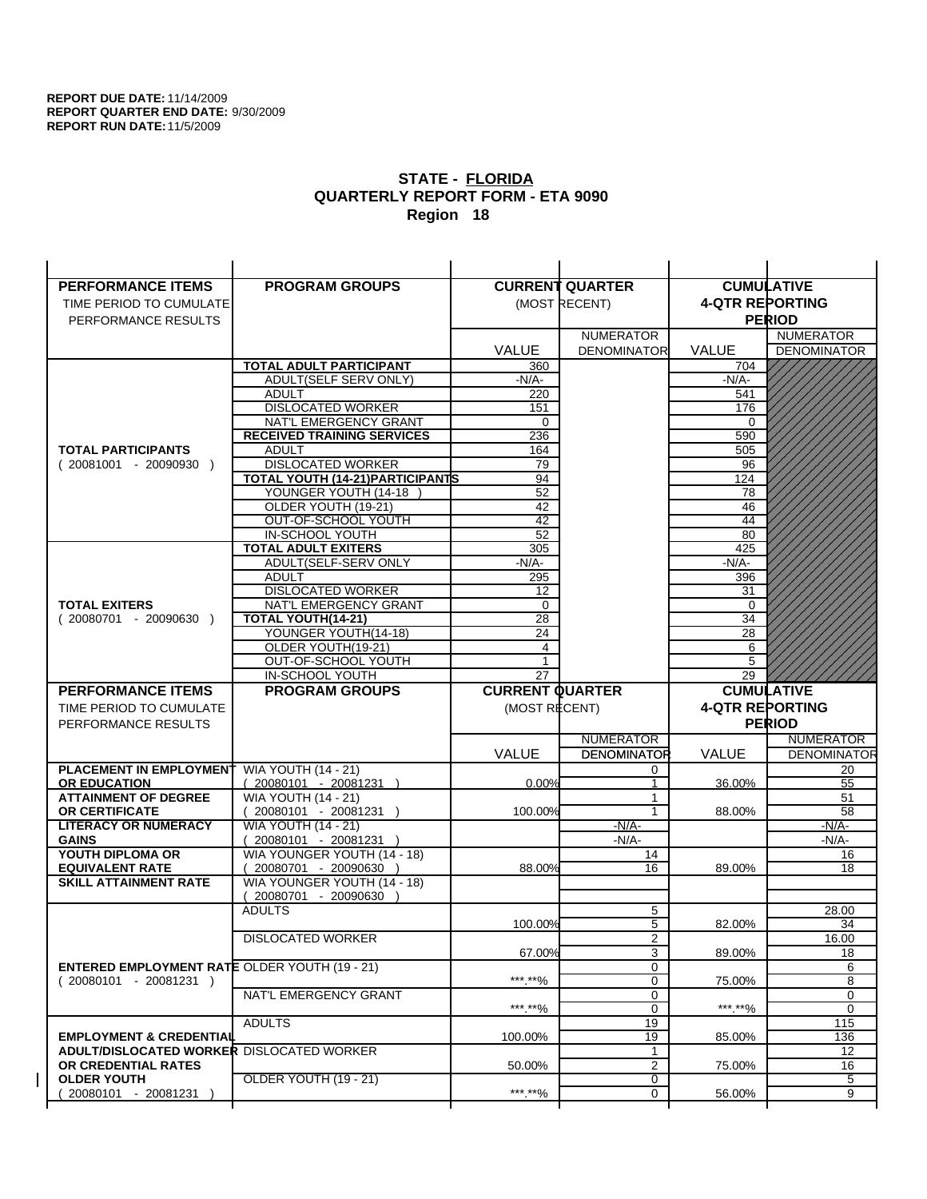**REPORT DUE DATE:** 11/14/2009
**REPORT QUARTER END DATE:** 9/30/2009
**REPORT RUN DATE:** 11/5/2009

## STATE - FLORIDA
## QUARTERLY REPORT FORM - ETA 9090
## Region 18

| PERFORMANCE ITEMS<br>TIME PERIOD TO CUMULATE<br>PERFORMANCE RESULTS | PROGRAM GROUPS | CURRENT QUARTER (MOST RECENT) VALUE | NUMERATOR DENOMINATOR | CUMULATIVE 4-QTR REPORTING PERIOD VALUE | NUMERATOR DENOMINATOR |
|---|---|---|---|---|---|
| **TOTAL PARTICIPANTS** ( 20081001 - 20090930 ) | **TOTAL ADULT PARTICIPANT** | 360 | | 704 | |
| | ADULT(SELF SERV ONLY) | -N/A- | | -N/A- | |
| | ADULT | 220 | | 541 | |
| | DISLOCATED WORKER | 151 | | 176 | |
| | NAT'L EMERGENCY GRANT | 0 | | 0 | |
| | **RECEIVED TRAINING SERVICES** | 236 | | 590 | |
| | ADULT | 164 | | 505 | |
| | DISLOCATED WORKER | 79 | | 96 | |
| | **TOTAL YOUTH (14-21)PARTICIPANTS** | 94 | | 124 | |
| | YOUNGER YOUTH (14-18 ) | 52 | | 78 | |
| | OLDER YOUTH (19-21) | 42 | | 46 | |
| | OUT-OF-SCHOOL YOUTH | 42 | | 44 | |
| | IN-SCHOOL YOUTH | 52 | | 80 | |
| **TOTAL EXITERS** ( 20080701 - 20090630 ) | **TOTAL ADULT EXITERS** | 305 | | 425 | |
| | ADULT(SELF-SERV ONLY | -N/A- | | -N/A- | |
| | ADULT | 295 | | 396 | |
| | DISLOCATED WORKER | 12 | | 31 | |
| | NAT'L EMERGENCY GRANT | 0 | | 0 | |
| | **TOTAL YOUTH(14-21)** | 28 | | 34 | |
| | YOUNGER YOUTH(14-18) | 24 | | 28 | |
| | OLDER YOUTH(19-21) | 4 | | 6 | |
| | OUT-OF-SCHOOL YOUTH | 1 | | 5 | |
| | IN-SCHOOL YOUTH | 27 | | 29 | |

| PERFORMANCE ITEMS<br>TIME PERIOD TO CUMULATE<br>PERFORMANCE RESULTS | PROGRAM GROUPS | CURRENT QUARTER (MOST RECENT) VALUE | NUMERATOR DENOMINATOR | CUMULATIVE 4-QTR REPORTING PERIOD VALUE | NUMERATOR DENOMINATOR |
|---|---|---|---|---|---|
| **PLACEMENT IN EMPLOYMENT OR EDUCATION** | WIA YOUTH (14 - 21) ( 20080101 - 20081231 ) | 0.00% | 0<br>1 | 36.00% | 20<br>55 |
| **ATTAINMENT OF DEGREE OR CERTIFICATE** | WIA YOUTH (14 - 21) ( 20080101 - 20081231 ) | 100.00% | 1<br>1 | 88.00% | 51<br>58 |
| **LITERACY OR NUMERACY GAINS** | WIA YOUTH (14 - 21) ( 20080101 - 20081231 ) | | -N/A-<br>-N/A- | | -N/A-<br>-N/A- |
| **YOUTH DIPLOMA OR EQUIVALENT RATE** | WIA YOUNGER YOUTH (14 - 18) ( 20080701 - 20090630 ) | 88.00% | 14<br>16 | 89.00% | 16<br>18 |
| **SKILL ATTAINMENT RATE** | WIA YOUNGER YOUTH (14 - 18) ( 20080701 - 20090630 ) | | | | |
| **ENTERED EMPLOYMENT RATE** ( 20080101 - 20081231 ) | ADULTS | 100.00% | 5<br>5 | 82.00% | 28.00<br>34 |
| | DISLOCATED WORKER | 67.00% | 2<br>3 | 89.00% | 16.00<br>18 |
| | OLDER YOUTH (19 - 21) | ***.**% | 0<br>0 | 75.00% | 6<br>8 |
| | NAT'L EMERGENCY GRANT | ***.**% | 0<br>0 | ***.**% | 0<br>0 |
| **EMPLOYMENT & CREDENTIAL ADULT/DISLOCATED WORKER OR CREDENTIAL RATES OLDER YOUTH** ( 20080101 - 20081231 ) | ADULTS | 100.00% | 19<br>19 | 85.00% | 115<br>136 |
| | DISLOCATED WORKER | 50.00% | 1<br>2 | 75.00% | 12<br>16 |
| | OLDER YOUTH (19 - 21) | ***.**% | 0<br>0 | 56.00% | 5<br>9 |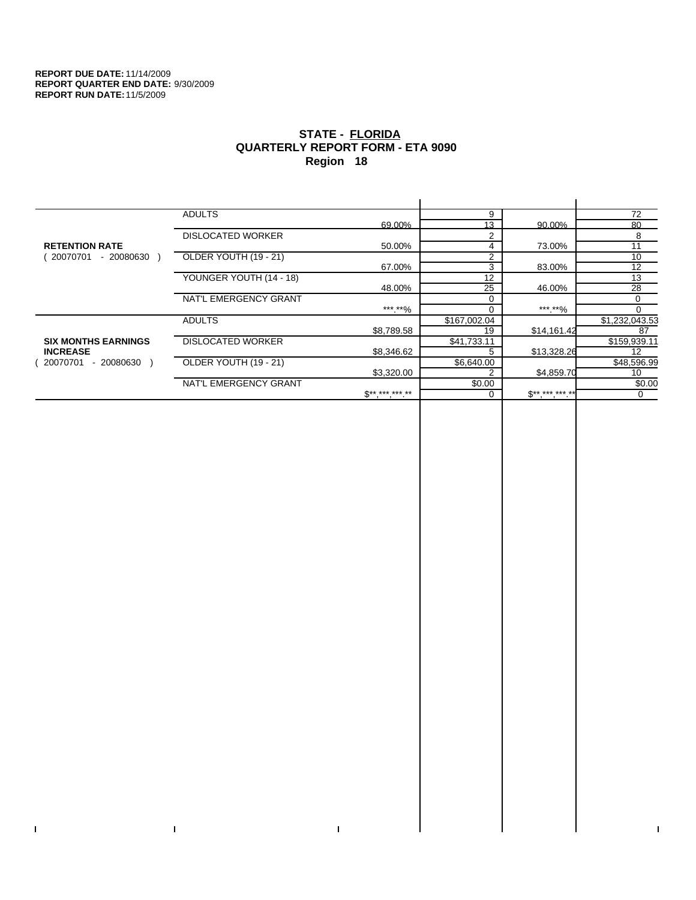**REPORT DUE DATE:** 11/14/2009
**REPORT QUARTER END DATE:** 9/30/2009
**REPORT RUN DATE:** 11/5/2009

# STATE - FLORIDA
## QUARTERLY REPORT FORM - ETA 9090
## Region 18

| | | | | | |
|---|---|---|---|---|---|
| **RETENTION RATE** ( 20070701 - 20080630 ) | ADULTS | | 9 | | 72 |
| | | 69.00% | 13 | 90.00% | 80 |
| | DISLOCATED WORKER | | 2 | | 8 |
| | | 50.00% | 4 | 73.00% | 11 |
| | OLDER YOUTH (19 - 21) | | 2 | | 10 |
| | | 67.00% | 3 | 83.00% | 12 |
| | YOUNGER YOUTH (14 - 18) | | 12 | | 13 |
| | | 48.00% | 25 | 46.00% | 28 |
| | NAT'L EMERGENCY GRANT | | 0 | | 0 |
| | | ***.**% | 0 | ***.**% | 0 |
| **SIX MONTHS EARNINGS INCREASE** ( 20070701 - 20080630 ) | ADULTS | | $167,002.04 | | $1,232,043.53 |
| | | $8,789.58 | 19 | $14,161.42 | 87 |
| | DISLOCATED WORKER | | $41,733.11 | | $159,939.11 |
| | | $8,346.62 | 5 | $13,328.26 | 12 |
| | OLDER YOUTH (19 - 21) | | $6,640.00 | | $48,596.99 |
| | | $3,320.00 | 2 | $4,859.70 | 10 |
| | NAT'L EMERGENCY GRANT | | $0.00 | | $0.00 |
| | | $**,***,***.** | 0 | $**,***,***.** | 0 |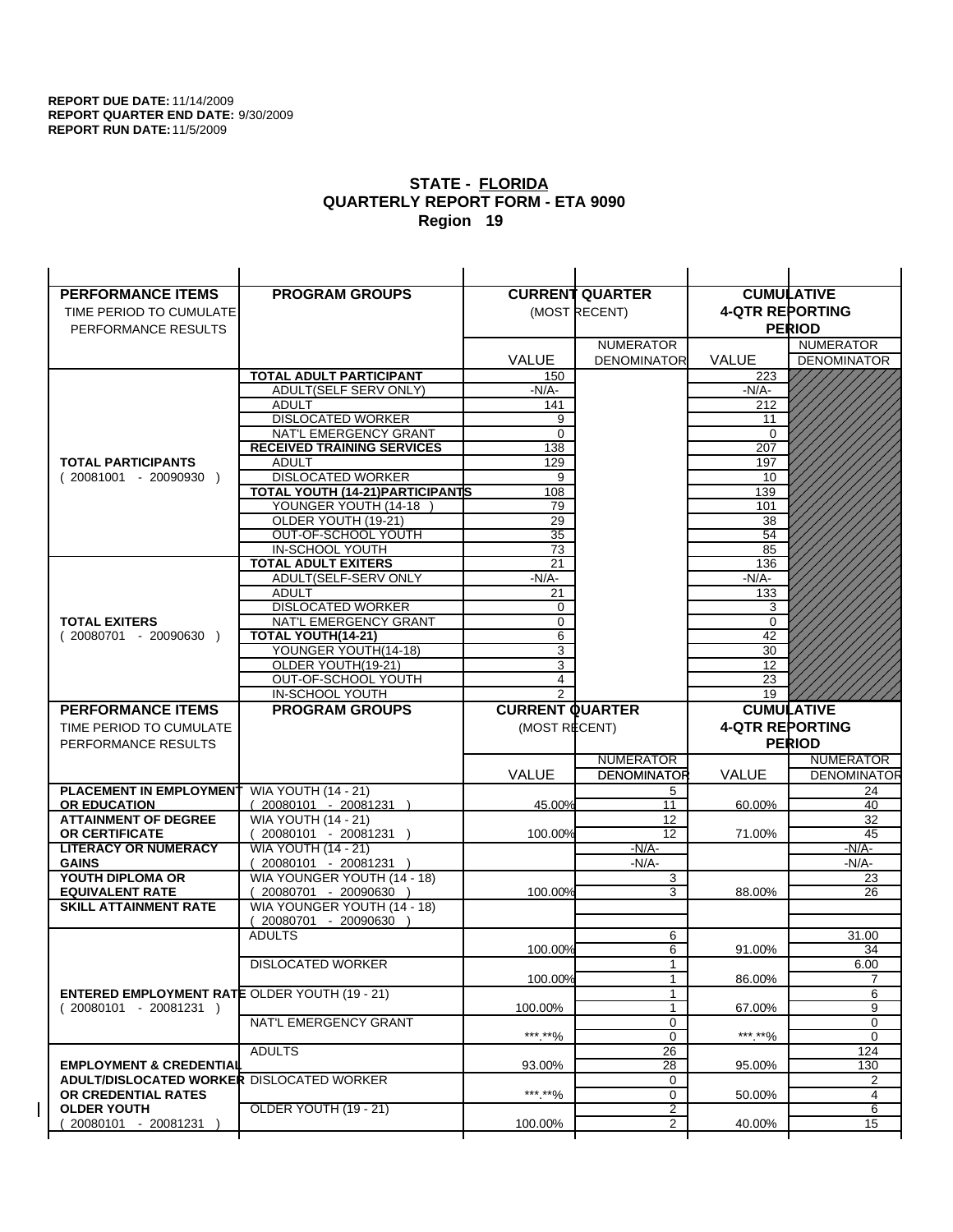**REPORT DUE DATE:** 11/14/2009
**REPORT QUARTER END DATE:** 9/30/2009
**REPORT RUN DATE:** 11/5/2009

## STATE - FLORIDA
## QUARTERLY REPORT FORM - ETA 9090
## Region 19

| PERFORMANCE ITEMS<br>TIME PERIOD TO CUMULATE PERFORMANCE RESULTS | PROGRAM GROUPS | CURRENT QUARTER (MOST RECENT) VALUE | NUMERATOR DENOMINATOR | CUMULATIVE 4-QTR REPORTING PERIOD VALUE | NUMERATOR DENOMINATOR |
|---|---|---|---|---|---|
| **TOTAL PARTICIPANTS** ( 20081001 - 20090930 ) | **TOTAL ADULT PARTICIPANT** | 150 | | 223 | |
| | ADULT(SELF SERV ONLY) | -N/A- | | -N/A- | |
| | ADULT | 141 | | 212 | |
| | DISLOCATED WORKER | 9 | | 11 | |
| | NAT'L EMERGENCY GRANT | 0 | | 0 | |
| | **RECEIVED TRAINING SERVICES** | 138 | | 207 | |
| | ADULT | 129 | | 197 | |
| | DISLOCATED WORKER | 9 | | 10 | |
| | **TOTAL YOUTH (14-21)PARTICIPANTS** | 108 | | 139 | |
| | YOUNGER YOUTH (14-18 ) | 79 | | 101 | |
| | OLDER YOUTH (19-21) | 29 | | 38 | |
| | OUT-OF-SCHOOL YOUTH | 35 | | 54 | |
| | IN-SCHOOL YOUTH | 73 | | 85 | |
| **TOTAL EXITERS** ( 20080701 - 20090630 ) | **TOTAL ADULT EXITERS** | 21 | | 136 | |
| | ADULT(SELF-SERV ONLY | -N/A- | | -N/A- | |
| | ADULT | 21 | | 133 | |
| | DISLOCATED WORKER | 0 | | 3 | |
| | NAT'L EMERGENCY GRANT | 0 | | 0 | |
| | **TOTAL YOUTH(14-21)** | 6 | | 42 | |
| | YOUNGER YOUTH(14-18) | 3 | | 30 | |
| | OLDER YOUTH(19-21) | 3 | | 12 | |
| | OUT-OF-SCHOOL YOUTH | 4 | | 23 | |
| | IN-SCHOOL YOUTH | 2 | | 19 | |

| PERFORMANCE ITEMS<br>TIME PERIOD TO CUMULATE PERFORMANCE RESULTS | PROGRAM GROUPS | CURRENT QUARTER (MOST RECENT) VALUE | NUMERATOR DENOMINATOR | CUMULATIVE 4-QTR REPORTING PERIOD VALUE | NUMERATOR DENOMINATOR |
|---|---|---|---|---|---|
| **PLACEMENT IN EMPLOYMENT OR EDUCATION** | WIA YOUTH (14 - 21) ( 20080101 - 20081231 ) | 45.00% | 5 / 11 | 60.00% | 24 / 40 |
| **ATTAINMENT OF DEGREE OR CERTIFICATE** | WIA YOUTH (14 - 21) ( 20080101 - 20081231 ) | 100.00% | 12 / 12 | 71.00% | 32 / 45 |
| **LITERACY OR NUMERACY GAINS** | WIA YOUTH (14 - 21) ( 20080101 - 20081231 ) | | -N/A- / -N/A- | | -N/A- / -N/A- |
| **YOUTH DIPLOMA OR EQUIVALENT RATE** | WIA YOUNGER YOUTH (14 - 18) ( 20080701 - 20090630 ) | 100.00% | 3 / 3 | 88.00% | 23 / 26 |
| **SKILL ATTAINMENT RATE** | WIA YOUNGER YOUTH (14 - 18) ( 20080701 - 20090630 ) | | | | |
| **ENTERED EMPLOYMENT RATE** ( 20080101 - 20081231 ) | ADULTS | 100.00% | 6 / 6 | 91.00% | 31.00 / 34 |
| | DISLOCATED WORKER | 100.00% | 1 / 1 | 86.00% | 6.00 / 7 |
| | OLDER YOUTH (19 - 21) | 100.00% | 1 / 1 | 67.00% | 6 / 9 |
| | NAT'L EMERGENCY GRANT | \*\*\*.\*\*% | 0 / 0 | \*\*\*.\*\*% | 0 / 0 |
| **EMPLOYMENT & CREDENTIAL ADULT/DISLOCATED WORKER OR CREDENTIAL RATES OLDER YOUTH** ( 20080101 - 20081231 ) | ADULTS | 93.00% | 26 / 28 | 95.00% | 124 / 130 |
| | DISLOCATED WORKER | \*\*\*.\*\*% | 0 / 0 | 50.00% | 2 / 4 |
| | OLDER YOUTH (19 - 21) | 100.00% | 2 / 2 | 40.00% | 6 / 15 |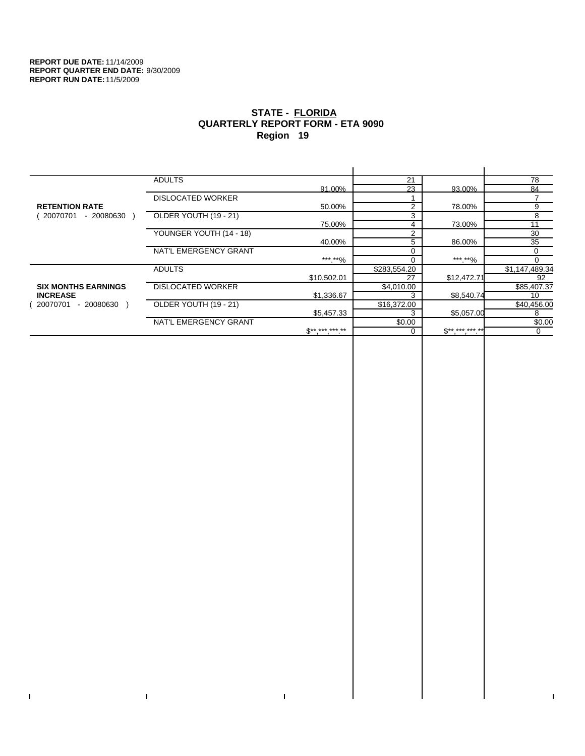**REPORT DUE DATE:** 11/14/2009
**REPORT QUARTER END DATE:** 9/30/2009
**REPORT RUN DATE:** 11/5/2009

# STATE - FLORIDA
## QUARTERLY REPORT FORM - ETA 9090
## Region 19

| | | | | | |
|---|---|---|---|---|---|
| **RETENTION RATE** ( 20070701 - 20080630 ) | ADULTS | 91.00% | 21 / 23 | 93.00% | 78 / 84 |
| | DISLOCATED WORKER | 50.00% | 1 / 2 | 78.00% | 7 / 9 |
| | OLDER YOUTH (19 - 21) | 75.00% | 3 / 4 | 73.00% | 8 / 11 |
| | YOUNGER YOUTH (14 - 18) | 40.00% | 2 / 5 | 86.00% | 30 / 35 |
| | NAT'L EMERGENCY GRANT | ***.**% | 0 / 0 | ***.**% | 0 / 0 |
| **SIX MONTHS EARNINGS INCREASE** ( 20070701 - 20080630 ) | ADULTS | $10,502.01 | $283,554.20 / 27 | $12,472.71 | $1,147,489.34 / 92 |
| | DISLOCATED WORKER | $1,336.67 | $4,010.00 / 3 | $8,540.74 | $85,407.37 / 10 |
| | OLDER YOUTH (19 - 21) | $5,457.33 | $16,372.00 / 3 | $5,057.00 | $40,456.00 / 8 |
| | NAT'L EMERGENCY GRANT | $**,***,***.** | $0.00 / 0 | $**,***,***.** | $0.00 / 0 |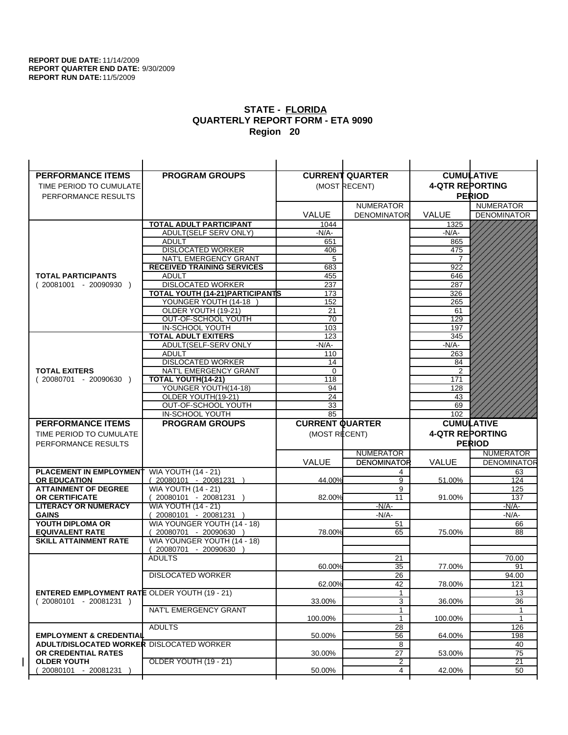**REPORT DUE DATE:** 11/14/2009
**REPORT QUARTER END DATE:** 9/30/2009
**REPORT RUN DATE:** 11/5/2009

## STATE - FLORIDA
## QUARTERLY REPORT FORM - ETA 9090
## Region 20

| PERFORMANCE ITEMS<br>TIME PERIOD TO CUMULATE PERFORMANCE RESULTS | PROGRAM GROUPS | CURRENT QUARTER (MOST RECENT) VALUE | NUMERATOR DENOMINATOR | CUMULATIVE 4-QTR REPORTING PERIOD VALUE | NUMERATOR DENOMINATOR |
|---|---|---|---|---|---|
| **TOTAL PARTICIPANTS** ( 20081001 - 20090930 ) | **TOTAL ADULT PARTICIPANT** | 1044 | | 1325 | |
| | ADULT(SELF SERV ONLY) | -N/A- | | -N/A- | |
| | ADULT | 651 | | 865 | |
| | DISLOCATED WORKER | 406 | | 475 | |
| | NAT'L EMERGENCY GRANT | 5 | | 7 | |
| | **RECEIVED TRAINING SERVICES** | 683 | | 922 | |
| | ADULT | 455 | | 646 | |
| | DISLOCATED WORKER | 237 | | 287 | |
| | **TOTAL YOUTH (14-21)PARTICIPANTS** | 173 | | 326 | |
| | YOUNGER YOUTH (14-18 ) | 152 | | 265 | |
| | OLDER YOUTH (19-21) | 21 | | 61 | |
| | OUT-OF-SCHOOL YOUTH | 70 | | 129 | |
| | IN-SCHOOL YOUTH | 103 | | 197 | |
| **TOTAL EXITERS** ( 20080701 - 20090630 ) | **TOTAL ADULT EXITERS** | 123 | | 345 | |
| | ADULT(SELF-SERV ONLY | -N/A- | | -N/A- | |
| | ADULT | 110 | | 263 | |
| | DISLOCATED WORKER | 14 | | 84 | |
| | NAT'L EMERGENCY GRANT | 0 | | 2 | |
| | **TOTAL YOUTH(14-21)** | 118 | | 171 | |
| | YOUNGER YOUTH(14-18) | 94 | | 128 | |
| | OLDER YOUTH(19-21) | 24 | | 43 | |
| | OUT-OF-SCHOOL YOUTH | 33 | | 69 | |
| | IN-SCHOOL YOUTH | 85 | | 102 | |

| PERFORMANCE ITEMS<br>TIME PERIOD TO CUMULATE PERFORMANCE RESULTS | PROGRAM GROUPS | CURRENT QUARTER (MOST RECENT) VALUE | NUMERATOR DENOMINATOR | CUMULATIVE 4-QTR REPORTING PERIOD VALUE | NUMERATOR DENOMINATOR |
|---|---|---|---|---|---|
| **PLACEMENT IN EMPLOYMENT OR EDUCATION** | WIA YOUTH (14 - 21) ( 20080101 - 20081231 ) | 44.00% | 4 / 9 | 51.00% | 63 / 124 |
| **ATTAINMENT OF DEGREE OR CERTIFICATE** | WIA YOUTH (14 - 21) ( 20080101 - 20081231 ) | 82.00% | 9 / 11 | 91.00% | 125 / 137 |
| **LITERACY OR NUMERACY GAINS** | WIA YOUTH (14 - 21) ( 20080101 - 20081231 ) | | -N/A- / -N/A- | | -N/A- / -N/A- |
| **YOUTH DIPLOMA OR EQUIVALENT RATE** | WIA YOUNGER YOUTH (14 - 18) ( 20080701 - 20090630 ) | 78.00% | 51 / 65 | 75.00% | 66 / 88 |
| **SKILL ATTAINMENT RATE** | WIA YOUNGER YOUTH (14 - 18) ( 20080701 - 20090630 ) | | | | |
| **ENTERED EMPLOYMENT RATE** ( 20080101 - 20081231 ) | ADULTS | 60.00% | 21 / 35 | 77.00% | 70.00 / 91 |
| | DISLOCATED WORKER | 62.00% | 26 / 42 | 78.00% | 94.00 / 121 |
| | OLDER YOUTH (19 - 21) | 33.00% | 1 / 3 | 36.00% | 13 / 36 |
| | NAT'L EMERGENCY GRANT | 100.00% | 1 / 1 | 100.00% | 1 / 1 |
| **EMPLOYMENT & CREDENTIAL ADULT/DISLOCATED WORKER OR CREDENTIAL RATES OLDER YOUTH** ( 20080101 - 20081231 ) | ADULTS | 50.00% | 28 / 56 | 64.00% | 126 / 198 |
| | DISLOCATED WORKER | 30.00% | 8 / 27 | 53.00% | 40 / 75 |
| | OLDER YOUTH (19 - 21) | 50.00% | 2 / 4 | 42.00% | 21 / 50 |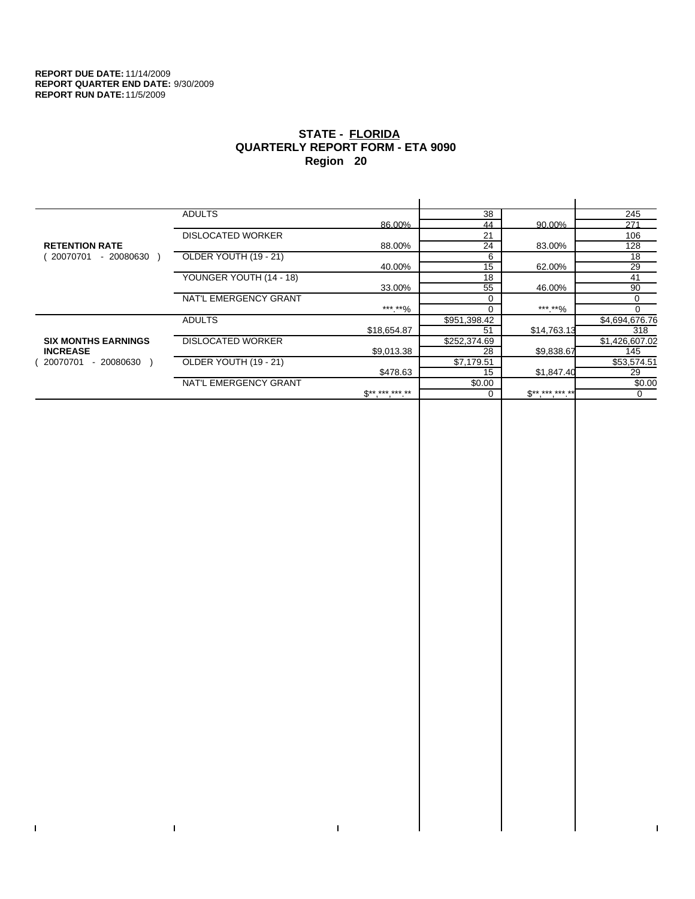**REPORT DUE DATE:** 11/14/2009
**REPORT QUARTER END DATE:** 9/30/2009
**REPORT RUN DATE:** 11/5/2009

# STATE - FLORIDA
## QUARTERLY REPORT FORM - ETA 9090
## Region 20

| Measure | Category | Rate | Num/Den | Rate | Num/Den |
|---|---|---|---|---|---|
| **RETENTION RATE** ( 20070701 - 20080630 ) | ADULTS | | 38 | | 245 |
| | | 86.00% | 44 | 90.00% | 271 |
| | DISLOCATED WORKER | | 21 | | 106 |
| | | 88.00% | 24 | 83.00% | 128 |
| | OLDER YOUTH (19 - 21) | | 6 | | 18 |
| | | 40.00% | 15 | 62.00% | 29 |
| | YOUNGER YOUTH (14 - 18) | | 18 | | 41 |
| | | 33.00% | 55 | 46.00% | 90 |
| | NAT'L EMERGENCY GRANT | | 0 | | 0 |
| | | ***.**% | 0 | ***.**% | 0 |
| **SIX MONTHS EARNINGS INCREASE** ( 20070701 - 20080630 ) | ADULTS | | $951,398.42 | | $4,694,676.76 |
| | | $18,654.87 | 51 | $14,763.13 | 318 |
| | DISLOCATED WORKER | | $252,374.69 | | $1,426,607.02 |
| | | $9,013.38 | 28 | $9,838.67 | 145 |
| | OLDER YOUTH (19 - 21) | | $7,179.51 | | $53,574.51 |
| | | $478.63 | 15 | $1,847.40 | 29 |
| | NAT'L EMERGENCY GRANT | | $0.00 | | $0.00 |
| | | $**,***,***.** | 0 | $**,***,***.** | 0 |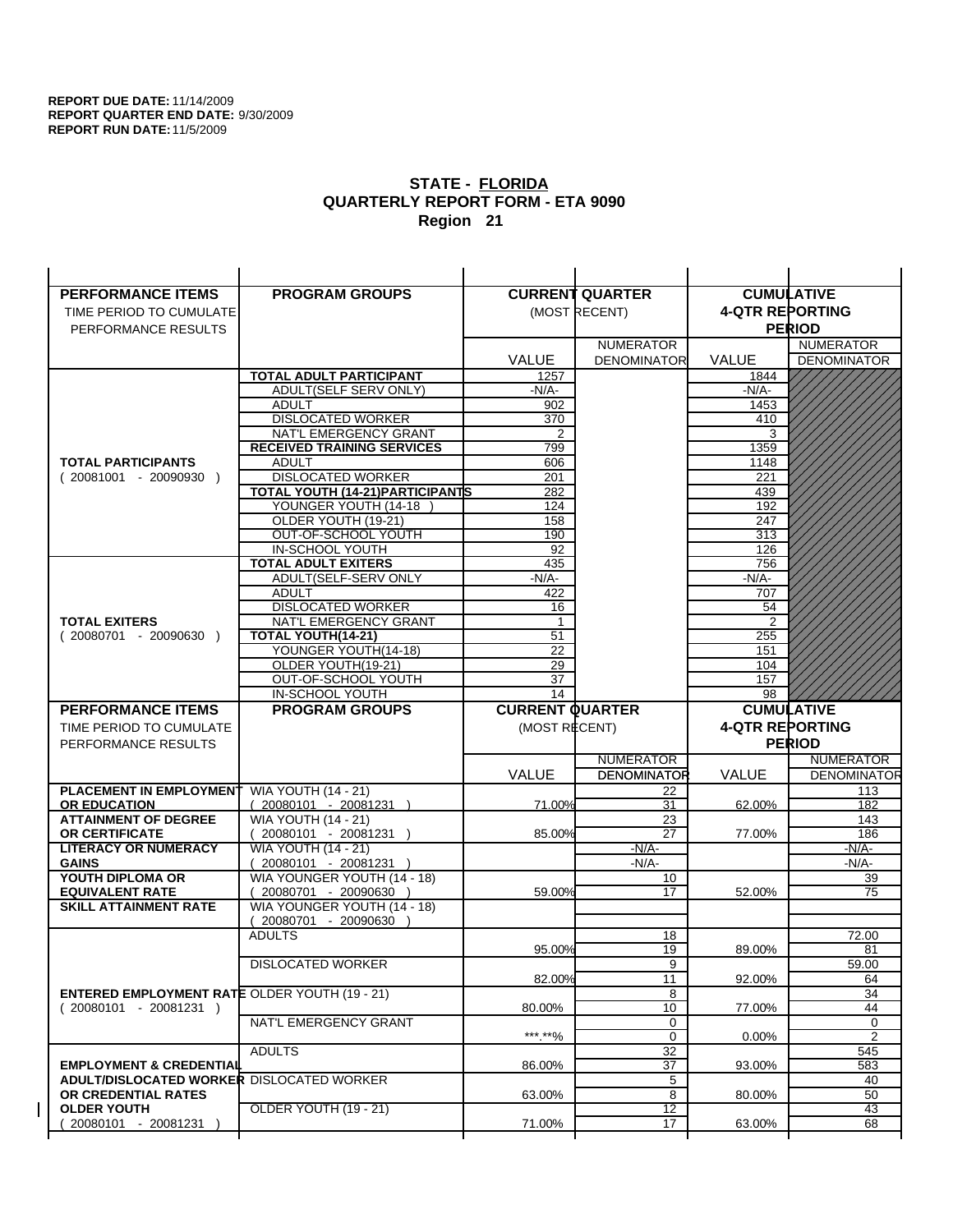**REPORT DUE DATE:** 11/14/2009
**REPORT QUARTER END DATE:** 9/30/2009
**REPORT RUN DATE:** 11/5/2009

## STATE - FLORIDA
## QUARTERLY REPORT FORM - ETA 9090
## Region 21

| PERFORMANCE ITEMS<br>TIME PERIOD TO CUMULATE PERFORMANCE RESULTS | PROGRAM GROUPS | CURRENT QUARTER (MOST RECENT) VALUE | CURRENT QUARTER NUMERATOR DENOMINATOR | CUMULATIVE 4-QTR REPORTING PERIOD VALUE | CUMULATIVE 4-QTR REPORTING PERIOD NUMERATOR DENOMINATOR |
|---|---|---|---|---|---|
| **TOTAL PARTICIPANTS** ( 20081001 - 20090930 ) | **TOTAL ADULT PARTICIPANT** | 1257 | | 1844 | |
| | ADULT(SELF SERV ONLY) | -N/A- | | -N/A- | |
| | ADULT | 902 | | 1453 | |
| | DISLOCATED WORKER | 370 | | 410 | |
| | NAT'L EMERGENCY GRANT | 2 | | 3 | |
| | **RECEIVED TRAINING SERVICES** | 799 | | 1359 | |
| | ADULT | 606 | | 1148 | |
| | DISLOCATED WORKER | 201 | | 221 | |
| | **TOTAL YOUTH (14-21)PARTICIPANTS** | 282 | | 439 | |
| | YOUNGER YOUTH (14-18 ) | 124 | | 192 | |
| | OLDER YOUTH (19-21) | 158 | | 247 | |
| | OUT-OF-SCHOOL YOUTH | 190 | | 313 | |
| | IN-SCHOOL YOUTH | 92 | | 126 | |
| **TOTAL EXITERS** ( 20080701 - 20090630 ) | **TOTAL ADULT EXITERS** | 435 | | 756 | |
| | ADULT(SELF-SERV ONLY | -N/A- | | -N/A- | |
| | ADULT | 422 | | 707 | |
| | DISLOCATED WORKER | 16 | | 54 | |
| | NAT'L EMERGENCY GRANT | 1 | | 2 | |
| | **TOTAL YOUTH(14-21)** | 51 | | 255 | |
| | YOUNGER YOUTH(14-18) | 22 | | 151 | |
| | OLDER YOUTH(19-21) | 29 | | 104 | |
| | OUT-OF-SCHOOL YOUTH | 37 | | 157 | |
| | IN-SCHOOL YOUTH | 14 | | 98 | |

| PERFORMANCE ITEMS<br>TIME PERIOD TO CUMULATE PERFORMANCE RESULTS | PROGRAM GROUPS | CURRENT QUARTER (MOST RECENT) VALUE | CURRENT QUARTER NUMERATOR / DENOMINATOR | CUMULATIVE 4-QTR REPORTING PERIOD VALUE | CUMULATIVE 4-QTR REPORTING PERIOD NUMERATOR / DENOMINATOR |
|---|---|---|---|---|---|
| **PLACEMENT IN EMPLOYMENT OR EDUCATION** | WIA YOUTH (14 - 21) ( 20080101 - 20081231 ) | 71.00% | 22 / 31 | 62.00% | 113 / 182 |
| **ATTAINMENT OF DEGREE OR CERTIFICATE** | WIA YOUTH (14 - 21) ( 20080101 - 20081231 ) | 85.00% | 23 / 27 | 77.00% | 143 / 186 |
| **LITERACY OR NUMERACY GAINS** | WIA YOUTH (14 - 21) ( 20080101 - 20081231 ) | | -N/A- / -N/A- | | -N/A- / -N/A- |
| **YOUTH DIPLOMA OR EQUIVALENT RATE** | WIA YOUNGER YOUTH (14 - 18) ( 20080701 - 20090630 ) | 59.00% | 10 / 17 | 52.00% | 39 / 75 |
| **SKILL ATTAINMENT RATE** | WIA YOUNGER YOUTH (14 - 18) ( 20080701 - 20090630 ) | | | | |
| **ENTERED EMPLOYMENT RATE** ( 20080101 - 20081231 ) | ADULTS | 95.00% | 18 / 19 | 89.00% | 72.00 / 81 |
| | DISLOCATED WORKER | 82.00% | 9 / 11 | 92.00% | 59.00 / 64 |
| | OLDER YOUTH (19 - 21) | 80.00% | 8 / 10 | 77.00% | 34 / 44 |
| | NAT'L EMERGENCY GRANT | ***.**% | 0 / 0 | 0.00% | 0 / 2 |
| **EMPLOYMENT & CREDENTIAL ADULT/DISLOCATED WORKER OR CREDENTIAL RATES OLDER YOUTH** ( 20080101 - 20081231 ) | ADULTS | 86.00% | 32 / 37 | 93.00% | 545 / 583 |
| | DISLOCATED WORKER | 63.00% | 5 / 8 | 80.00% | 40 / 50 |
| | OLDER YOUTH (19 - 21) | 71.00% | 12 / 17 | 63.00% | 43 / 68 |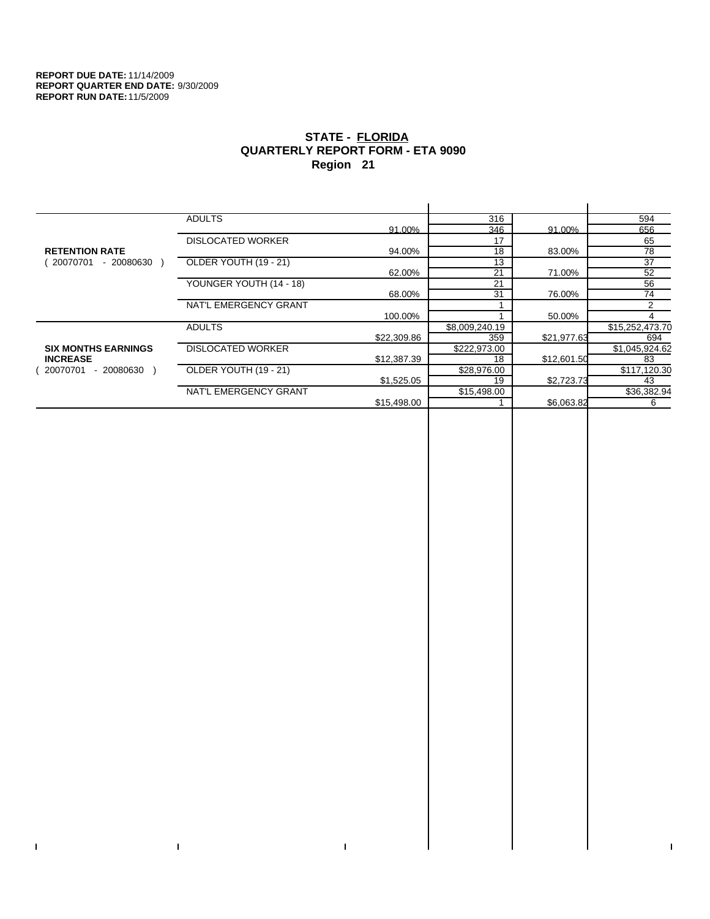**REPORT DUE DATE:** 11/14/2009
**REPORT QUARTER END DATE:** 9/30/2009
**REPORT RUN DATE:** 11/5/2009

## STATE - FLORIDA
## QUARTERLY REPORT FORM - ETA 9090
## Region 21

| | | | | | |
|---|---|---|---|---|---|
| **RETENTION RATE** ( 20070701 - 20080630 ) | ADULTS | | 316 | | 594 |
| | | 91.00% | 346 | 91.00% | 656 |
| | DISLOCATED WORKER | | 17 | | 65 |
| | | 94.00% | 18 | 83.00% | 78 |
| | OLDER YOUTH (19 - 21) | | 13 | | 37 |
| | | 62.00% | 21 | 71.00% | 52 |
| | YOUNGER YOUTH (14 - 18) | | 21 | | 56 |
| | | 68.00% | 31 | 76.00% | 74 |
| | NAT'L EMERGENCY GRANT | | 1 | | 2 |
| | | 100.00% | 1 | 50.00% | 4 |
| **SIX MONTHS EARNINGS INCREASE** ( 20070701 - 20080630 ) | ADULTS | | $8,009,240.19 | | $15,252,473.70 |
| | | $22,309.86 | 359 | $21,977.63 | 694 |
| | DISLOCATED WORKER | | $222,973.00 | | $1,045,924.62 |
| | | $12,387.39 | 18 | $12,601.50 | 83 |
| | OLDER YOUTH (19 - 21) | | $28,976.00 | | $117,120.30 |
| | | $1,525.05 | 19 | $2,723.73 | 43 |
| | NAT'L EMERGENCY GRANT | | $15,498.00 | | $36,382.94 |
| | | $15,498.00 | 1 | $6,063.82 | 6 |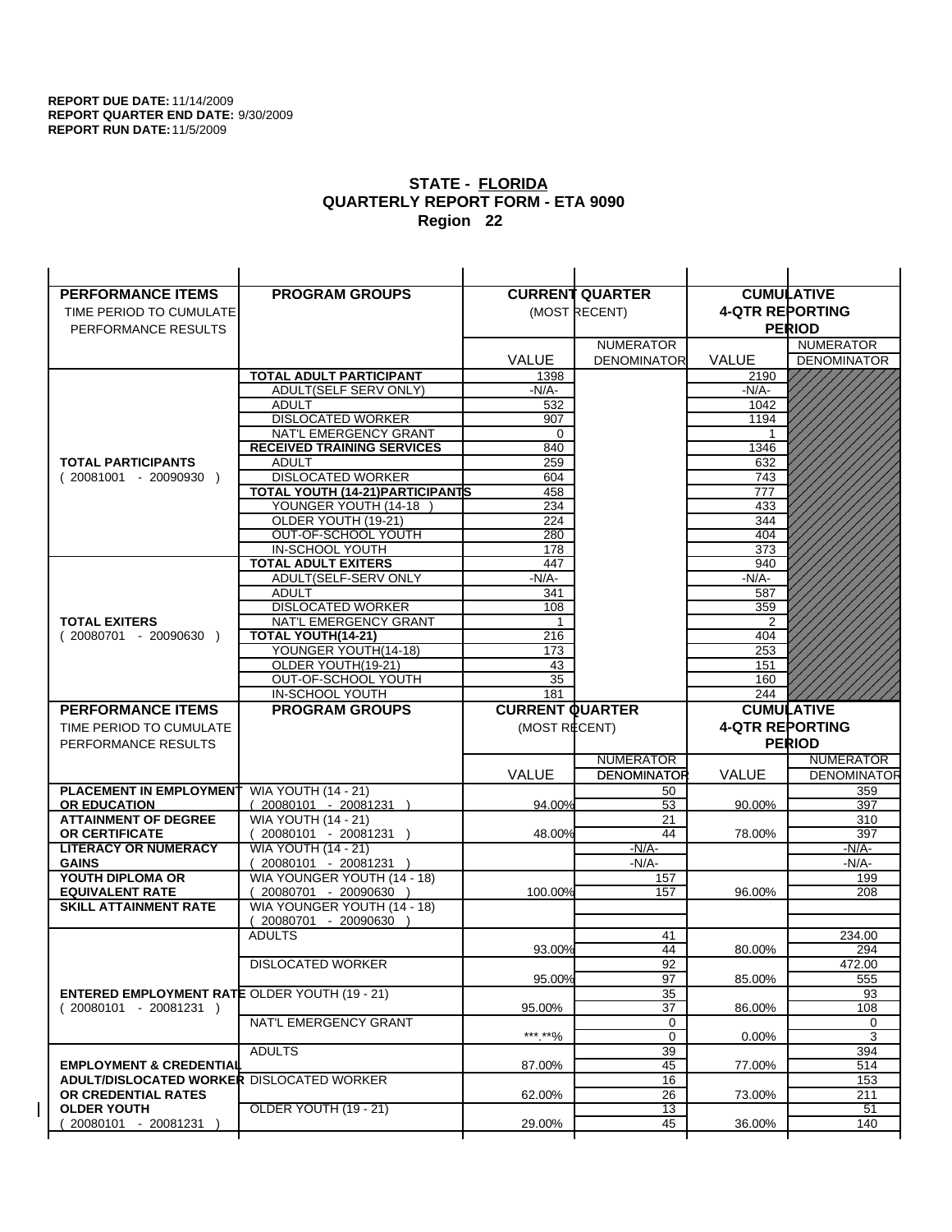**REPORT DUE DATE:** 11/14/2009
**REPORT QUARTER END DATE:** 9/30/2009
**REPORT RUN DATE:** 11/5/2009

## STATE - FLORIDA
## QUARTERLY REPORT FORM - ETA 9090
## Region 22

| PERFORMANCE ITEMS<br>TIME PERIOD TO CUMULATE PERFORMANCE RESULTS | PROGRAM GROUPS | CURRENT QUARTER (MOST RECENT) VALUE | CURRENT QUARTER NUMERATOR DENOMINATOR | CUMULATIVE 4-QTR REPORTING PERIOD VALUE | CUMULATIVE NUMERATOR DENOMINATOR |
|---|---|---|---|---|---|
| **TOTAL PARTICIPANTS** ( 20081001 - 20090930 ) | **TOTAL ADULT PARTICIPANT** | 1398 | | 2190 | |
| | ADULT(SELF SERV ONLY) | -N/A- | | -N/A- | |
| | ADULT | 532 | | 1042 | |
| | DISLOCATED WORKER | 907 | | 1194 | |
| | NAT'L EMERGENCY GRANT | 0 | | 1 | |
| | **RECEIVED TRAINING SERVICES** | 840 | | 1346 | |
| | ADULT | 259 | | 632 | |
| | DISLOCATED WORKER | 604 | | 743 | |
| | **TOTAL YOUTH (14-21)PARTICIPANTS** | 458 | | 777 | |
| | YOUNGER YOUTH (14-18 ) | 234 | | 433 | |
| | OLDER YOUTH (19-21) | 224 | | 344 | |
| | OUT-OF-SCHOOL YOUTH | 280 | | 404 | |
| | IN-SCHOOL YOUTH | 178 | | 373 | |
| **TOTAL EXITERS** ( 20080701 - 20090630 ) | **TOTAL ADULT EXITERS** | 447 | | 940 | |
| | ADULT(SELF-SERV ONLY | -N/A- | | -N/A- | |
| | ADULT | 341 | | 587 | |
| | DISLOCATED WORKER | 108 | | 359 | |
| | NAT'L EMERGENCY GRANT | 1 | | 2 | |
| | **TOTAL YOUTH(14-21)** | 216 | | 404 | |
| | YOUNGER YOUTH(14-18) | 173 | | 253 | |
| | OLDER YOUTH(19-21) | 43 | | 151 | |
| | OUT-OF-SCHOOL YOUTH | 35 | | 160 | |
| | IN-SCHOOL YOUTH | 181 | | 244 | |

| PERFORMANCE ITEMS<br>TIME PERIOD TO CUMULATE PERFORMANCE RESULTS | PROGRAM GROUPS | CURRENT QUARTER (MOST RECENT) VALUE | CURRENT QUARTER NUMERATOR / DENOMINATOR | CUMULATIVE 4-QTR REPORTING PERIOD VALUE | CUMULATIVE NUMERATOR / DENOMINATOR |
|---|---|---|---|---|---|
| **PLACEMENT IN EMPLOYMENT OR EDUCATION** | WIA YOUTH (14 - 21) ( 20080101 - 20081231 ) | 94.00% | 50 / 53 | 90.00% | 359 / 397 |
| **ATTAINMENT OF DEGREE OR CERTIFICATE** | WIA YOUTH (14 - 21) ( 20080101 - 20081231 ) | 48.00% | 21 / 44 | 78.00% | 310 / 397 |
| **LITERACY OR NUMERACY GAINS** | WIA YOUTH (14 - 21) ( 20080101 - 20081231 ) | | -N/A- / -N/A- | | -N/A- / -N/A- |
| **YOUTH DIPLOMA OR EQUIVALENT RATE** | WIA YOUNGER YOUTH (14 - 18) ( 20080701 - 20090630 ) | 100.00% | 157 / 157 | 96.00% | 199 / 208 |
| **SKILL ATTAINMENT RATE** | WIA YOUNGER YOUTH (14 - 18) ( 20080701 - 20090630 ) | | | | |
| **ENTERED EMPLOYMENT RATE** ( 20080101 - 20081231 ) | ADULTS | 93.00% | 41 / 44 | 80.00% | 234.00 / 294 |
| | DISLOCATED WORKER | 95.00% | 92 / 97 | 85.00% | 472.00 / 555 |
| | OLDER YOUTH (19 - 21) | 95.00% | 35 / 37 | 86.00% | 93 / 108 |
| | NAT'L EMERGENCY GRANT | ***.**% | 0 / 0 | 0.00% | 0 / 3 |
| **EMPLOYMENT & CREDENTIAL ADULT/DISLOCATED WORKER OR CREDENTIAL RATES OLDER YOUTH** ( 20080101 - 20081231 ) | ADULTS | 87.00% | 39 / 45 | 77.00% | 394 / 514 |
| | DISLOCATED WORKER | 62.00% | 16 / 26 | 73.00% | 153 / 211 |
| | OLDER YOUTH (19 - 21) | 29.00% | 13 / 45 | 36.00% | 51 / 140 |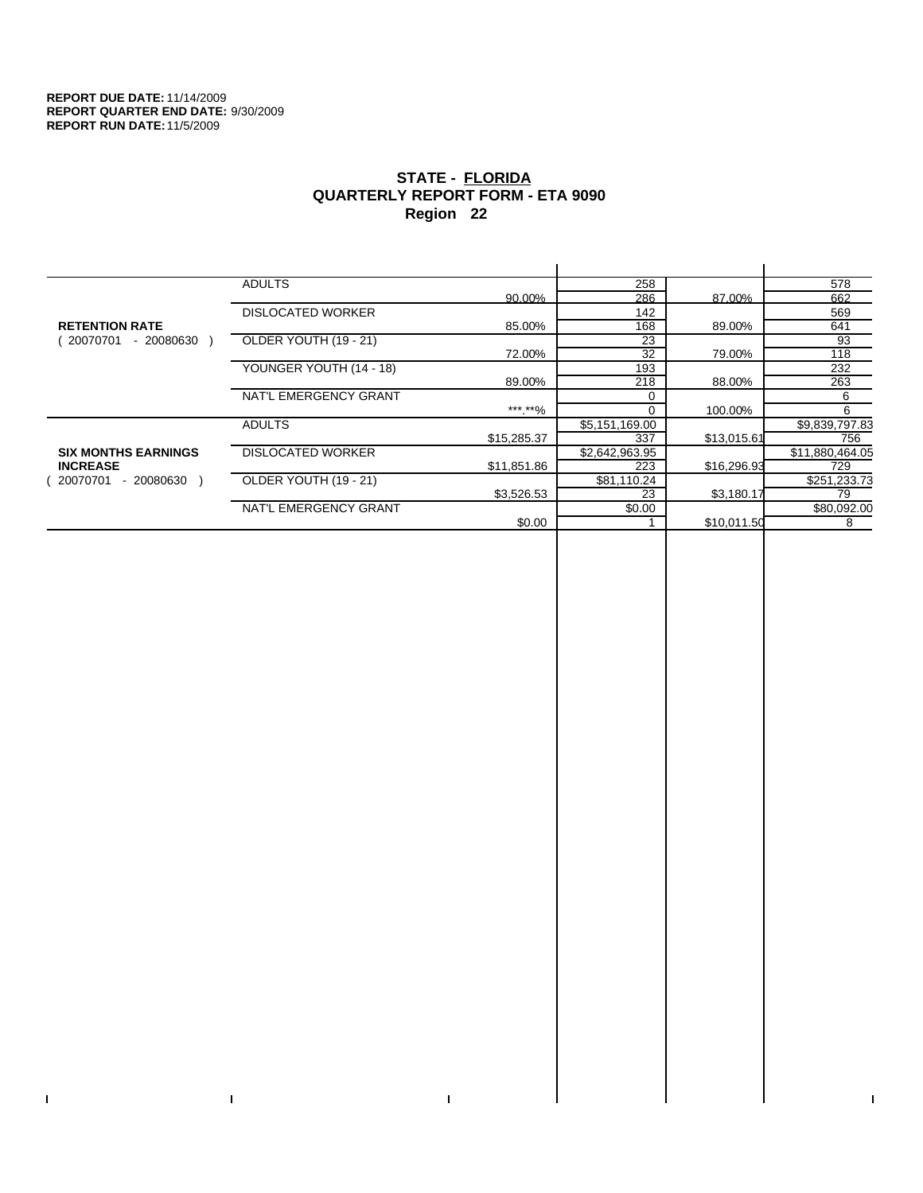**REPORT DUE DATE:** 11/14/2009
**REPORT QUARTER END DATE:** 9/30/2009
**REPORT RUN DATE:** 11/5/2009

## STATE - FLORIDA
## QUARTERLY REPORT FORM - ETA 9090
## Region 22

| | | | | | |
|---|---|---|---|---|---|
| **RETENTION RATE** ( 20070701 - 20080630 ) | ADULTS | | 258 | | 578 |
| | | 90.00% | 286 | 87.00% | 662 |
| | DISLOCATED WORKER | | 142 | | 569 |
| | | 85.00% | 168 | 89.00% | 641 |
| | OLDER YOUTH (19 - 21) | | 23 | | 93 |
| | | 72.00% | 32 | 79.00% | 118 |
| | YOUNGER YOUTH (14 - 18) | | 193 | | 232 |
| | | 89.00% | 218 | 88.00% | 263 |
| | NAT'L EMERGENCY GRANT | | 0 | | 6 |
| | | ***.**% | 0 | 100.00% | 6 |
| **SIX MONTHS EARNINGS INCREASE** ( 20070701 - 20080630 ) | ADULTS | | $5,151,169.00 | | $9,839,797.83 |
| | | $15,285.37 | 337 | $13,015.61 | 756 |
| | DISLOCATED WORKER | | $2,642,963.95 | | $11,880,464.05 |
| | | $11,851.86 | 223 | $16,296.93 | 729 |
| | OLDER YOUTH (19 - 21) | | $81,110.24 | | $251,233.73 |
| | | $3,526.53 | 23 | $3,180.17 | 79 |
| | NAT'L EMERGENCY GRANT | | $0.00 | | $80,092.00 |
| | | $0.00 | 1 | $10,011.50 | 8 |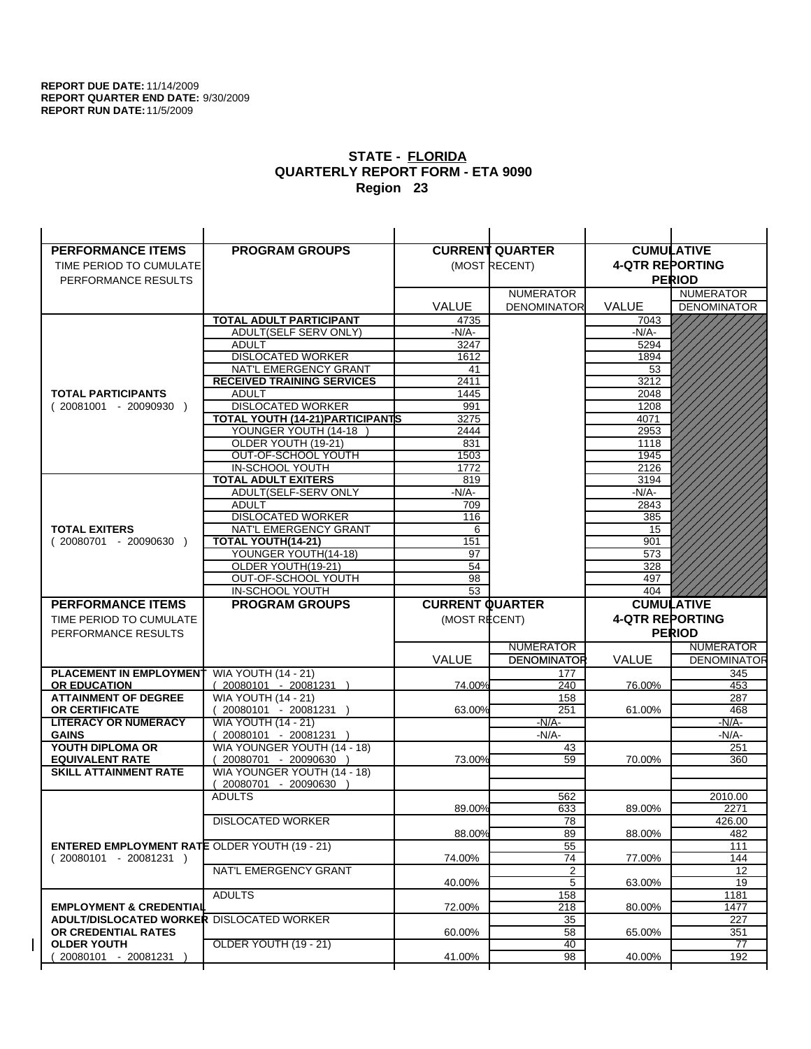**REPORT DUE DATE:** 11/14/2009
**REPORT QUARTER END DATE:** 9/30/2009
**REPORT RUN DATE:** 11/5/2009

## STATE - FLORIDA
## QUARTERLY REPORT FORM - ETA 9090
## Region 23

| PERFORMANCE ITEMS<br>TIME PERIOD TO CUMULATE PERFORMANCE RESULTS | PROGRAM GROUPS | CURRENT QUARTER (MOST RECENT) VALUE | NUMERATOR / DENOMINATOR | CUMULATIVE 4-QTR REPORTING PERIOD VALUE | NUMERATOR / DENOMINATOR |
|---|---|---|---|---|---|
| **TOTAL PARTICIPANTS** ( 20081001 - 20090930 ) | **TOTAL ADULT PARTICIPANT** | 4735 | | 7043 | |
| | ADULT(SELF SERV ONLY) | -N/A- | | -N/A- | |
| | ADULT | 3247 | | 5294 | |
| | DISLOCATED WORKER | 1612 | | 1894 | |
| | NAT'L EMERGENCY GRANT | 41 | | 53 | |
| | **RECEIVED TRAINING SERVICES** | 2411 | | 3212 | |
| | ADULT | 1445 | | 2048 | |
| | DISLOCATED WORKER | 991 | | 1208 | |
| | **TOTAL YOUTH (14-21)PARTICIPANTS** | 3275 | | 4071 | |
| | YOUNGER YOUTH (14-18 ) | 2444 | | 2953 | |
| | OLDER YOUTH (19-21) | 831 | | 1118 | |
| | OUT-OF-SCHOOL YOUTH | 1503 | | 1945 | |
| | IN-SCHOOL YOUTH | 1772 | | 2126 | |
| **TOTAL EXITERS** ( 20080701 - 20090630 ) | **TOTAL ADULT EXITERS** | 819 | | 3194 | |
| | ADULT(SELF-SERV ONLY | -N/A- | | -N/A- | |
| | ADULT | 709 | | 2843 | |
| | DISLOCATED WORKER | 116 | | 385 | |
| | NAT'L EMERGENCY GRANT | 6 | | 15 | |
| | **TOTAL YOUTH(14-21)** | 151 | | 901 | |
| | YOUNGER YOUTH(14-18) | 97 | | 573 | |
| | OLDER YOUTH(19-21) | 54 | | 328 | |
| | OUT-OF-SCHOOL YOUTH | 98 | | 497 | |
| | IN-SCHOOL YOUTH | 53 | | 404 | |

| PERFORMANCE ITEMS<br>TIME PERIOD TO CUMULATE PERFORMANCE RESULTS | PROGRAM GROUPS | CURRENT QUARTER (MOST RECENT) VALUE | NUMERATOR / DENOMINATOR | CUMULATIVE 4-QTR REPORTING PERIOD VALUE | NUMERATOR / DENOMINATOR |
|---|---|---|---|---|---|
| **PLACEMENT IN EMPLOYMENT OR EDUCATION** | WIA YOUTH (14 - 21) ( 20080101 - 20081231 ) | 74.00% | 177 / 240 | 76.00% | 345 / 453 |
| **ATTAINMENT OF DEGREE OR CERTIFICATE** | WIA YOUTH (14 - 21) ( 20080101 - 20081231 ) | 63.00% | 158 / 251 | 61.00% | 287 / 468 |
| **LITERACY OR NUMERACY GAINS** | WIA YOUTH (14 - 21) ( 20080101 - 20081231 ) | | -N/A- / -N/A- | | -N/A- / -N/A- |
| **YOUTH DIPLOMA OR EQUIVALENT RATE** | WIA YOUNGER YOUTH (14 - 18) ( 20080701 - 20090630 ) | 73.00% | 43 / 59 | 70.00% | 251 / 360 |
| **SKILL ATTAINMENT RATE** | WIA YOUNGER YOUTH (14 - 18) ( 20080701 - 20090630 ) | | | | |
| **ENTERED EMPLOYMENT RATE** ( 20080101 - 20081231 ) | ADULTS | 89.00% | 562 / 633 | 89.00% | 2010.00 / 2271 |
| | DISLOCATED WORKER | 88.00% | 78 / 89 | 88.00% | 426.00 / 482 |
| | OLDER YOUTH (19 - 21) | 74.00% | 55 / 74 | 77.00% | 111 / 144 |
| | NAT'L EMERGENCY GRANT | 40.00% | 2 / 5 | 63.00% | 12 / 19 |
| **EMPLOYMENT & CREDENTIAL ADULT/DISLOCATED WORKER OR CREDENTIAL RATES OLDER YOUTH** ( 20080101 - 20081231 ) | ADULTS | 72.00% | 158 / 218 | 80.00% | 1181 / 1477 |
| | DISLOCATED WORKER | 60.00% | 35 / 58 | 65.00% | 227 / 351 |
| | OLDER YOUTH (19 - 21) | 41.00% | 40 / 98 | 40.00% | 77 / 192 |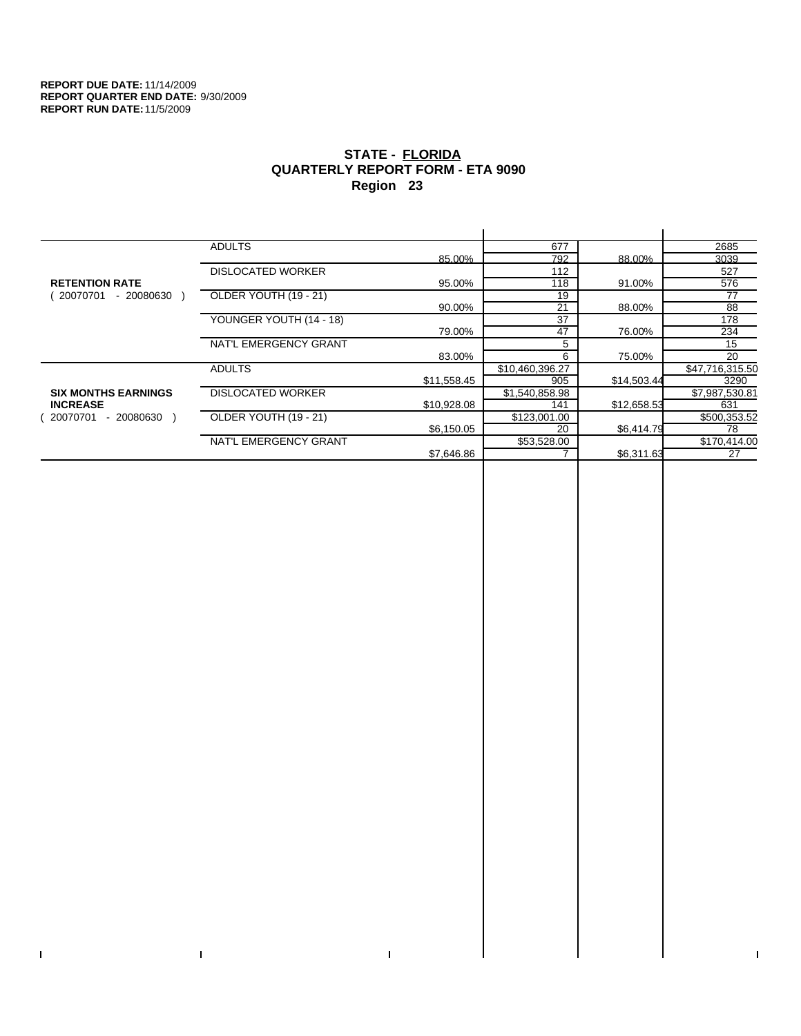**REPORT DUE DATE:** 11/14/2009
**REPORT QUARTER END DATE:** 9/30/2009
**REPORT RUN DATE:** 11/5/2009

## STATE - FLORIDA
## QUARTERLY REPORT FORM - ETA 9090
## Region 23

| | | | | | |
|---|---|---|---|---|---|
| **RETENTION RATE** ( 20070701 - 20080630 ) | ADULTS | | 677 | | 2685 |
| | | 85.00% | 792 | 88.00% | 3039 |
| | DISLOCATED WORKER | | 112 | | 527 |
| | | 95.00% | 118 | 91.00% | 576 |
| | OLDER YOUTH (19 - 21) | | 19 | | 77 |
| | | 90.00% | 21 | 88.00% | 88 |
| | YOUNGER YOUTH (14 - 18) | | 37 | | 178 |
| | | 79.00% | 47 | 76.00% | 234 |
| | NAT'L EMERGENCY GRANT | | 5 | | 15 |
| | | 83.00% | 6 | 75.00% | 20 |
| **SIX MONTHS EARNINGS INCREASE** ( 20070701 - 20080630 ) | ADULTS | | $10,460,396.27 | | $47,716,315.50 |
| | | $11,558.45 | 905 | $14,503.44 | 3290 |
| | DISLOCATED WORKER | | $1,540,858.98 | | $7,987,530.81 |
| | | $10,928.08 | 141 | $12,658.53 | 631 |
| | OLDER YOUTH (19 - 21) | | $123,001.00 | | $500,353.52 |
| | | $6,150.05 | 20 | $6,414.79 | 78 |
| | NAT'L EMERGENCY GRANT | | $53,528.00 | | $170,414.00 |
| | | $7,646.86 | 7 | $6,311.63 | 27 |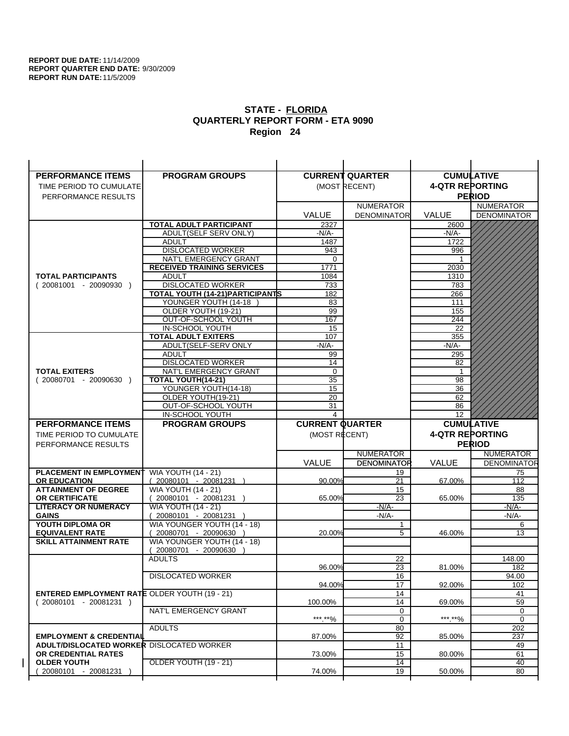**REPORT DUE DATE:** 11/14/2009
**REPORT QUARTER END DATE:** 9/30/2009
**REPORT RUN DATE:** 11/5/2009

## STATE - FLORIDA
## QUARTERLY REPORT FORM - ETA 9090
## Region 24

| PERFORMANCE ITEMS<br>TIME PERIOD TO CUMULATE PERFORMANCE RESULTS | PROGRAM GROUPS | CURRENT QUARTER (MOST RECENT) VALUE | CURRENT QUARTER NUMERATOR DENOMINATOR | CUMULATIVE 4-QTR REPORTING PERIOD VALUE | CUMULATIVE NUMERATOR DENOMINATOR |
|---|---|---|---|---|---|
| **TOTAL PARTICIPANTS** ( 20081001 - 20090930 ) | **TOTAL ADULT PARTICIPANT** | 2327 | | 2600 | |
| | ADULT(SELF SERV ONLY) | -N/A- | | -N/A- | |
| | ADULT | 1487 | | 1722 | |
| | DISLOCATED WORKER | 943 | | 996 | |
| | NAT'L EMERGENCY GRANT | 0 | | 1 | |
| | **RECEIVED TRAINING SERVICES** | 1771 | | 2030 | |
| | ADULT | 1084 | | 1310 | |
| | DISLOCATED WORKER | 733 | | 783 | |
| | **TOTAL YOUTH (14-21)PARTICIPANTS** | 182 | | 266 | |
| | YOUNGER YOUTH (14-18 ) | 83 | | 111 | |
| | OLDER YOUTH (19-21) | 99 | | 155 | |
| | OUT-OF-SCHOOL YOUTH | 167 | | 244 | |
| | IN-SCHOOL YOUTH | 15 | | 22 | |
| **TOTAL EXITERS** ( 20080701 - 20090630 ) | **TOTAL ADULT EXITERS** | 107 | | 355 | |
| | ADULT(SELF-SERV ONLY | -N/A- | | -N/A- | |
| | ADULT | 99 | | 295 | |
| | DISLOCATED WORKER | 14 | | 82 | |
| | NAT'L EMERGENCY GRANT | 0 | | 1 | |
| | **TOTAL YOUTH(14-21)** | 35 | | 98 | |
| | YOUNGER YOUTH(14-18) | 15 | | 36 | |
| | OLDER YOUTH(19-21) | 20 | | 62 | |
| | OUT-OF-SCHOOL YOUTH | 31 | | 86 | |
| | IN-SCHOOL YOUTH | 4 | | 12 | |

| PERFORMANCE ITEMS<br>TIME PERIOD TO CUMULATE PERFORMANCE RESULTS | PROGRAM GROUPS | CURRENT QUARTER (MOST RECENT) VALUE | CURRENT QUARTER NUMERATOR DENOMINATOR | CUMULATIVE 4-QTR REPORTING PERIOD VALUE | CUMULATIVE NUMERATOR DENOMINATOR |
|---|---|---|---|---|---|
| **PLACEMENT IN EMPLOYMENT OR EDUCATION** | WIA YOUTH (14 - 21) ( 20080101 - 20081231 ) | 90.00% | 19 / 21 | 67.00% | 75 / 112 |
| **ATTAINMENT OF DEGREE OR CERTIFICATE** | WIA YOUTH (14 - 21) ( 20080101 - 20081231 ) | 65.00% | 15 / 23 | 65.00% | 88 / 135 |
| **LITERACY OR NUMERACY GAINS** | WIA YOUTH (14 - 21) ( 20080101 - 20081231 ) | | -N/A- / -N/A- | | -N/A- / -N/A- |
| **YOUTH DIPLOMA OR EQUIVALENT RATE** | WIA YOUNGER YOUTH (14 - 18) ( 20080701 - 20090630 ) | 20.00% | 1 / 5 | 46.00% | 6 / 13 |
| **SKILL ATTAINMENT RATE** | WIA YOUNGER YOUTH (14 - 18) ( 20080701 - 20090630 ) | | | | |
| **ENTERED EMPLOYMENT RATE** ( 20080101 - 20081231 ) | ADULTS | 96.00% | 22 / 23 | 81.00% | 148.00 / 182 |
| | DISLOCATED WORKER | 94.00% | 16 / 17 | 92.00% | 94.00 / 102 |
| | OLDER YOUTH (19 - 21) | 100.00% | 14 / 14 | 69.00% | 41 / 59 |
| | NAT'L EMERGENCY GRANT | \*\*\*.\*\*% | 0 / 0 | \*\*\*.\*\*% | 0 / 0 |
| **EMPLOYMENT & CREDENTIAL ADULT/DISLOCATED WORKER OR CREDENTIAL RATES OLDER YOUTH** ( 20080101 - 20081231 ) | ADULTS | 87.00% | 80 / 92 | 85.00% | 202 / 237 |
| | DISLOCATED WORKER | 73.00% | 11 / 15 | 80.00% | 49 / 61 |
| | OLDER YOUTH (19 - 21) | 74.00% | 14 / 19 | 50.00% | 40 / 80 |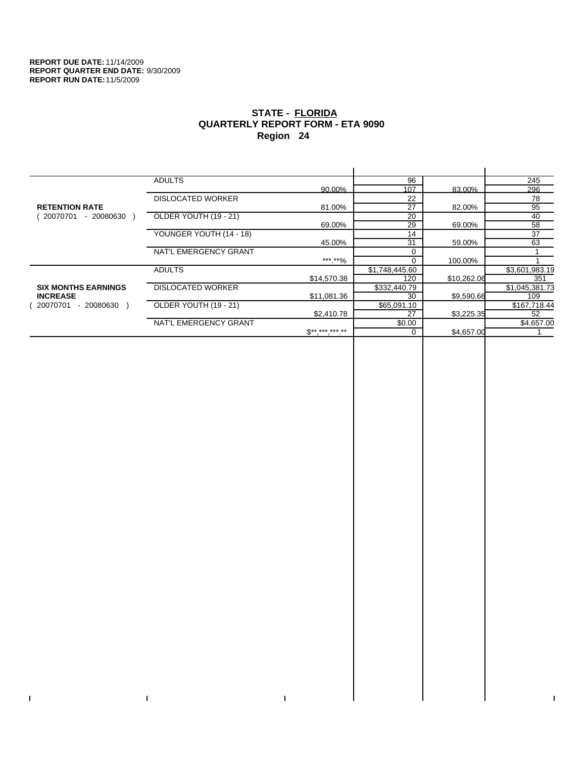**REPORT DUE DATE:** 11/14/2009
**REPORT QUARTER END DATE:** 9/30/2009
**REPORT RUN DATE:** 11/5/2009

## STATE - FLORIDA
## QUARTERLY REPORT FORM - ETA 9090
## Region 24

| | | | | | |
|---|---|---|---|---|---|
| **RETENTION RATE** ( 20070701 - 20080630 ) | ADULTS | 90.00% | 96 / 107 | 83.00% | 245 / 296 |
| | DISLOCATED WORKER | 81.00% | 22 / 27 | 82.00% | 78 / 95 |
| | OLDER YOUTH (19 - 21) | 69.00% | 20 / 29 | 69.00% | 40 / 58 |
| | YOUNGER YOUTH (14 - 18) | 45.00% | 14 / 31 | 59.00% | 37 / 63 |
| | NAT'L EMERGENCY GRANT | ***.**% | 0 / 0 | 100.00% | 1 / 1 |
| **SIX MONTHS EARNINGS INCREASE** ( 20070701 - 20080630 ) | ADULTS | $14,570.38 | $1,748,445.60 / 120 | $10,262.06 | $3,601,983.19 / 351 |
| | DISLOCATED WORKER | $11,081.36 | $332,440.79 / 30 | $9,590.66 | $1,045,381.73 / 109 |
| | OLDER YOUTH (19 - 21) | $2,410.78 | $65,091.10 / 27 | $3,225.35 | $167,718.44 / 52 |
| | NAT'L EMERGENCY GRANT | $**,***,***.** | $0.00 / 0 | $4,657.00 | $4,657.00 / 1 |